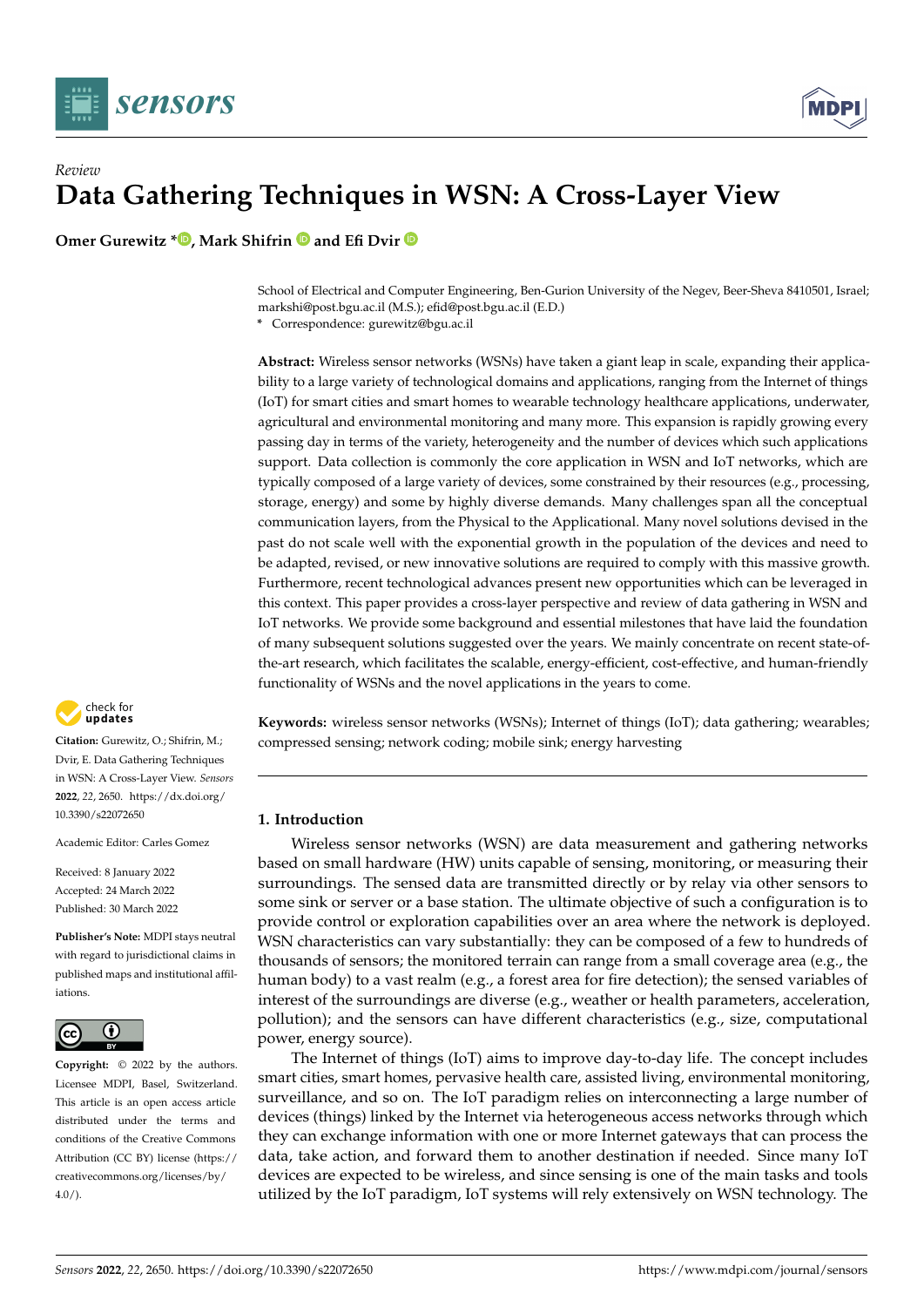*Review*

# Data Gathering Techniques in WSN: A Cross-Layer View

**Omer Gurewitz \*, Mark Shifrin and Efi Dvir**

School of Electrical and Computer Engineering, Ben-Gurion University of the Negev, Beer-Sheva 8410501, Israel; markshi@post.bgu.ac.il (M.S.); efid@post.bgu.ac.il (E.D.)
\* Correspondence: gurewitz@bgu.ac.il

**Abstract:** Wireless sensor networks (WSNs) have taken a giant leap in scale, expanding their applicability to a large variety of technological domains and applications, ranging from the Internet of things (IoT) for smart cities and smart homes to wearable technology healthcare applications, underwater, agricultural and environmental monitoring and many more. This expansion is rapidly growing every passing day in terms of the variety, heterogeneity and the number of devices which such applications support. Data collection is commonly the core application in WSN and IoT networks, which are typically composed of a large variety of devices, some constrained by their resources (e.g., processing, storage, energy) and some by highly diverse demands. Many challenges span all the conceptual communication layers, from the Physical to the Applicational. Many novel solutions devised in the past do not scale well with the exponential growth in the population of the devices and need to be adapted, revised, or new innovative solutions are required to comply with this massive growth. Furthermore, recent technological advances present new opportunities which can be leveraged in this context. This paper provides a cross-layer perspective and review of data gathering in WSN and IoT networks. We provide some background and essential milestones that have laid the foundation of many subsequent solutions suggested over the years. We mainly concentrate on recent state-of-the-art research, which facilitates the scalable, energy-efficient, cost-effective, and human-friendly functionality of WSNs and the novel applications in the years to come.

**Keywords:** wireless sensor networks (WSNs); Internet of things (IoT); data gathering; wearables; compressed sensing; network coding; mobile sink; energy harvesting

**Citation:** Gurewitz, O.; Shifrin, M.; Dvir, E. Data Gathering Techniques in WSN: A Cross-Layer View. *Sensors* **2022**, *22*, 2650. https://dx.doi.org/10.3390/s22072650

Academic Editor: Carles Gomez

Received: 8 January 2022
Accepted: 24 March 2022
Published: 30 March 2022

**Publisher's Note:** MDPI stays neutral with regard to jurisdictional claims in published maps and institutional affiliations.

**Copyright:** © 2022 by the authors. Licensee MDPI, Basel, Switzerland. This article is an open access article distributed under the terms and conditions of the Creative Commons Attribution (CC BY) license (https://creativecommons.org/licenses/by/4.0/).

## 1. Introduction

Wireless sensor networks (WSN) are data measurement and gathering networks based on small hardware (HW) units capable of sensing, monitoring, or measuring their surroundings. The sensed data are transmitted directly or by relay via other sensors to some sink or server or a base station. The ultimate objective of such a configuration is to provide control or exploration capabilities over an area where the network is deployed. WSN characteristics can vary substantially: they can be composed of a few to hundreds of thousands of sensors; the monitored terrain can range from a small coverage area (e.g., the human body) to a vast realm (e.g., a forest area for fire detection); the sensed values of interest of the surroundings are diverse (e.g., weather or health parameters, acceleration, pollution); and the sensors can have different characteristics (e.g., size, computational power, energy source).

The Internet of things (IoT) aims to improve day-to-day life. The concept includes smart cities, smart homes, pervasive health care, assisted living, environmental monitoring, surveillance, and so on. The IoT paradigm relies on interconnecting a large number of devices (things) linked by the Internet via heterogeneous access networks through which they can exchange information with one or more Internet gateways that can process the data, take action, and forward them to another destination if needed. Since many IoT devices are expected to be wireless, and since sensing is one of the main tasks and tools utilized by the IoT paradigm, IoT systems will rely extensively on WSN technology. The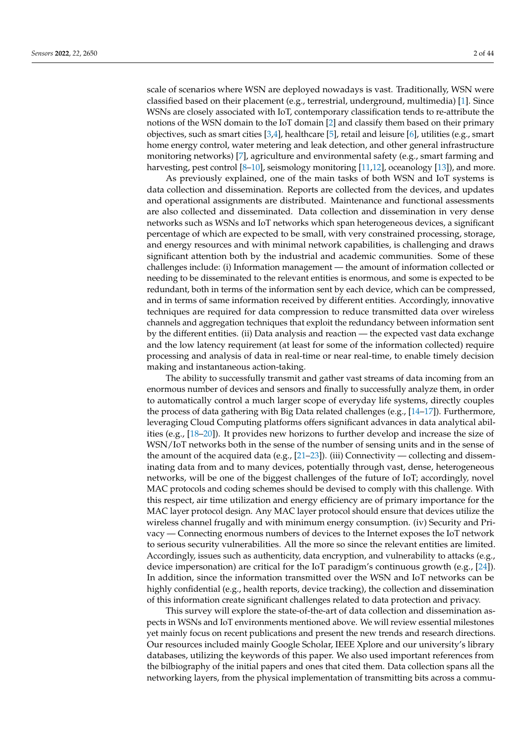scale of scenarios where WSN are deployed nowadays is vast. Traditionally, WSN were classified based on their placement (e.g., terrestrial, underground, multimedia) [1]. Since WSNs are closely associated with IoT, contemporary classification tends to re-attribute the notions of the WSN domain to the IoT domain [2] and classify them based on their primary objectives, such as smart cities [3,4], healthcare [5], retail and leisure [6], utilities (e.g., smart home energy control, water metering and leak detection, and other general infrastructure monitoring networks) [7], agriculture and environmental safety (e.g., smart farming and harvesting, pest control [8–10], seismology monitoring [11,12], oceanology [13]), and more.

As previously explained, one of the main tasks of both WSN and IoT systems is data collection and dissemination. Reports are collected from the devices, and updates and operational assignments are distributed. Maintenance and functional assessments are also collected and disseminated. Data collection and dissemination in very dense networks such as WSNs and IoT networks which span heterogeneous devices, a significant percentage of which are expected to be small, with very constrained processing, storage, and energy resources and with minimal network capabilities, is challenging and draws significant attention both by the industrial and academic communities. Some of these challenges include: (i) Information management — the amount of information collected or needing to be disseminated to the relevant entities is enormous, and some is expected to be redundant, both in terms of the information sent by each device, which can be compressed, and in terms of same information received by different entities. Accordingly, innovative techniques are required for data compression to reduce transmitted data over wireless channels and aggregation techniques that exploit the redundancy between information sent by the different entities. (ii) Data analysis and reaction — the expected vast data exchange and the low latency requirement (at least for some of the information collected) require processing and analysis of data in real-time or near real-time, to enable timely decision making and instantaneous action-taking.

The ability to successfully transmit and gather vast streams of data incoming from an enormous number of devices and sensors and finally to successfully analyze them, in order to automatically control a much larger scope of everyday life systems, directly couples the process of data gathering with Big Data related challenges (e.g., [14–17]). Furthermore, leveraging Cloud Computing platforms offers significant advances in data analytical abilities (e.g., [18–20]). It provides new horizons to further develop and increase the size of WSN/IoT networks both in the sense of the number of sensing units and in the sense of the amount of the acquired data (e.g., [21–23]). (iii) Connectivity — collecting and disseminating data from and to many devices, potentially through vast, dense, heterogeneous networks, will be one of the biggest challenges of the future of IoT; accordingly, novel MAC protocols and coding schemes should be devised to comply with this challenge. With this respect, air time utilization and energy efficiency are of primary importance for the MAC layer protocol design. Any MAC layer protocol should ensure that devices utilize the wireless channel frugally and with minimum energy consumption. (iv) Security and Privacy — Connecting enormous numbers of devices to the Internet exposes the IoT network to serious security vulnerabilities. All the more so since the relevant entities are limited. Accordingly, issues such as authenticity, data encryption, and vulnerability to attacks (e.g., device impersonation) are critical for the IoT paradigm's continuous growth (e.g., [24]). In addition, since the information transmitted over the WSN and IoT networks can be highly confidential (e.g., health reports, device tracking), the collection and dissemination of this information create significant challenges related to data protection and privacy.

This survey will explore the state-of-the-art of data collection and dissemination aspects in WSNs and IoT environments mentioned above. We will review essential milestones yet mainly focus on recent publications and present the new trends and research directions. Our resources included mainly Google Scholar, IEEE Xplore and our university's library databases, utilizing the keywords of this paper. We also used important references from the bilbiography of the initial papers and ones that cited them. Data collection spans all the networking layers, from the physical implementation of transmitting bits across a commu-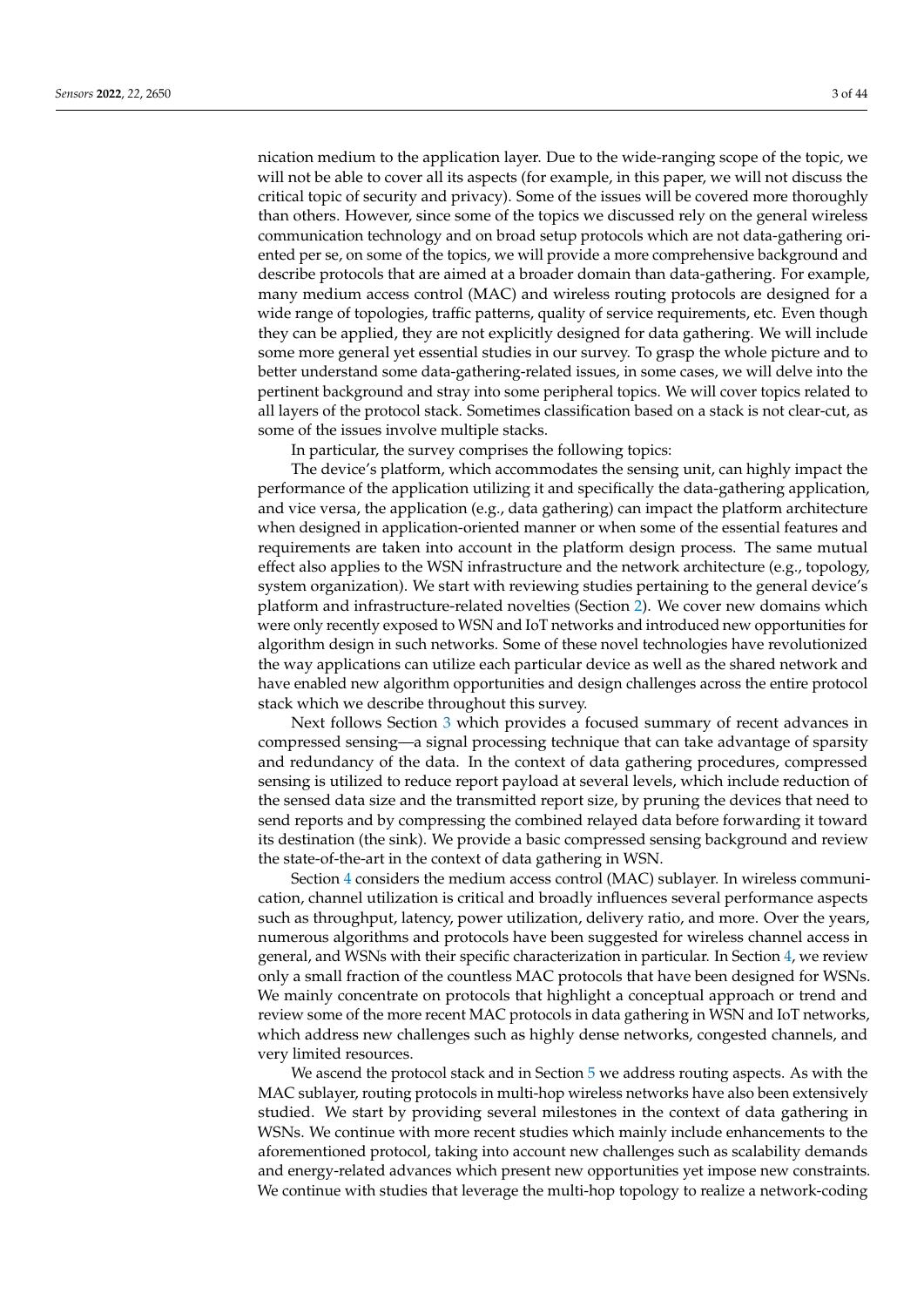nication medium to the application layer. Due to the wide-ranging scope of the topic, we will not be able to cover all its aspects (for example, in this paper, we will not discuss the critical topic of security and privacy). Some of the issues will be covered more thoroughly than others. However, since some of the topics we discussed rely on the general wireless communication technology and on broad setup protocols which are not data-gathering oriented per se, on some of the topics, we will provide a more comprehensive background and describe protocols that are aimed at a broader domain than data-gathering. For example, many medium access control (MAC) and wireless routing protocols are designed for a wide range of topologies, traffic patterns, quality of service requirements, etc. Even though they can be applied, they are not explicitly designed for data gathering. We will include some more general yet essential studies in our survey. To grasp the whole picture and to better understand some data-gathering-related issues, in some cases, we will delve into the pertinent background and stray into some peripheral topics. We will cover topics related to all layers of the protocol stack. Sometimes classification based on a stack is not clear-cut, as some of the issues involve multiple stacks.

In particular, the survey comprises the following topics:

The device's platform, which accommodates the sensing unit, can highly impact the performance of the application utilizing it and specifically the data-gathering application, and vice versa, the application (e.g., data gathering) can impact the platform architecture when designed in application-oriented manner or when some of the essential features and requirements are taken into account in the platform design process. The same mutual effect also applies to the WSN infrastructure and the network architecture (e.g., topology, system organization). We start with reviewing studies pertaining to the general device's platform and infrastructure-related novelties (Section 2). We cover new domains which were only recently exposed to WSN and IoT networks and introduced new opportunities for algorithm design in such networks. Some of these novel technologies have revolutionized the way applications can utilize each particular device as well as the shared network and have enabled new algorithm opportunities and design challenges across the entire protocol stack which we describe throughout this survey.

Next follows Section 3 which provides a focused summary of recent advances in compressed sensing—a signal processing technique that can take advantage of sparsity and redundancy of the data. In the context of data gathering procedures, compressed sensing is utilized to reduce report payload at several levels, which include reduction of the sensed data size and the transmitted report size, by pruning the devices that need to send reports and by compressing the combined relayed data before forwarding it toward its destination (the sink). We provide a basic compressed sensing background and review the state-of-the-art in the context of data gathering in WSN.

Section 4 considers the medium access control (MAC) sublayer. In wireless communication, channel utilization is critical and broadly influences several performance aspects such as throughput, latency, power utilization, delivery ratio, and more. Over the years, numerous algorithms and protocols have been suggested for wireless channel access in general, and WSNs with their specific characterization in particular. In Section 4, we review only a small fraction of the countless MAC protocols that have been designed for WSNs. We mainly concentrate on protocols that highlight a conceptual approach or trend and review some of the more recent MAC protocols in data gathering in WSN and IoT networks, which address new challenges such as highly dense networks, congested channels, and very limited resources.

We ascend the protocol stack and in Section 5 we address routing aspects. As with the MAC sublayer, routing protocols in multi-hop wireless networks have also been extensively studied. We start by providing several milestones in the context of data gathering in WSNs. We continue with more recent studies which mainly include enhancements to the aforementioned protocol, taking into account new challenges such as scalability demands and energy-related advances which present new opportunities yet impose new constraints. We continue with studies that leverage the multi-hop topology to realize a network-coding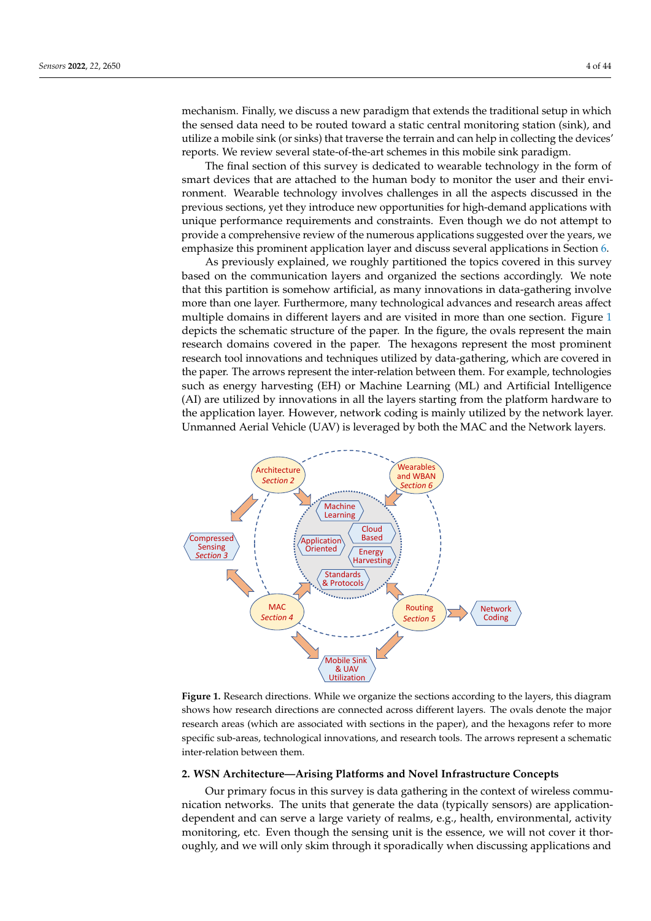mechanism. Finally, we discuss a new paradigm that extends the traditional setup in which the sensed data need to be routed toward a static central monitoring station (sink), and utilize a mobile sink (or sinks) that traverse the terrain and can help in collecting the devices' reports. We review several state-of-the-art schemes in this mobile sink paradigm.

The final section of this survey is dedicated to wearable technology in the form of smart devices that are attached to the human body to monitor the user and their environment. Wearable technology involves challenges in all the aspects discussed in the previous sections, yet they introduce new opportunities for high-demand applications with unique performance requirements and constraints. Even though we do not attempt to provide a comprehensive review of the numerous applications suggested over the years, we emphasize this prominent application layer and discuss several applications in Section 6.

As previously explained, we roughly partitioned the topics covered in this survey based on the communication layers and organized the sections accordingly. We note that this partition is somehow artificial, as many innovations in data-gathering involve more than one layer. Furthermore, many technological advances and research areas affect multiple domains in different layers and are visited in more than one section. Figure 1 depicts the schematic structure of the paper. In the figure, the ovals represent the main research domains covered in the paper. The hexagons represent the most prominent research tool innovations and techniques utilized by data-gathering, which are covered in the paper. The arrows represent the inter-relation between them. For example, technologies such as energy harvesting (EH) or Machine Learning (ML) and Artificial Intelligence (AI) are utilized by innovations in all the layers starting from the platform hardware to the application layer. However, network coding is mainly utilized by the network layer. Unmanned Aerial Vehicle (UAV) is leveraged by both the MAC and the Network layers.

**Figure 1.** Research directions. While we organize the sections according to the layers, this diagram shows how research directions are connected across different layers. The ovals denote the major research areas (which are associated with sections in the paper), and the hexagons refer to more specific sub-areas, technological innovations, and research tools. The arrows represent a schematic inter-relation between them.

## 2. WSN Architecture—Arising Platforms and Novel Infrastructure Concepts

Our primary focus in this survey is data gathering in the context of wireless communication networks. The units that generate the data (typically sensors) are application-dependent and can serve a large variety of realms, e.g., health, environmental, activity monitoring, etc. Even though the sensing unit is the essence, we will not cover it thoroughly, and we will only skim through it sporadically when discussing applications and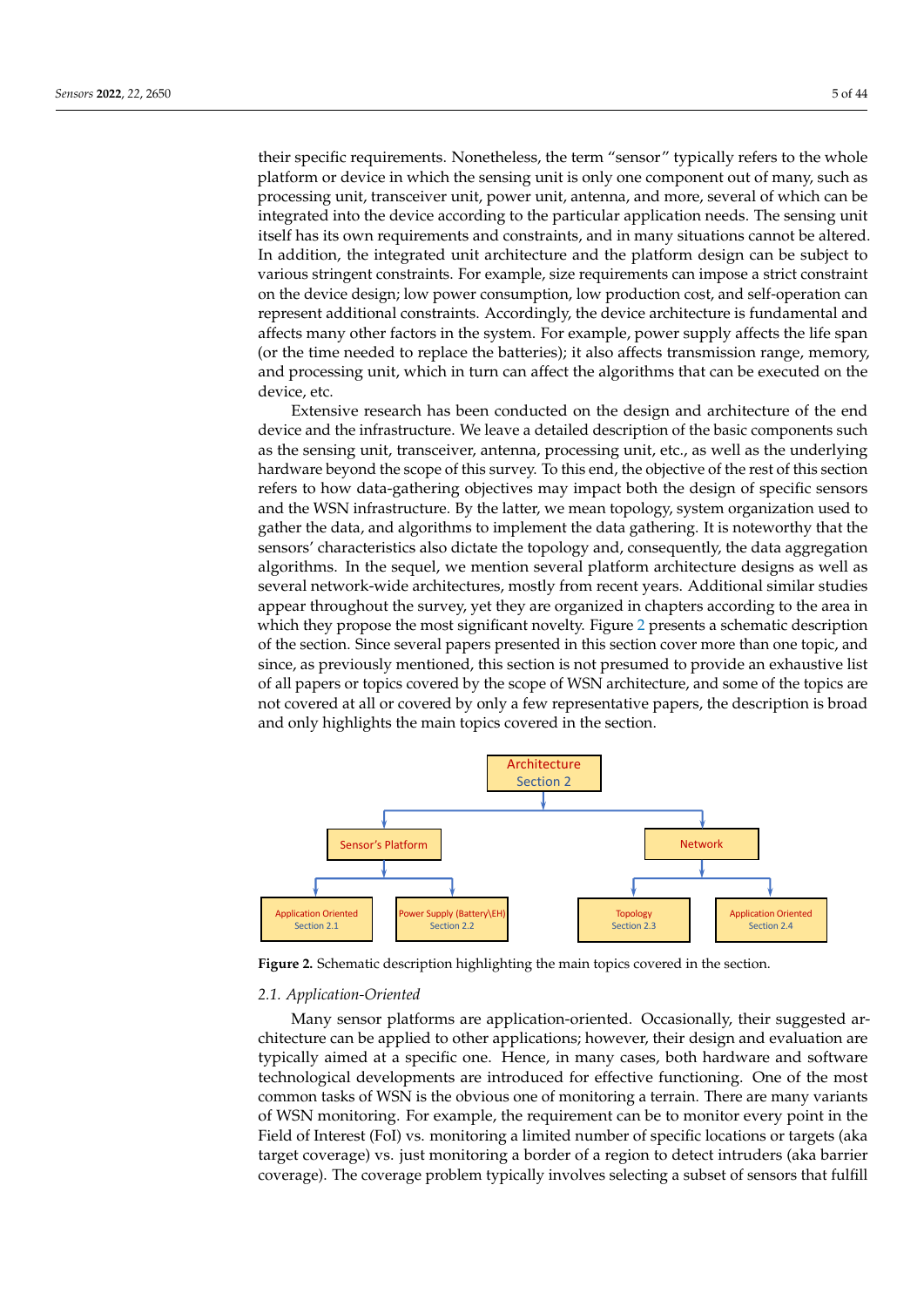their specific requirements. Nonetheless, the term "sensor" typically refers to the whole platform or device in which the sensing unit is only one component out of many, such as processing unit, transceiver unit, power unit, antenna, and more, several of which can be integrated into the device according to the particular application needs. The sensing unit itself has its own requirements and constraints, and in many situations cannot be altered. In addition, the integrated unit architecture and the platform design can be subject to various stringent constraints. For example, size requirements can impose a strict constraint on the device design; low power consumption, low production cost, and self-operation can represent additional constraints. Accordingly, the device architecture is fundamental and affects many other factors in the system. For example, power supply affects the life span (or the time needed to replace the batteries); it also affects transmission range, memory, and processing unit, which in turn can affect the algorithms that can be executed on the device, etc.

Extensive research has been conducted on the design and architecture of the end device and the infrastructure. We leave a detailed description of the basic components such as the sensing unit, transceiver, antenna, processing unit, etc., as well as the underlying hardware beyond the scope of this survey. To this end, the objective of the rest of this section refers to how data-gathering objectives may impact both the design of specific sensors and the WSN infrastructure. By the latter, we mean topology, system organization used to gather the data, and algorithms to implement the data gathering. It is noteworthy that the sensors' characteristics also dictate the topology and, consequently, the data aggregation algorithms. In the sequel, we mention several platform architecture designs as well as several network-wide architectures, mostly from recent years. Additional similar studies appear throughout the survey, yet they are organized in chapters according to the area in which they propose the most significant novelty. Figure 2 presents a schematic description of the section. Since several papers presented in this section cover more than one topic, and since, as previously mentioned, this section is not presumed to provide an exhaustive list of all papers or topics covered by the scope of WSN architecture, and some of the topics are not covered at all or covered by only a few representative papers, the description is broad and only highlights the main topics covered in the section.

Architecture
Section 2

Sensor's Platform

Network

Application Oriented
Section 2.1

Power Supply (Battery\EH)
Section 2.2

Topology
Section 2.3

Application Oriented
Section 2.4

**Figure 2.** Schematic description highlighting the main topics covered in the section.

### 2.1. Application-Oriented

Many sensor platforms are application-oriented. Occasionally, their suggested architecture can be applied to other applications; however, their design and evaluation are typically aimed at a specific one. Hence, in many cases, both hardware and software technological developments are introduced for effective functioning. One of the most common tasks of WSN is the obvious one of monitoring a terrain. There are many variants of WSN monitoring. For example, the requirement can be to monitor every point in the Field of Interest (FoI) vs. monitoring a limited number of specific locations or targets (aka target coverage) vs. just monitoring a border of a region to detect intruders (aka barrier coverage). The coverage problem typically involves selecting a subset of sensors that fulfill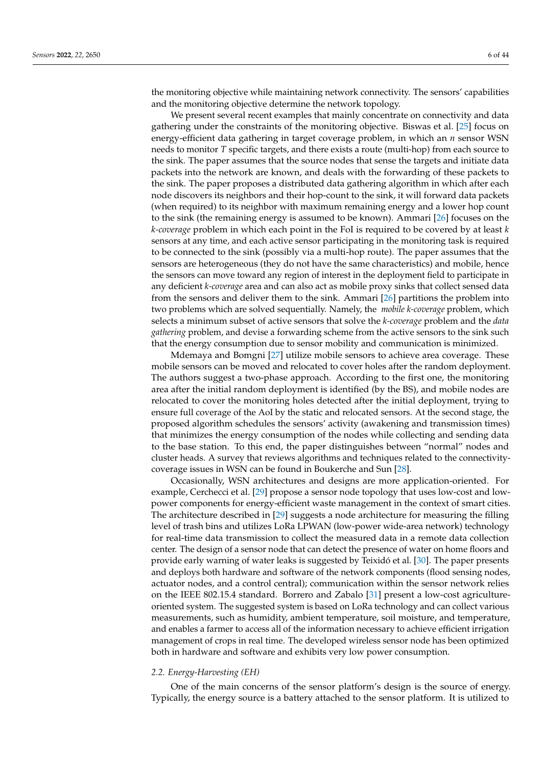the monitoring objective while maintaining network connectivity. The sensors' capabilities and the monitoring objective determine the network topology.

We present several recent examples that mainly concentrate on connectivity and data gathering under the constraints of the monitoring objective. Biswas et al. [25] focus on energy-efficient data gathering in target coverage problem, in which an $n$ sensor WSN needs to monitor $T$ specific targets, and there exists a route (multi-hop) from each source to the sink. The paper assumes that the source nodes that sense the targets and initiate data packets into the network are known, and deals with the forwarding of these packets to the sink. The paper proposes a distributed data gathering algorithm in which after each node discovers its neighbors and their hop-count to the sink, it will forward data packets (when required) to its neighbor with maximum remaining energy and a lower hop count to the sink (the remaining energy is assumed to be known). Ammari [26] focuses on the *k-coverage* problem in which each point in the FoI is required to be covered by at least $k$ sensors at any time, and each active sensor participating in the monitoring task is required to be connected to the sink (possibly via a multi-hop route). The paper assumes that the sensors are heterogeneous (they do not have the same characteristics) and mobile, hence the sensors can move toward any region of interest in the deployment field to participate in any deficient *k-coverage* area and can also act as mobile proxy sinks that collect sensed data from the sensors and deliver them to the sink. Ammari [26] partitions the problem into two problems which are solved sequentially. Namely, the *mobile k-coverage* problem, which selects a minimum subset of active sensors that solve the *k-coverage* problem and the *data gathering* problem, and devise a forwarding scheme from the active sensors to the sink such that the energy consumption due to sensor mobility and communication is minimized.

Mdemaya and Bomgni [27] utilize mobile sensors to achieve area coverage. These mobile sensors can be moved and relocated to cover holes after the random deployment. The authors suggest a two-phase approach. According to the first one, the monitoring area after the initial random deployment is identified (by the BS), and mobile nodes are relocated to cover the monitoring holes detected after the initial deployment, trying to ensure full coverage of the AoI by the static and relocated sensors. At the second stage, the proposed algorithm schedules the sensors' activity (awakening and transmission times) that minimizes the energy consumption of the nodes while collecting and sending data to the base station. To this end, the paper distinguishes between "normal" nodes and cluster heads. A survey that reviews algorithms and techniques related to the connectivity-coverage issues in WSN can be found in Boukerche and Sun [28].

Occasionally, WSN architectures and designs are more application-oriented. For example, Cerchecci et al. [29] propose a sensor node topology that uses low-cost and low-power components for energy-efficient waste management in the context of smart cities. The architecture described in [29] suggests a node architecture for measuring the filling level of trash bins and utilizes LoRa LPWAN (low-power wide-area network) technology for real-time data transmission to collect the measured data in a remote data collection center. The design of a sensor node that can detect the presence of water on home floors and provide early warning of water leaks is suggested by Teixidó et al. [30]. The paper presents and deploys both hardware and software of the network components (flood sensing nodes, actuator nodes, and a control central); communication within the sensor network relies on the IEEE 802.15.4 standard. Borrero and Zabalo [31] present a low-cost agriculture-oriented system. The suggested system is based on LoRa technology and can collect various measurements, such as humidity, ambient temperature, soil moisture, and temperature, and enables a farmer to access all of the information necessary to achieve efficient irrigation management of crops in real time. The developed wireless sensor node has been optimized both in hardware and software and exhibits very low power consumption.

### 2.2. Energy-Harvesting (EH)

One of the main concerns of the sensor platform's design is the source of energy. Typically, the energy source is a battery attached to the sensor platform. It is utilized to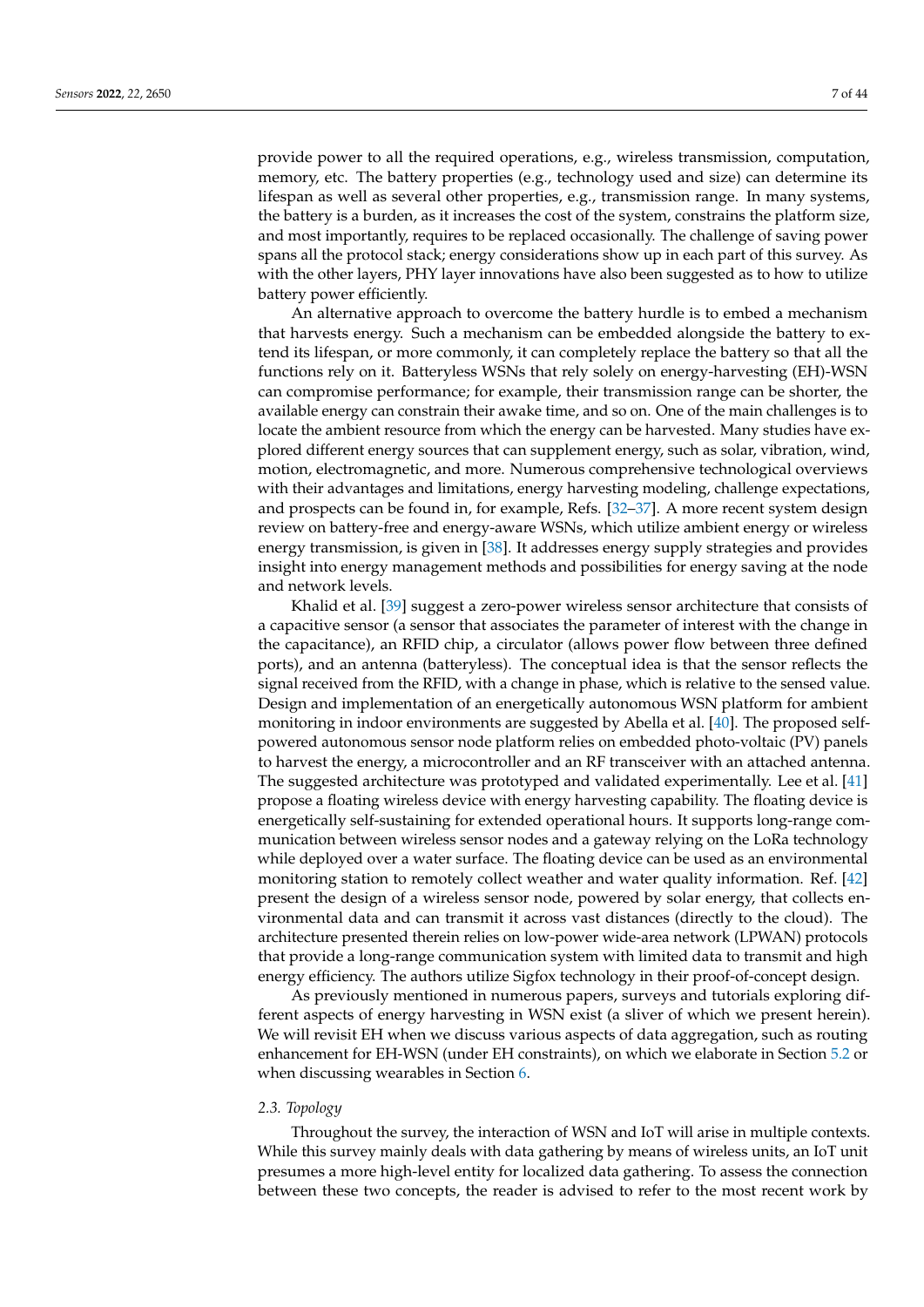provide power to all the required operations, e.g., wireless transmission, computation, memory, etc. The battery properties (e.g., technology used and size) can determine its lifespan as well as several other properties, e.g., transmission range. In many systems, the battery is a burden, as it increases the cost of the system, constrains the platform size, and most importantly, requires to be replaced occasionally. The challenge of saving power spans all the protocol stack; energy considerations show up in each part of this survey. As with the other layers, PHY layer innovations have also been suggested as to how to utilize battery power efficiently.

An alternative approach to overcome the battery hurdle is to embed a mechanism that harvests energy. Such a mechanism can be embedded alongside the battery to extend its lifespan, or more commonly, it can completely replace the battery so that all the functions rely on it. Batteryless WSNs that rely solely on energy-harvesting (EH)-WSN can compromise performance; for example, their transmission range can be shorter, the available energy can constrain their awake time, and so on. One of the main challenges is to locate the ambient resource from which the energy can be harvested. Many studies have explored different energy sources that can supplement energy, such as solar, vibration, wind, motion, electromagnetic, and more. Numerous comprehensive technological overviews with their advantages and limitations, energy harvesting modeling, challenge expectations, and prospects can be found in, for example, Refs. [32–37]. A more recent system design review on battery-free and energy-aware WSNs, which utilize ambient energy or wireless energy transmission, is given in [38]. It addresses energy supply strategies and provides insight into energy management methods and possibilities for energy saving at the node and network levels.

Khalid et al. [39] suggest a zero-power wireless sensor architecture that consists of a capacitive sensor (a sensor that associates the parameter of interest with the change in the capacitance), an RFID chip, a circulator (allows power flow between three defined ports), and an antenna (batteryless). The conceptual idea is that the sensor reflects the signal received from the RFID, with a change in phase, which is relative to the sensed value. Design and implementation of an energetically autonomous WSN platform for ambient monitoring in indoor environments are suggested by Abella et al. [40]. The proposed self-powered autonomous sensor node platform relies on embedded photo-voltaic (PV) panels to harvest the energy, a microcontroller and an RF transceiver with an attached antenna. The suggested architecture was prototyped and validated experimentally. Lee et al. [41] propose a floating wireless device with energy harvesting capability. The floating device is energetically self-sustaining for extended operational hours. It supports long-range communication between wireless sensor nodes and a gateway relying on the LoRa technology while deployed over a water surface. The floating device can be used as an environmental monitoring station to remotely collect weather and water quality information. Ref. [42] present the design of a wireless sensor node, powered by solar energy, that collects environmental data and can transmit it across vast distances (directly to the cloud). The architecture presented therein relies on low-power wide-area network (LPWAN) protocols that provide a long-range communication system with limited data to transmit and high energy efficiency. The authors utilize Sigfox technology in their proof-of-concept design.

As previously mentioned in numerous papers, surveys and tutorials exploring different aspects of energy harvesting in WSN exist (a sliver of which we present herein). We will revisit EH when we discuss various aspects of data aggregation, such as routing enhancement for EH-WSN (under EH constraints), on which we elaborate in Section 5.2 or when discussing wearables in Section 6.

### *2.3. Topology*

Throughout the survey, the interaction of WSN and IoT will arise in multiple contexts. While this survey mainly deals with data gathering by means of wireless units, an IoT unit presumes a more high-level entity for localized data gathering. To assess the connection between these two concepts, the reader is advised to refer to the most recent work by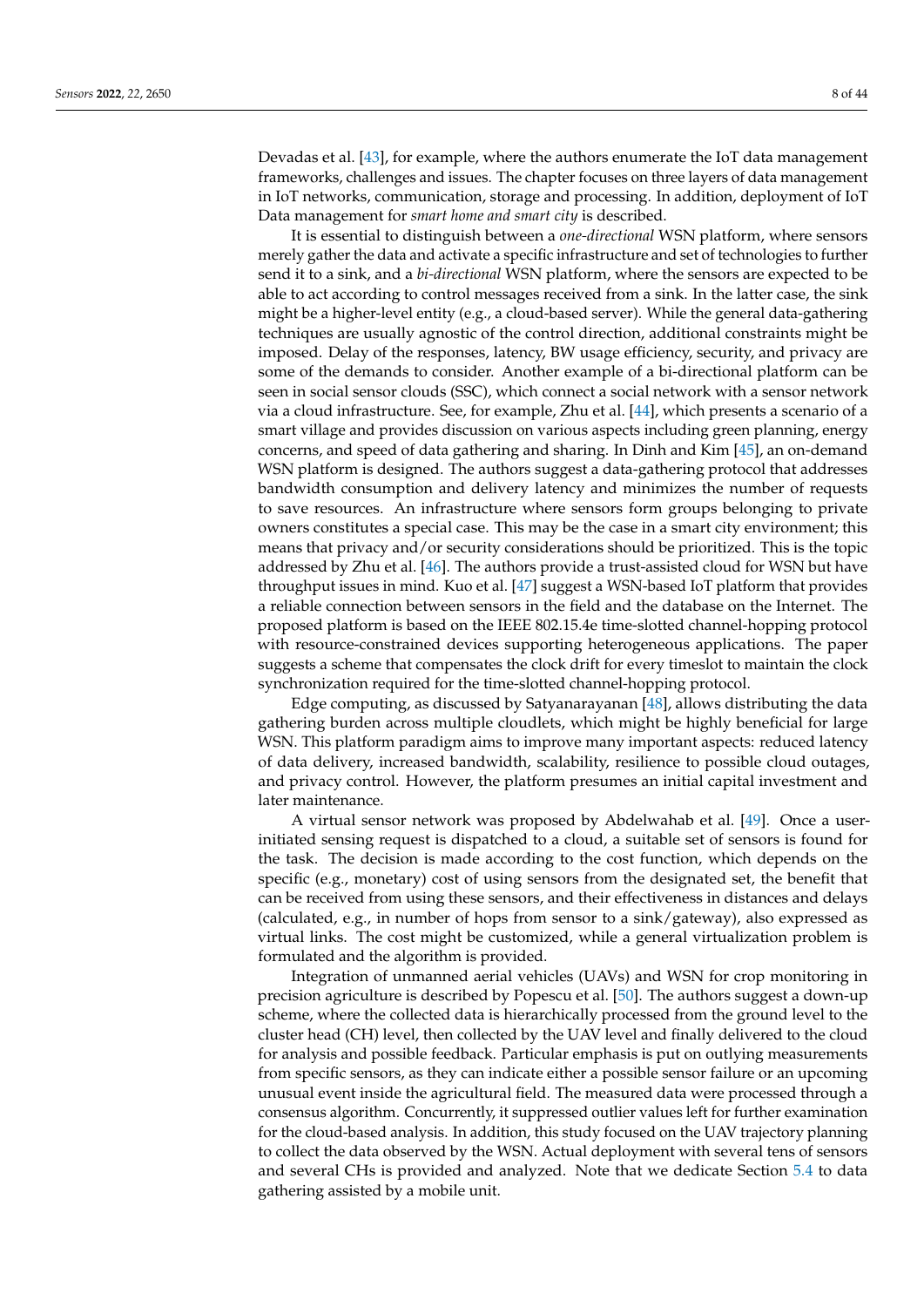Devadas et al. [43], for example, where the authors enumerate the IoT data management frameworks, challenges and issues. The chapter focuses on three layers of data management in IoT networks, communication, storage and processing. In addition, deployment of IoT Data management for *smart home and smart city* is described.

It is essential to distinguish between a *one-directional* WSN platform, where sensors merely gather the data and activate a specific infrastructure and set of technologies to further send it to a sink, and a *bi-directional* WSN platform, where the sensors are expected to be able to act according to control messages received from a sink. In the latter case, the sink might be a higher-level entity (e.g., a cloud-based server). While the general data-gathering techniques are usually agnostic of the control direction, additional constraints might be imposed. Delay of the responses, latency, BW usage efficiency, security, and privacy are some of the demands to consider. Another example of a bi-directional platform can be seen in social sensor clouds (SSC), which connect a social network with a sensor network via a cloud infrastructure. See, for example, Zhu et al. [44], which presents a scenario of a smart village and provides discussion on various aspects including green planning, energy concerns, and speed of data gathering and sharing. In Dinh and Kim [45], an on-demand WSN platform is designed. The authors suggest a data-gathering protocol that addresses bandwidth consumption and delivery latency and minimizes the number of requests to save resources. An infrastructure where sensors form groups belonging to private owners constitutes a special case. This may be the case in a smart city environment; this means that privacy and/or security considerations should be prioritized. This is the topic addressed by Zhu et al. [46]. The authors provide a trust-assisted cloud for WSN but have throughput issues in mind. Kuo et al. [47] suggest a WSN-based IoT platform that provides a reliable connection between sensors in the field and the database on the Internet. The proposed platform is based on the IEEE 802.15.4e time-slotted channel-hopping protocol with resource-constrained devices supporting heterogeneous applications. The paper suggests a scheme that compensates the clock drift for every timeslot to maintain the clock synchronization required for the time-slotted channel-hopping protocol.

Edge computing, as discussed by Satyanarayanan [48], allows distributing the data gathering burden across multiple cloudlets, which might be highly beneficial for large WSN. This platform paradigm aims to improve many important aspects: reduced latency of data delivery, increased bandwidth, scalability, resilience to possible cloud outages, and privacy control. However, the platform presumes an initial capital investment and later maintenance.

A virtual sensor network was proposed by Abdelwahab et al. [49]. Once a user-initiated sensing request is dispatched to a cloud, a suitable set of sensors is found for the task. The decision is made according to the cost function, which depends on the specific (e.g., monetary) cost of using sensors from the designated set, the benefit that can be received from using these sensors, and their effectiveness in distances and delays (calculated, e.g., in number of hops from sensor to a sink/gateway), also expressed as virtual links. The cost might be customized, while a general virtualization problem is formulated and the algorithm is provided.

Integration of unmanned aerial vehicles (UAVs) and WSN for crop monitoring in precision agriculture is described by Popescu et al. [50]. The authors suggest a down-up scheme, where the collected data is hierarchically processed from the ground level to the cluster head (CH) level, then collected by the UAV level and finally delivered to the cloud for analysis and possible feedback. Particular emphasis is put on outlying measurements from specific sensors, as they can indicate either a possible sensor failure or an upcoming unusual event inside the agricultural field. The measured data were processed through a consensus algorithm. Concurrently, it suppressed outlier values left for further examination for the cloud-based analysis. In addition, this study focused on the UAV trajectory planning to collect the data observed by the WSN. Actual deployment with several tens of sensors and several CHs is provided and analyzed. Note that we dedicate Section 5.4 to data gathering assisted by a mobile unit.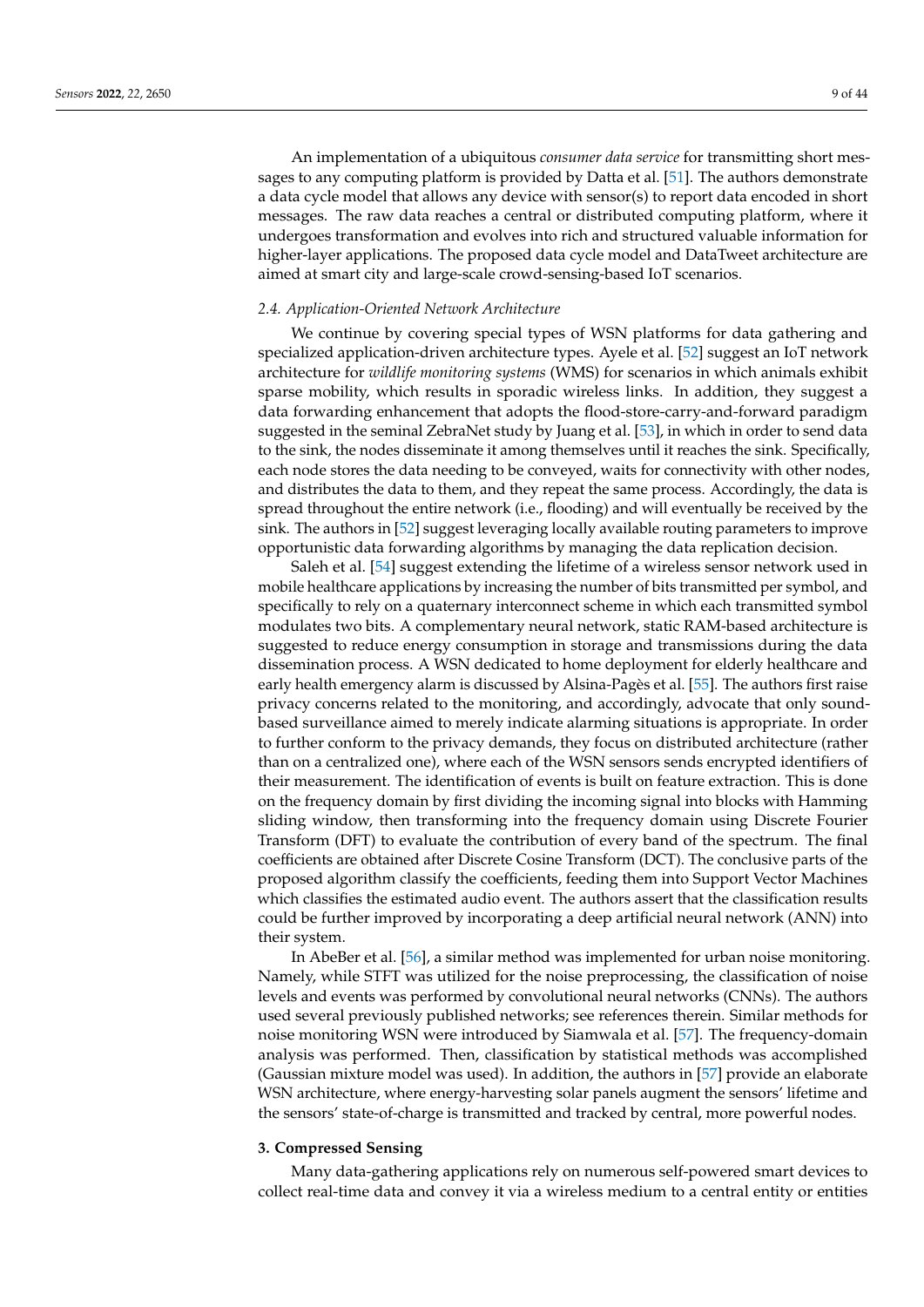An implementation of a ubiquitous *consumer data service* for transmitting short messages to any computing platform is provided by Datta et al. [51]. The authors demonstrate a data cycle model that allows any device with sensor(s) to report data encoded in short messages. The raw data reaches a central or distributed computing platform, where it undergoes transformation and evolves into rich and structured valuable information for higher-layer applications. The proposed data cycle model and DataTweet architecture are aimed at smart city and large-scale crowd-sensing-based IoT scenarios.

### 2.4. Application-Oriented Network Architecture

We continue by covering special types of WSN platforms for data gathering and specialized application-driven architecture types. Ayele et al. [52] suggest an IoT network architecture for *wildlife monitoring systems* (WMS) for scenarios in which animals exhibit sparse mobility, which results in sporadic wireless links. In addition, they suggest a data forwarding enhancement that adopts the flood-store-carry-and-forward paradigm suggested in the seminal ZebraNet study by Juang et al. [53], in which in order to send data to the sink, the nodes disseminate it among themselves until it reaches the sink. Specifically, each node stores the data needing to be conveyed, waits for connectivity with other nodes, and distributes the data to them, and they repeat the same process. Accordingly, the data is spread throughout the entire network (i.e., flooding) and will eventually be received by the sink. The authors in [52] suggest leveraging locally available routing parameters to improve opportunistic data forwarding algorithms by managing the data replication decision.

Saleh et al. [54] suggest extending the lifetime of a wireless sensor network used in mobile healthcare applications by increasing the number of bits transmitted per symbol, and specifically to rely on a quaternary interconnect scheme in which each transmitted symbol modulates two bits. A complementary neural network, static RAM-based architecture is suggested to reduce energy consumption in storage and transmissions during the data dissemination process. A WSN dedicated to home deployment for elderly healthcare and early health emergency alarm is discussed by Alsina-Pagès et al. [55]. The authors first raise privacy concerns related to the monitoring, and accordingly, advocate that only sound-based surveillance aimed to merely indicate alarming situations is appropriate. In order to further conform to the privacy demands, they focus on distributed architecture (rather than on a centralized one), where each of the WSN sensors sends encrypted identifiers of their measurement. The identification of events is built on feature extraction. This is done on the frequency domain by first dividing the incoming signal into blocks with Hamming sliding window, then transforming into the frequency domain using Discrete Fourier Transform (DFT) to evaluate the contribution of every band of the spectrum. The final coefficients are obtained after Discrete Cosine Transform (DCT). The conclusive parts of the proposed algorithm classify the coefficients, feeding them into Support Vector Machines which classifies the estimated audio event. The authors assert that the classification results could be further improved by incorporating a deep artificial neural network (ANN) into their system.

In AbeBer et al. [56], a similar method was implemented for urban noise monitoring. Namely, while STFT was utilized for the noise preprocessing, the classification of noise levels and events was performed by convolutional neural networks (CNNs). The authors used several previously published networks; see references therein. Similar methods for noise monitoring WSN were introduced by Siamwala et al. [57]. The frequency-domain analysis was performed. Then, classification by statistical methods was accomplished (Gaussian mixture model was used). In addition, the authors in [57] provide an elaborate WSN architecture, where energy-harvesting solar panels augment the sensors' lifetime and the sensors' state-of-charge is transmitted and tracked by central, more powerful nodes.

## 3. Compressed Sensing

Many data-gathering applications rely on numerous self-powered smart devices to collect real-time data and convey it via a wireless medium to a central entity or entities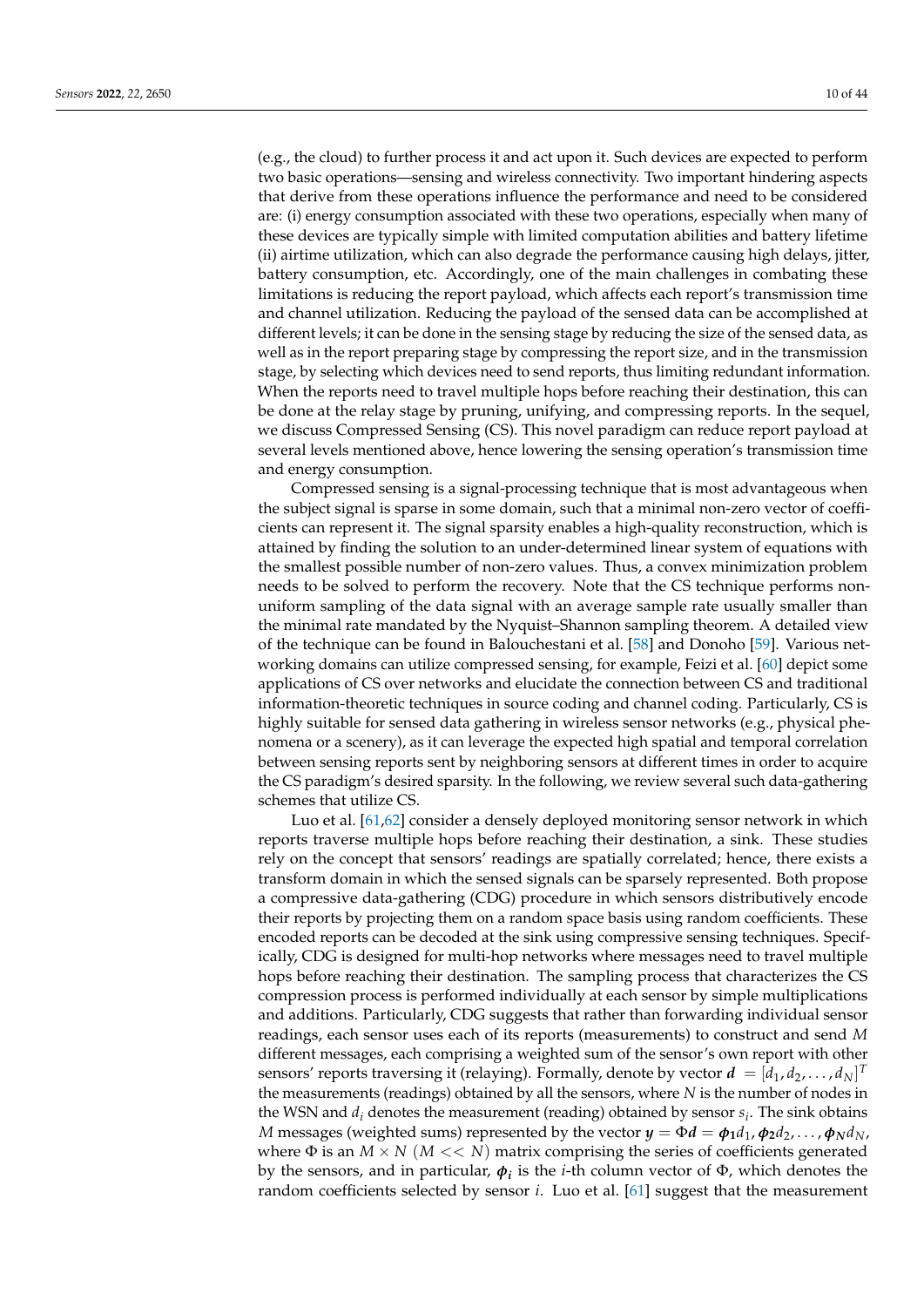(e.g., the cloud) to further process it and act upon it. Such devices are expected to perform two basic operations—sensing and wireless connectivity. Two important hindering aspects that derive from these operations influence the performance and need to be considered are: (i) energy consumption associated with these two operations, especially when many of these devices are typically simple with limited computation abilities and battery lifetime (ii) airtime utilization, which can also degrade the performance causing high delays, jitter, battery consumption, etc. Accordingly, one of the main challenges in combating these limitations is reducing the report payload, which affects each report's transmission time and channel utilization. Reducing the payload of the sensed data can be accomplished at different levels; it can be done in the sensing stage by reducing the size of the sensed data, as well as in the report preparing stage by compressing the report size, and in the transmission stage, by selecting which devices need to send reports, thus limiting redundant information. When the reports need to travel multiple hops before reaching their destination, this can be done at the relay stage by pruning, unifying, and compressing reports. In the sequel, we discuss Compressed Sensing (CS). This novel paradigm can reduce report payload at several levels mentioned above, hence lowering the sensing operation's transmission time and energy consumption.

Compressed sensing is a signal-processing technique that is most advantageous when the subject signal is sparse in some domain, such that a minimal non-zero vector of coefficients can represent it. The signal sparsity enables a high-quality reconstruction, which is attained by finding the solution to an under-determined linear system of equations with the smallest possible number of non-zero values. Thus, a convex minimization problem needs to be solved to perform the recovery. Note that the CS technique performs non-uniform sampling of the data signal with an average sample rate usually smaller than the minimal rate mandated by the Nyquist–Shannon sampling theorem. A detailed view of the technique can be found in Balouchestani et al. [58] and Donoho [59]. Various networking domains can utilize compressed sensing, for example, Feizi et al. [60] depict some applications of CS over networks and elucidate the connection between CS and traditional information-theoretic techniques in source coding and channel coding. Particularly, CS is highly suitable for sensed data gathering in wireless sensor networks (e.g., physical phenomena or a scenery), as it can leverage the expected high spatial and temporal correlation between sensing reports sent by neighboring sensors at different times in order to acquire the CS paradigm's desired sparsity. In the following, we review several such data-gathering schemes that utilize CS.

Luo et al. [61,62] consider a densely deployed monitoring sensor network in which reports traverse multiple hops before reaching their destination, a sink. These studies rely on the concept that sensors' readings are spatially correlated; hence, there exists a transform domain in which the sensed signals can be sparsely represented. Both propose a compressive data-gathering (CDG) procedure in which sensors distributively encode their reports by projecting them on a random space basis using random coefficients. These encoded reports can be decoded at the sink using compressive sensing techniques. Specifically, CDG is designed for multi-hop networks where messages need to travel multiple hops before reaching their destination. The sampling process that characterizes the CS compression process is performed individually at each sensor by simple multiplications and additions. Particularly, CDG suggests that rather than forwarding individual sensor readings, each sensor uses each of its reports (measurements) to construct and send $M$ different messages, each comprising a weighted sum of the sensor's own report with other sensors' reports traversing it (relaying). Formally, denote by vector $\boldsymbol{d} = [d_1, d_2, \ldots, d_N]^T$ the measurements (readings) obtained by all the sensors, where $N$ is the number of nodes in the WSN and $d_i$ denotes the measurement (reading) obtained by sensor $s_i$. The sink obtains $M$ messages (weighted sums) represented by the vector $\boldsymbol{y} = \Phi\boldsymbol{d} = \boldsymbol{\phi_1}d_1, \boldsymbol{\phi_2}d_2, \ldots, \boldsymbol{\phi_N}d_N$, where $\Phi$ is an $M \times N$ $(M << N)$ matrix comprising the series of coefficients generated by the sensors, and in particular, $\boldsymbol{\phi_i}$ is the $i$-th column vector of $\Phi$, which denotes the random coefficients selected by sensor $i$. Luo et al. [61] suggest that the measurement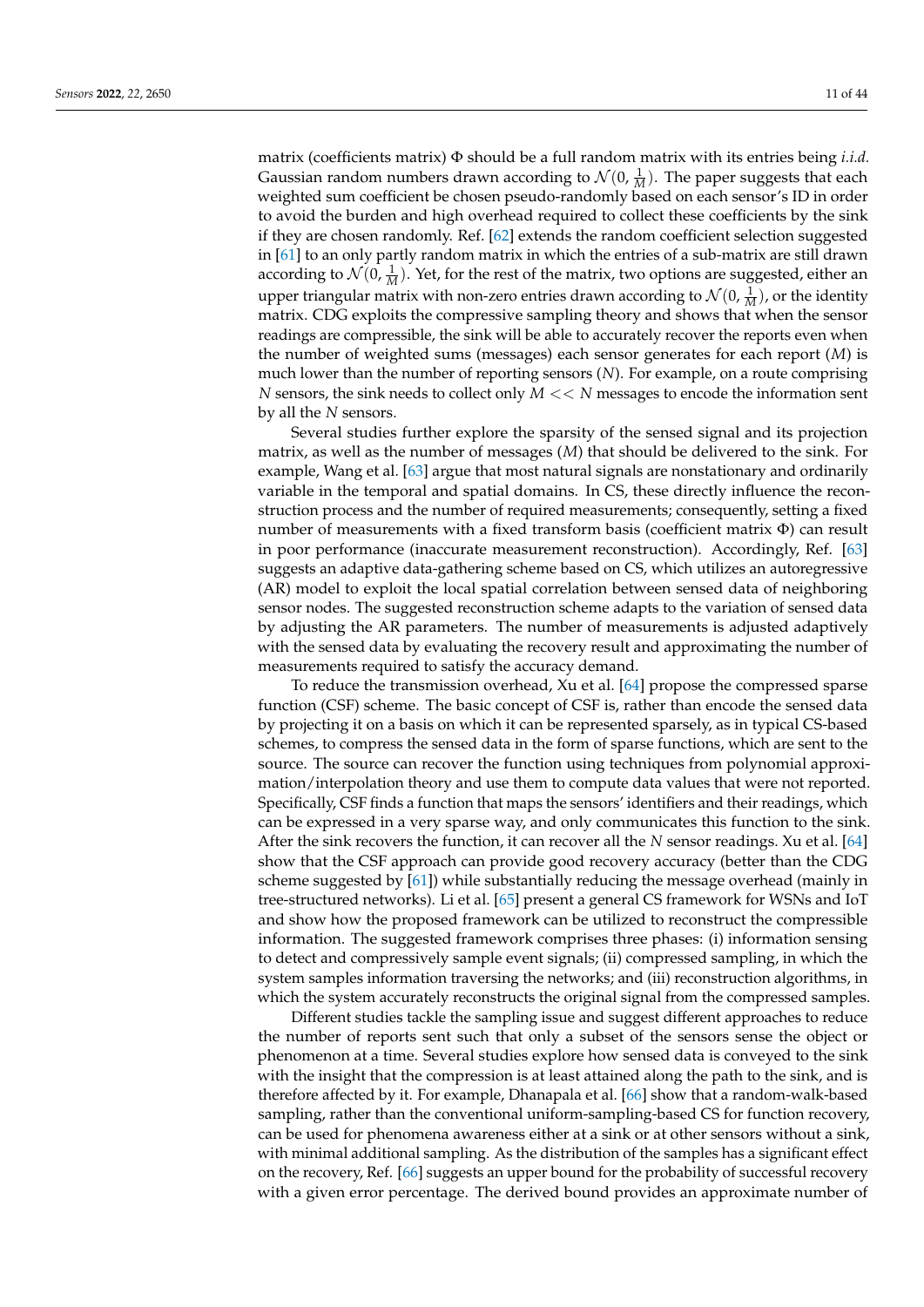matrix (coefficients matrix) $\Phi$ should be a full random matrix with its entries being *i.i.d.* Gaussian random numbers drawn according to $\mathcal{N}(0, \frac{1}{M})$. The paper suggests that each weighted sum coefficient be chosen pseudo-randomly based on each sensor's ID in order to avoid the burden and high overhead required to collect these coefficients by the sink if they are chosen randomly. Ref. [62] extends the random coefficient selection suggested in [61] to an only partly random matrix in which the entries of a sub-matrix are still drawn according to $\mathcal{N}(0, \frac{1}{M})$. Yet, for the rest of the matrix, two options are suggested, either an upper triangular matrix with non-zero entries drawn according to $\mathcal{N}(0, \frac{1}{M})$, or the identity matrix. CDG exploits the compressive sampling theory and shows that when the sensor readings are compressible, the sink will be able to accurately recover the reports even when the number of weighted sums (messages) each sensor generates for each report ($M$) is much lower than the number of reporting sensors ($N$). For example, on a route comprising $N$ sensors, the sink needs to collect only $M << N$ messages to encode the information sent by all the $N$ sensors.

Several studies further explore the sparsity of the sensed signal and its projection matrix, as well as the number of messages ($M$) that should be delivered to the sink. For example, Wang et al. [63] argue that most natural signals are nonstationary and ordinarily variable in the temporal and spatial domains. In CS, these directly influence the reconstruction process and the number of required measurements; consequently, setting a fixed number of measurements with a fixed transform basis (coefficient matrix $\Phi$) can result in poor performance (inaccurate measurement reconstruction). Accordingly, Ref. [63] suggests an adaptive data-gathering scheme based on CS, which utilizes an autoregressive (AR) model to exploit the local spatial correlation between sensed data of neighboring sensor nodes. The suggested reconstruction scheme adapts to the variation of sensed data by adjusting the AR parameters. The number of measurements is adjusted adaptively with the sensed data by evaluating the recovery result and approximating the number of measurements required to satisfy the accuracy demand.

To reduce the transmission overhead, Xu et al. [64] propose the compressed sparse function (CSF) scheme. The basic concept of CSF is, rather than encode the sensed data by projecting it on a basis on which it can be represented sparsely, as in typical CS-based schemes, to compress the sensed data in the form of sparse functions, which are sent to the source. The source can recover the function using techniques from polynomial approximation/interpolation theory and use them to compute data values that were not reported. Specifically, CSF finds a function that maps the sensors' identifiers and their readings, which can be expressed in a very sparse way, and only communicates this function to the sink. After the sink recovers the function, it can recover all the $N$ sensor readings. Xu et al. [64] show that the CSF approach can provide good recovery accuracy (better than the CDG scheme suggested by [61]) while substantially reducing the message overhead (mainly in tree-structured networks). Li et al. [65] present a general CS framework for WSNs and IoT and show how the proposed framework can be utilized to reconstruct the compressible information. The suggested framework comprises three phases: (i) information sensing to detect and compressively sample event signals; (ii) compressed sampling, in which the system samples information traversing the networks; and (iii) reconstruction algorithms, in which the system accurately reconstructs the original signal from the compressed samples.

Different studies tackle the sampling issue and suggest different approaches to reduce the number of reports sent such that only a subset of the sensors sense the object or phenomenon at a time. Several studies explore how sensed data is conveyed to the sink with the insight that the compression is at least attained along the path to the sink, and is therefore affected by it. For example, Dhanapala et al. [66] show that a random-walk-based sampling, rather than the conventional uniform-sampling-based CS for function recovery, can be used for phenomena awareness either at a sink or at other sensors without a sink, with minimal additional sampling. As the distribution of the samples has a significant effect on the recovery, Ref. [66] suggests an upper bound for the probability of successful recovery with a given error percentage. The derived bound provides an approximate number of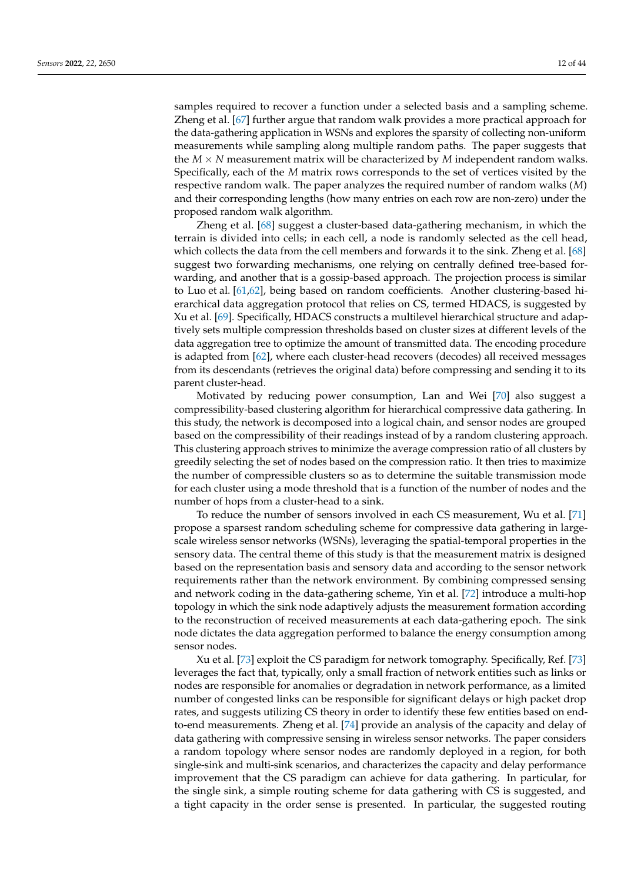samples required to recover a function under a selected basis and a sampling scheme. Zheng et al. [67] further argue that random walk provides a more practical approach for the data-gathering application in WSNs and explores the sparsity of collecting non-uniform measurements while sampling along multiple random paths. The paper suggests that the $M \times N$ measurement matrix will be characterized by $M$ independent random walks. Specifically, each of the $M$ matrix rows corresponds to the set of vertices visited by the respective random walk. The paper analyzes the required number of random walks ($M$) and their corresponding lengths (how many entries on each row are non-zero) under the proposed random walk algorithm.

Zheng et al. [68] suggest a cluster-based data-gathering mechanism, in which the terrain is divided into cells; in each cell, a node is randomly selected as the cell head, which collects the data from the cell members and forwards it to the sink. Zheng et al. [68] suggest two forwarding mechanisms, one relying on centrally defined tree-based forwarding, and another that is a gossip-based approach. The projection process is similar to Luo et al. [61,62], being based on random coefficients. Another clustering-based hierarchical data aggregation protocol that relies on CS, termed HDACS, is suggested by Xu et al. [69]. Specifically, HDACS constructs a multilevel hierarchical structure and adaptively sets multiple compression thresholds based on cluster sizes at different levels of the data aggregation tree to optimize the amount of transmitted data. The encoding procedure is adapted from [62], where each cluster-head recovers (decodes) all received messages from its descendants (retrieves the original data) before compressing and sending it to its parent cluster-head.

Motivated by reducing power consumption, Lan and Wei [70] also suggest a compressibility-based clustering algorithm for hierarchical compressive data gathering. In this study, the network is decomposed into a logical chain, and sensor nodes are grouped based on the compressibility of their readings instead of by a random clustering approach. This clustering approach strives to minimize the average compression ratio of all clusters by greedily selecting the set of nodes based on the compression ratio. It then tries to maximize the number of compressible clusters so as to determine the suitable transmission mode for each cluster using a mode threshold that is a function of the number of nodes and the number of hops from a cluster-head to a sink.

To reduce the number of sensors involved in each CS measurement, Wu et al. [71] propose a sparsest random scheduling scheme for compressive data gathering in large-scale wireless sensor networks (WSNs), leveraging the spatial-temporal properties in the sensory data. The central theme of this study is that the measurement matrix is designed based on the representation basis and sensory data and according to the sensor network requirements rather than the network environment. By combining compressed sensing and network coding in the data-gathering scheme, Yin et al. [72] introduce a multi-hop topology in which the sink node adaptively adjusts the measurement formation according to the reconstruction of received measurements at each data-gathering epoch. The sink node dictates the data aggregation performed to balance the energy consumption among sensor nodes.

Xu et al. [73] exploit the CS paradigm for network tomography. Specifically, Ref. [73] leverages the fact that, typically, only a small fraction of network entities such as links or nodes are responsible for anomalies or degradation in network performance, as a limited number of congested links can be responsible for significant delays or high packet drop rates, and suggests utilizing CS theory in order to identify these few entities based on end-to-end measurements. Zheng et al. [74] provide an analysis of the capacity and delay of data gathering with compressive sensing in wireless sensor networks. The paper considers a random topology where sensor nodes are randomly deployed in a region, for both single-sink and multi-sink scenarios, and characterizes the capacity and delay performance improvement that the CS paradigm can achieve for data gathering. In particular, for the single sink, a simple routing scheme for data gathering with CS is suggested, and a tight capacity in the order sense is presented. In particular, the suggested routing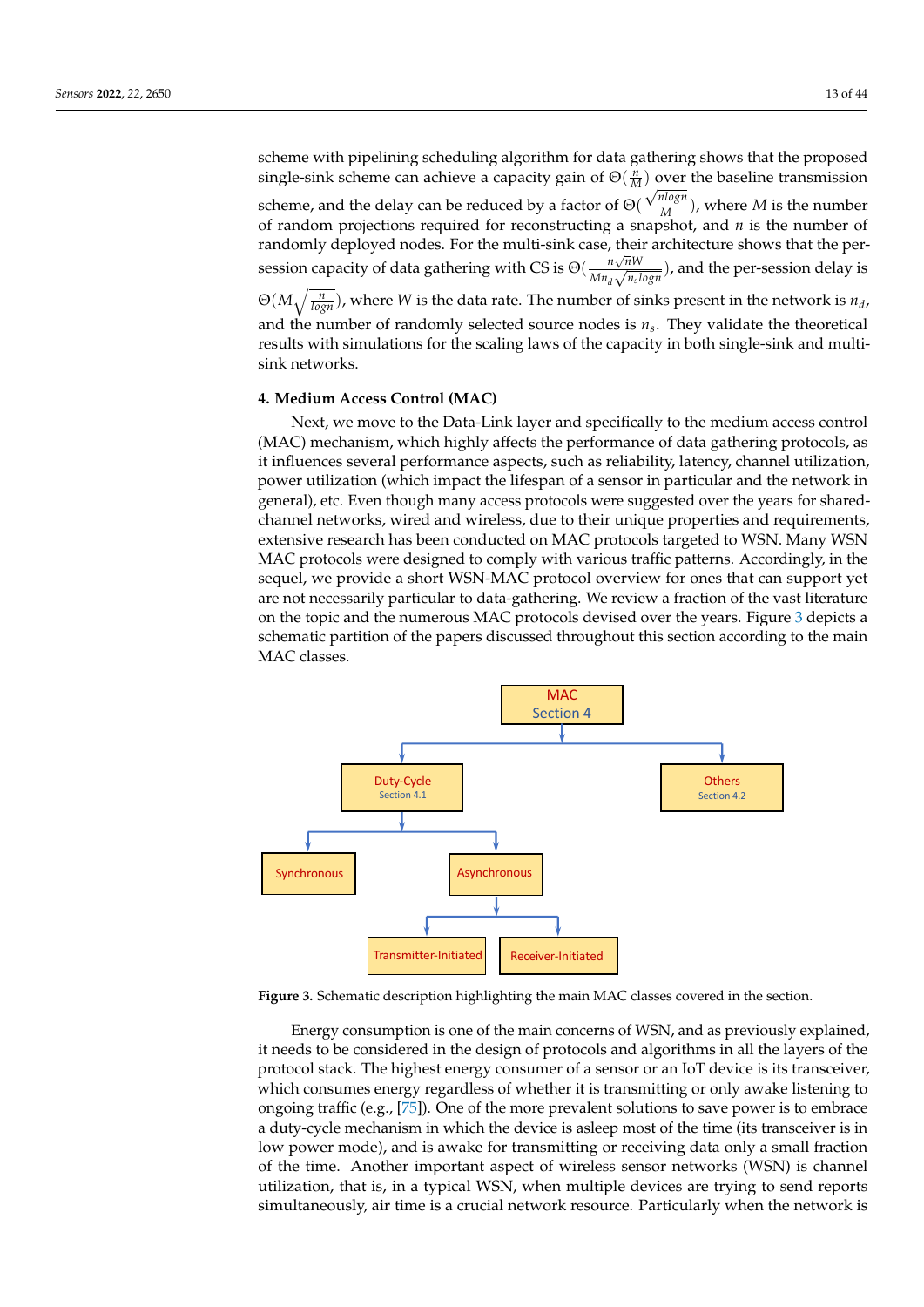scheme with pipelining scheduling algorithm for data gathering shows that the proposed single-sink scheme can achieve a capacity gain of $\Theta(\frac{n}{M})$ over the baseline transmission scheme, and the delay can be reduced by a factor of $\Theta(\frac{\sqrt{nlogn}}{M})$, where $M$ is the number of random projections required for reconstructing a snapshot, and $n$ is the number of randomly deployed nodes. For the multi-sink case, their architecture shows that the per-session capacity of data gathering with CS is $\Theta(\frac{n\sqrt{n}W}{Mn_d\sqrt{n_s logn}})$, and the per-session delay is $\Theta(M\sqrt{\frac{n}{logn}})$, where $W$ is the data rate. The number of sinks present in the network is $n_d$, and the number of randomly selected source nodes is $n_s$. They validate the theoretical results with simulations for the scaling laws of the capacity in both single-sink and multi-sink networks.

## 4. Medium Access Control (MAC)

Next, we move to the Data-Link layer and specifically to the medium access control (MAC) mechanism, which highly affects the performance of data gathering protocols, as it influences several performance aspects, such as reliability, latency, channel utilization, power utilization (which impact the lifespan of a sensor in particular and the network in general), etc. Even though many access protocols were suggested over the years for shared-channel networks, wired and wireless, due to their unique properties and requirements, extensive research has been conducted on MAC protocols targeted to WSN. Many WSN MAC protocols were designed to comply with various traffic patterns. Accordingly, in the sequel, we provide a short WSN-MAC protocol overview for ones that can support yet are not necessarily particular to data-gathering. We review a fraction of the vast literature on the topic and the numerous MAC protocols devised over the years. Figure 3 depicts a schematic partition of the papers discussed throughout this section according to the main MAC classes.

MAC
Section 4
Duty-Cycle
Section 4.1
Others
Section 4.2
Synchronous
Asynchronous
Transmitter-Initiated
Receiver-Initiated

**Figure 3.** Schematic description highlighting the main MAC classes covered in the section.

Energy consumption is one of the main concerns of WSN, and as previously explained, it needs to be considered in the design of protocols and algorithms in all the layers of the protocol stack. The highest energy consumer of a sensor or an IoT device is its transceiver, which consumes energy regardless of whether it is transmitting or only awake listening to ongoing traffic (e.g., [75]). One of the more prevalent solutions to save power is to embrace a duty-cycle mechanism in which the device is asleep most of the time (its transceiver is in low power mode), and is awake for transmitting or receiving data only a small fraction of the time. Another important aspect of wireless sensor networks (WSN) is channel utilization, that is, in a typical WSN, when multiple devices are trying to send reports simultaneously, air time is a crucial network resource. Particularly when the network is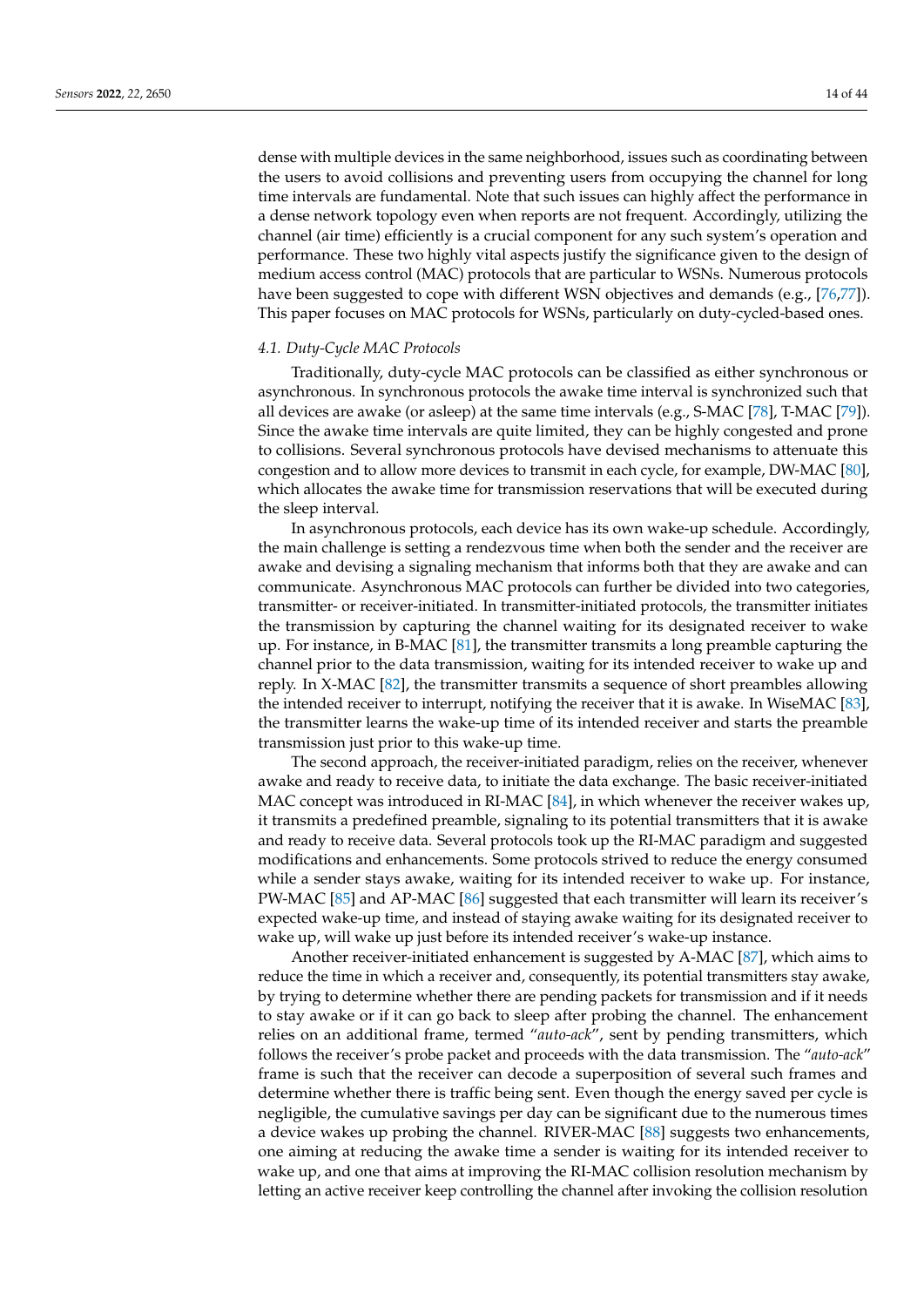dense with multiple devices in the same neighborhood, issues such as coordinating between the users to avoid collisions and preventing users from occupying the channel for long time intervals are fundamental. Note that such issues can highly affect the performance in a dense network topology even when reports are not frequent. Accordingly, utilizing the channel (air time) efficiently is a crucial component for any such system's operation and performance. These two highly vital aspects justify the significance given to the design of medium access control (MAC) protocols that are particular to WSNs. Numerous protocols have been suggested to cope with different WSN objectives and demands (e.g., [76,77]). This paper focuses on MAC protocols for WSNs, particularly on duty-cycled-based ones.

### *4.1. Duty-Cycle MAC Protocols*

Traditionally, duty-cycle MAC protocols can be classified as either synchronous or asynchronous. In synchronous protocols the awake time interval is synchronized such that all devices are awake (or asleep) at the same time intervals (e.g., S-MAC [78], T-MAC [79]). Since the awake time intervals are quite limited, they can be highly congested and prone to collisions. Several synchronous protocols have devised mechanisms to attenuate this congestion and to allow more devices to transmit in each cycle, for example, DW-MAC [80], which allocates the awake time for transmission reservations that will be executed during the sleep interval.

In asynchronous protocols, each device has its own wake-up schedule. Accordingly, the main challenge is setting a rendezvous time when both the sender and the receiver are awake and devising a signaling mechanism that informs both that they are awake and can communicate. Asynchronous MAC protocols can further be divided into two categories, transmitter- or receiver-initiated. In transmitter-initiated protocols, the transmitter initiates the transmission by capturing the channel waiting for its designated receiver to wake up. For instance, in B-MAC [81], the transmitter transmits a long preamble capturing the channel prior to the data transmission, waiting for its intended receiver to wake up and reply. In X-MAC [82], the transmitter transmits a sequence of short preambles allowing the intended receiver to interrupt, notifying the receiver that it is awake. In WiseMAC [83], the transmitter learns the wake-up time of its intended receiver and starts the preamble transmission just prior to this wake-up time.

The second approach, the receiver-initiated paradigm, relies on the receiver, whenever awake and ready to receive data, to initiate the data exchange. The basic receiver-initiated MAC concept was introduced in RI-MAC [84], in which whenever the receiver wakes up, it transmits a predefined preamble, signaling to its potential transmitters that it is awake and ready to receive data. Several protocols took up the RI-MAC paradigm and suggested modifications and enhancements. Some protocols strived to reduce the energy consumed while a sender stays awake, waiting for its intended receiver to wake up. For instance, PW-MAC [85] and AP-MAC [86] suggested that each transmitter will learn its receiver's expected wake-up time, and instead of staying awake waiting for its designated receiver to wake up, will wake up just before its intended receiver's wake-up instance.

Another receiver-initiated enhancement is suggested by A-MAC [87], which aims to reduce the time in which a receiver and, consequently, its potential transmitters stay awake, by trying to determine whether there are pending packets for transmission and if it needs to stay awake or if it can go back to sleep after probing the channel. The enhancement relies on an additional frame, termed "*auto-ack*", sent by pending transmitters, which follows the receiver's probe packet and proceeds with the data transmission. The "*auto-ack*" frame is such that the receiver can decode a superposition of several such frames and determine whether there is traffic being sent. Even though the energy saved per cycle is negligible, the cumulative savings per day can be significant due to the numerous times a device wakes up probing the channel. RIVER-MAC [88] suggests two enhancements, one aiming at reducing the awake time a sender is waiting for its intended receiver to wake up, and one that aims at improving the RI-MAC collision resolution mechanism by letting an active receiver keep controlling the channel after invoking the collision resolution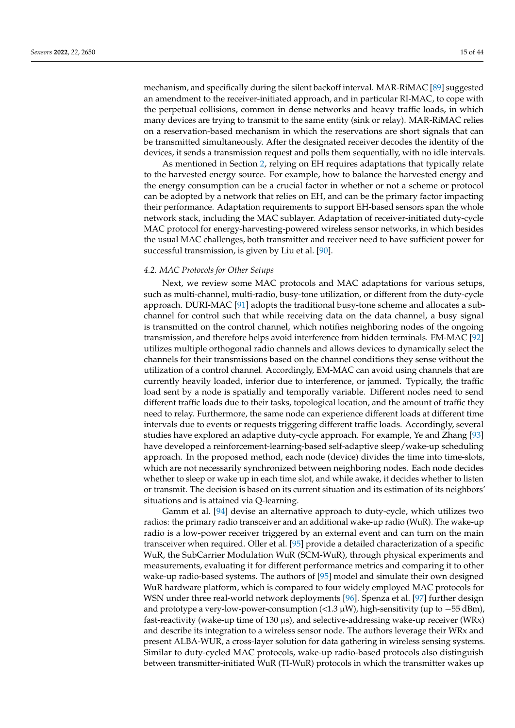mechanism, and specifically during the silent backoff interval. MAR-RiMAC [89] suggested an amendment to the receiver-initiated approach, and in particular RI-MAC, to cope with the perpetual collisions, common in dense networks and heavy traffic loads, in which many devices are trying to transmit to the same entity (sink or relay). MAR-RiMAC relies on a reservation-based mechanism in which the reservations are short signals that can be transmitted simultaneously. After the designated receiver decodes the identity of the devices, it sends a transmission request and polls them sequentially, with no idle intervals.

As mentioned in Section 2, relying on EH requires adaptations that typically relate to the harvested energy source. For example, how to balance the harvested energy and the energy consumption can be a crucial factor in whether or not a scheme or protocol can be adopted by a network that relies on EH, and can be the primary factor impacting their performance. Adaptation requirements to support EH-based sensors span the whole network stack, including the MAC sublayer. Adaptation of receiver-initiated duty-cycle MAC protocol for energy-harvesting-powered wireless sensor networks, in which besides the usual MAC challenges, both transmitter and receiver need to have sufficient power for successful transmission, is given by Liu et al. [90].

### *4.2. MAC Protocols for Other Setups*

Next, we review some MAC protocols and MAC adaptations for various setups, such as multi-channel, multi-radio, busy-tone utilization, or different from the duty-cycle approach. DURI-MAC [91] adopts the traditional busy-tone scheme and allocates a sub-channel for control such that while receiving data on the data channel, a busy signal is transmitted on the control channel, which notifies neighboring nodes of the ongoing transmission, and therefore helps avoid interference from hidden terminals. EM-MAC [92] utilizes multiple orthogonal radio channels and allows devices to dynamically select the channels for their transmissions based on the channel conditions they sense without the utilization of a control channel. Accordingly, EM-MAC can avoid using channels that are currently heavily loaded, inferior due to interference, or jammed. Typically, the traffic load sent by a node is spatially and temporally variable. Different nodes need to send different traffic loads due to their tasks, topological location, and the amount of traffic they need to relay. Furthermore, the same node can experience different loads at different time intervals due to events or requests triggering different traffic loads. Accordingly, several studies have explored an adaptive duty-cycle approach. For example, Ye and Zhang [93] have developed a reinforcement-learning-based self-adaptive sleep/wake-up scheduling approach. In the proposed method, each node (device) divides the time into time-slots, which are not necessarily synchronized between neighboring nodes. Each node decides whether to sleep or wake up in each time slot, and while awake, it decides whether to listen or transmit. The decision is based on its current situation and its estimation of its neighbors' situations and is attained via Q-learning.

Gamm et al. [94] devise an alternative approach to duty-cycle, which utilizes two radios: the primary radio transceiver and an additional wake-up radio (WuR). The wake-up radio is a low-power receiver triggered by an external event and can turn on the main transceiver when required. Oller et al. [95] provide a detailed characterization of a specific WuR, the SubCarrier Modulation WuR (SCM-WuR), through physical experiments and measurements, evaluating it for different performance metrics and comparing it to other wake-up radio-based systems. The authors of [95] model and simulate their own designed WuR hardware platform, which is compared to four widely employed MAC protocols for WSN under three real-world network deployments [96]. Spenza et al. [97] further design and prototype a very-low-power-consumption (<1.3 μW), high-sensitivity (up to −55 dBm), fast-reactivity (wake-up time of 130 μs), and selective-addressing wake-up receiver (WRx) and describe its integration to a wireless sensor node. The authors leverage their WRx and present ALBA-WUR, a cross-layer solution for data gathering in wireless sensing systems. Similar to duty-cycled MAC protocols, wake-up radio-based protocols also distinguish between transmitter-initiated WuR (TI-WuR) protocols in which the transmitter wakes up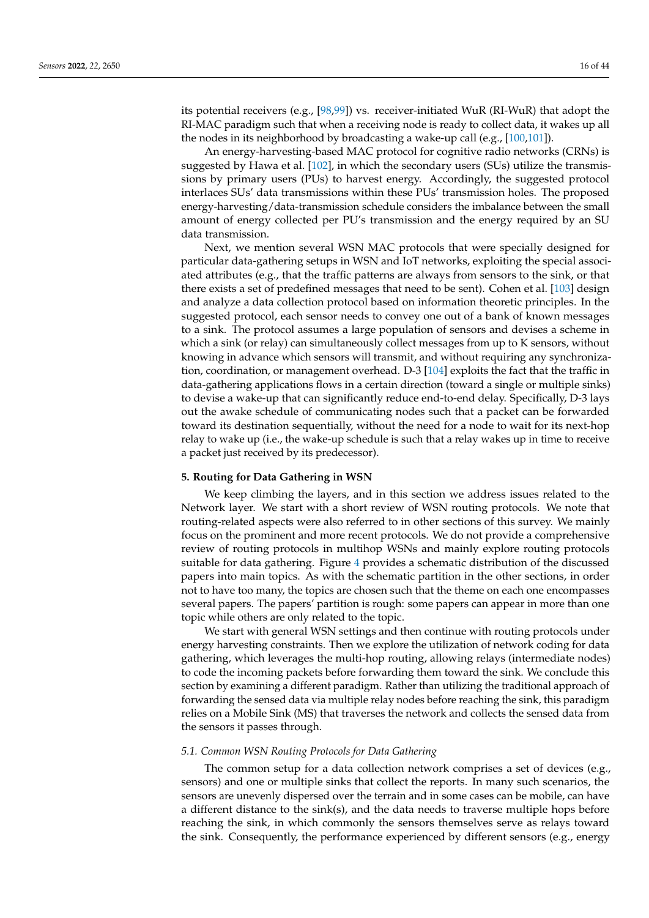its potential receivers (e.g., [98,99]) vs. receiver-initiated WuR (RI-WuR) that adopt the RI-MAC paradigm such that when a receiving node is ready to collect data, it wakes up all the nodes in its neighborhood by broadcasting a wake-up call (e.g., [100,101]).

An energy-harvesting-based MAC protocol for cognitive radio networks (CRNs) is suggested by Hawa et al. [102], in which the secondary users (SUs) utilize the transmissions by primary users (PUs) to harvest energy. Accordingly, the suggested protocol interlaces SUs' data transmissions within these PUs' transmission holes. The proposed energy-harvesting/data-transmission schedule considers the imbalance between the small amount of energy collected per PU's transmission and the energy required by an SU data transmission.

Next, we mention several WSN MAC protocols that were specially designed for particular data-gathering setups in WSN and IoT networks, exploiting the special associated attributes (e.g., that the traffic patterns are always from sensors to the sink, or that there exists a set of predefined messages that need to be sent). Cohen et al. [103] design and analyze a data collection protocol based on information theoretic principles. In the suggested protocol, each sensor needs to convey one out of a bank of known messages to a sink. The protocol assumes a large population of sensors and devises a scheme in which a sink (or relay) can simultaneously collect messages from up to K sensors, without knowing in advance which sensors will transmit, and without requiring any synchronization, coordination, or management overhead. D-3 [104] exploits the fact that the traffic in data-gathering applications flows in a certain direction (toward a single or multiple sinks) to devise a wake-up that can significantly reduce end-to-end delay. Specifically, D-3 lays out the awake schedule of communicating nodes such that a packet can be forwarded toward its destination sequentially, without the need for a node to wait for its next-hop relay to wake up (i.e., the wake-up schedule is such that a relay wakes up in time to receive a packet just received by its predecessor).

## 5. Routing for Data Gathering in WSN

We keep climbing the layers, and in this section we address issues related to the Network layer. We start with a short review of WSN routing protocols. We note that routing-related aspects were also referred to in other sections of this survey. We mainly focus on the prominent and more recent protocols. We do not provide a comprehensive review of routing protocols in multihop WSNs and mainly explore routing protocols suitable for data gathering. Figure 4 provides a schematic distribution of the discussed papers into main topics. As with the schematic partition in the other sections, in order not to have too many, the topics are chosen such that the theme on each one encompasses several papers. The papers' partition is rough: some papers can appear in more than one topic while others are only related to the topic.

We start with general WSN settings and then continue with routing protocols under energy harvesting constraints. Then we explore the utilization of network coding for data gathering, which leverages the multi-hop routing, allowing relays (intermediate nodes) to code the incoming packets before forwarding them toward the sink. We conclude this section by examining a different paradigm. Rather than utilizing the traditional approach of forwarding the sensed data via multiple relay nodes before reaching the sink, this paradigm relies on a Mobile Sink (MS) that traverses the network and collects the sensed data from the sensors it passes through.

### 5.1. Common WSN Routing Protocols for Data Gathering

The common setup for a data collection network comprises a set of devices (e.g., sensors) and one or multiple sinks that collect the reports. In many such scenarios, the sensors are unevenly dispersed over the terrain and in some cases can be mobile, can have a different distance to the sink(s), and the data needs to traverse multiple hops before reaching the sink, in which commonly the sensors themselves serve as relays toward the sink. Consequently, the performance experienced by different sensors (e.g., energy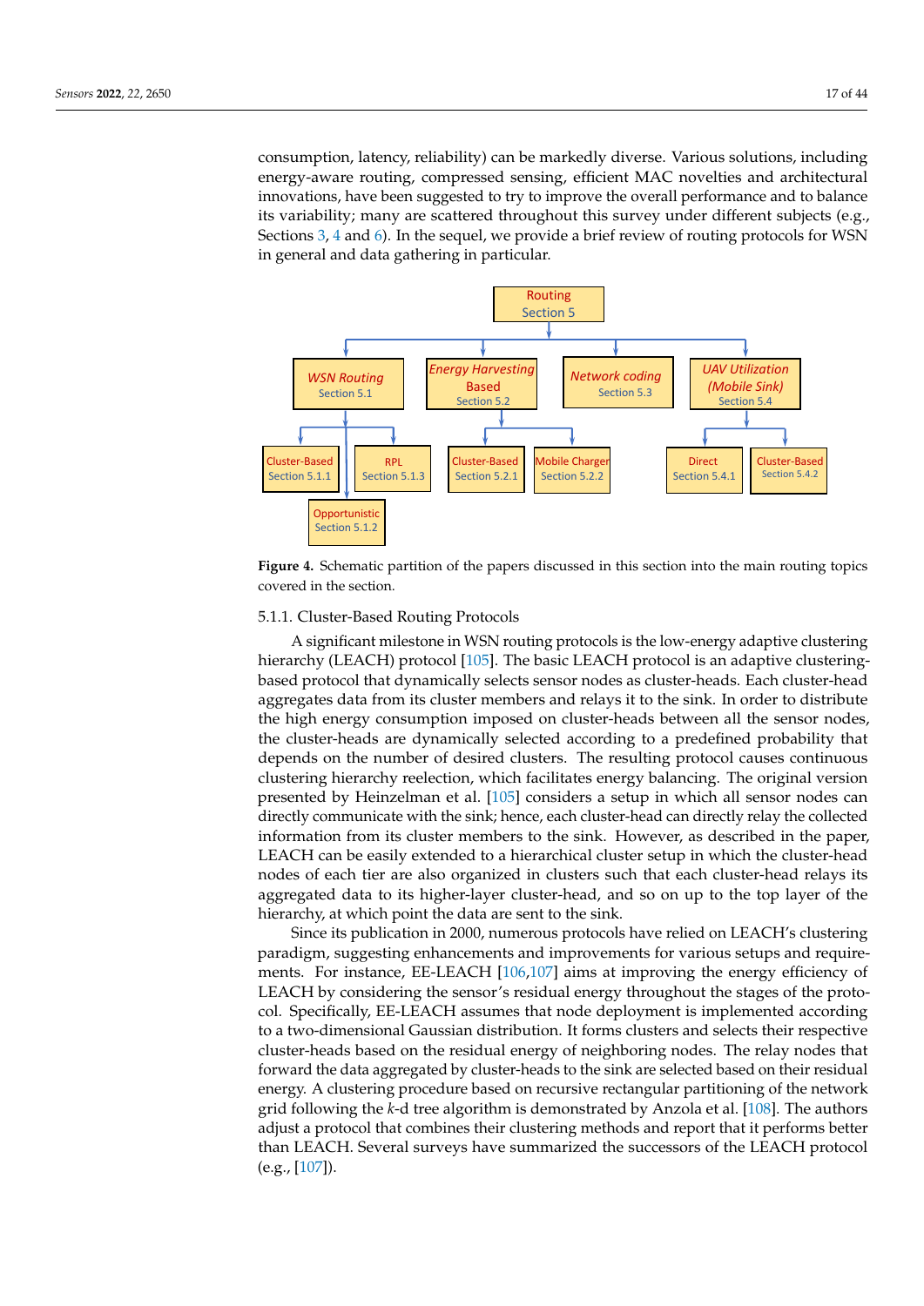consumption, latency, reliability) can be markedly diverse. Various solutions, including energy-aware routing, compressed sensing, efficient MAC novelties and architectural innovations, have been suggested to try to improve the overall performance and to balance its variability; many are scattered throughout this survey under different subjects (e.g., Sections 3, 4 and 6). In the sequel, we provide a brief review of routing protocols for WSN in general and data gathering in particular.

Routing
Section 5

WSN Routing
Section 5.1

Energy Harvesting Based
Section 5.2

Network coding
Section 5.3

UAV Utilization (Mobile Sink)
Section 5.4

Cluster-Based
Section 5.1.1

RPL
Section 5.1.3

Opportunistic
Section 5.1.2

Cluster-Based
Section 5.2.1

Mobile Charger
Section 5.2.2

Direct
Section 5.4.1

Cluster-Based
Section 5.4.2

**Figure 4.** Schematic partition of the papers discussed in this section into the main routing topics covered in the section.

#### 5.1.1. Cluster-Based Routing Protocols

A significant milestone in WSN routing protocols is the low-energy adaptive clustering hierarchy (LEACH) protocol [105]. The basic LEACH protocol is an adaptive clustering-based protocol that dynamically selects sensor nodes as cluster-heads. Each cluster-head aggregates data from its cluster members and relays it to the sink. In order to distribute the high energy consumption imposed on cluster-heads between all the sensor nodes, the cluster-heads are dynamically selected according to a predefined probability that depends on the number of desired clusters. The resulting protocol causes continuous clustering hierarchy reelection, which facilitates energy balancing. The original version presented by Heinzelman et al. [105] considers a setup in which all sensor nodes can directly communicate with the sink; hence, each cluster-head can directly relay the collected information from its cluster members to the sink. However, as described in the paper, LEACH can be easily extended to a hierarchical cluster setup in which the cluster-head nodes of each tier are also organized in clusters such that each cluster-head relays its aggregated data to its higher-layer cluster-head, and so on up to the top layer of the hierarchy, at which point the data are sent to the sink.

Since its publication in 2000, numerous protocols have relied on LEACH's clustering paradigm, suggesting enhancements and improvements for various setups and requirements. For instance, EE-LEACH [106,107] aims at improving the energy efficiency of LEACH by considering the sensor's residual energy throughout the stages of the protocol. Specifically, EE-LEACH assumes that node deployment is implemented according to a two-dimensional Gaussian distribution. It forms clusters and selects their respective cluster-heads based on the residual energy of neighboring nodes. The relay nodes that forward the data aggregated by cluster-heads to the sink are selected based on their residual energy. A clustering procedure based on recursive rectangular partitioning of the network grid following the *k*-d tree algorithm is demonstrated by Anzola et al. [108]. The authors adjust a protocol that combines their clustering methods and report that it performs better than LEACH. Several surveys have summarized the successors of the LEACH protocol (e.g., [107]).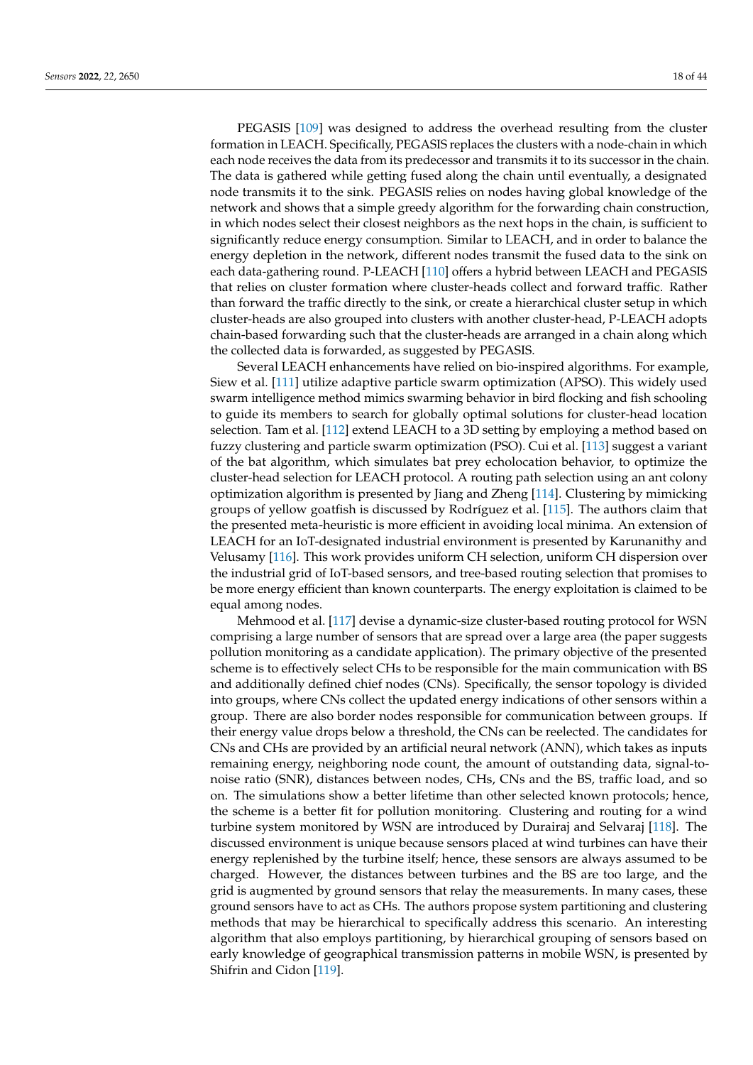PEGASIS [109] was designed to address the overhead resulting from the cluster formation in LEACH. Specifically, PEGASIS replaces the clusters with a node-chain in which each node receives the data from its predecessor and transmits it to its successor in the chain. The data is gathered while getting fused along the chain until eventually, a designated node transmits it to the sink. PEGASIS relies on nodes having global knowledge of the network and shows that a simple greedy algorithm for the forwarding chain construction, in which nodes select their closest neighbors as the next hops in the chain, is sufficient to significantly reduce energy consumption. Similar to LEACH, and in order to balance the energy depletion in the network, different nodes transmit the fused data to the sink on each data-gathering round. P-LEACH [110] offers a hybrid between LEACH and PEGASIS that relies on cluster formation where cluster-heads collect and forward traffic. Rather than forward the traffic directly to the sink, or create a hierarchical cluster setup in which cluster-heads are also grouped into clusters with another cluster-head, P-LEACH adopts chain-based forwarding such that the cluster-heads are arranged in a chain along which the collected data is forwarded, as suggested by PEGASIS.

Several LEACH enhancements have relied on bio-inspired algorithms. For example, Siew et al. [111] utilize adaptive particle swarm optimization (APSO). This widely used swarm intelligence method mimics swarming behavior in bird flocking and fish schooling to guide its members to search for globally optimal solutions for cluster-head location selection. Tam et al. [112] extend LEACH to a 3D setting by employing a method based on fuzzy clustering and particle swarm optimization (PSO). Cui et al. [113] suggest a variant of the bat algorithm, which simulates bat prey echolocation behavior, to optimize the cluster-head selection for LEACH protocol. A routing path selection using an ant colony optimization algorithm is presented by Jiang and Zheng [114]. Clustering by mimicking groups of yellow goatfish is discussed by Rodríguez et al. [115]. The authors claim that the presented meta-heuristic is more efficient in avoiding local minima. An extension of LEACH for an IoT-designated industrial environment is presented by Karunanithy and Velusamy [116]. This work provides uniform CH selection, uniform CH dispersion over the industrial grid of IoT-based sensors, and tree-based routing selection that promises to be more energy efficient than known counterparts. The energy exploitation is claimed to be equal among nodes.

Mehmood et al. [117] devise a dynamic-size cluster-based routing protocol for WSN comprising a large number of sensors that are spread over a large area (the paper suggests pollution monitoring as a candidate application). The primary objective of the presented scheme is to effectively select CHs to be responsible for the main communication with BS and additionally defined chief nodes (CNs). Specifically, the sensor topology is divided into groups, where CNs collect the updated energy indications of other sensors within a group. There are also border nodes responsible for communication between groups. If their energy value drops below a threshold, the CNs can be reelected. The candidates for CNs and CHs are provided by an artificial neural network (ANN), which takes as inputs remaining energy, neighboring node count, the amount of outstanding data, signal-to-noise ratio (SNR), distances between nodes, CHs, CNs and the BS, traffic load, and so on. The simulations show a better lifetime than other selected known protocols; hence, the scheme is a better fit for pollution monitoring. Clustering and routing for a wind turbine system monitored by WSN are introduced by Durairaj and Selvaraj [118]. The discussed environment is unique because sensors placed at wind turbines can have their energy replenished by the turbine itself; hence, these sensors are always assumed to be charged. However, the distances between turbines and the BS are too large, and the grid is augmented by ground sensors that relay the measurements. In many cases, these ground sensors have to act as CHs. The authors propose system partitioning and clustering methods that may be hierarchical to specifically address this scenario. An interesting algorithm that also employs partitioning, by hierarchical grouping of sensors based on early knowledge of geographical transmission patterns in mobile WSN, is presented by Shifrin and Cidon [119].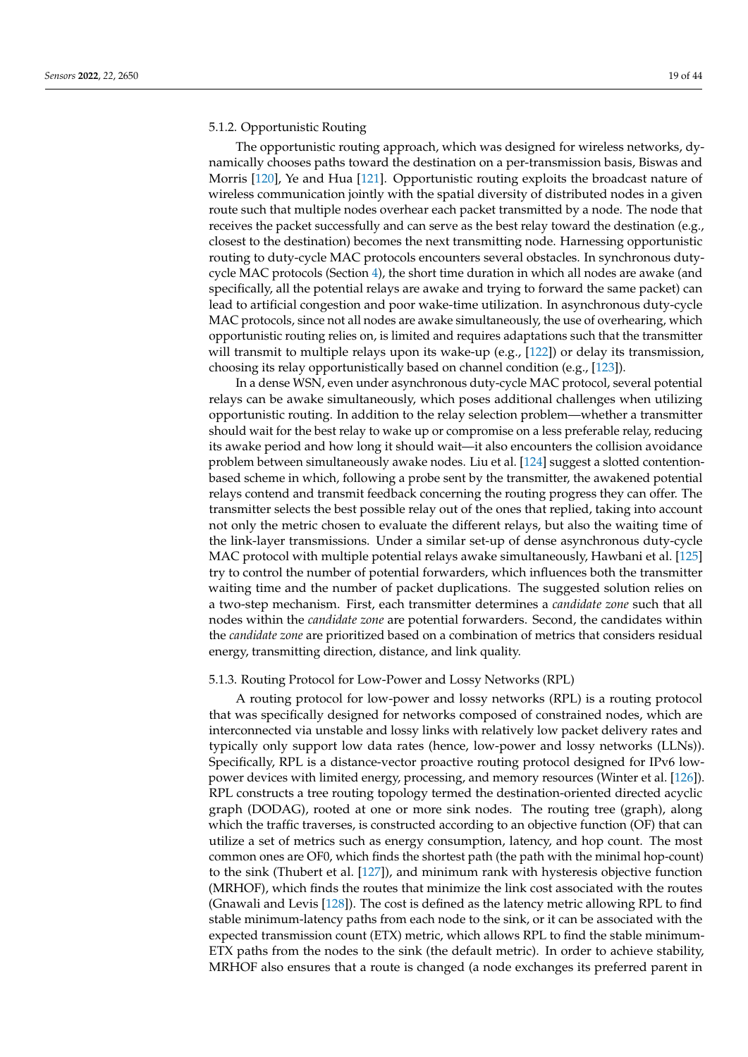#### 5.1.2. Opportunistic Routing

The opportunistic routing approach, which was designed for wireless networks, dynamically chooses paths toward the destination on a per-transmission basis, Biswas and Morris [120], Ye and Hua [121]. Opportunistic routing exploits the broadcast nature of wireless communication jointly with the spatial diversity of distributed nodes in a given route such that multiple nodes overhear each packet transmitted by a node. The node that receives the packet successfully and can serve as the best relay toward the destination (e.g., closest to the destination) becomes the next transmitting node. Harnessing opportunistic routing to duty-cycle MAC protocols encounters several obstacles. In synchronous duty-cycle MAC protocols (Section 4), the short time duration in which all nodes are awake (and specifically, all the potential relays are awake and trying to forward the same packet) can lead to artificial congestion and poor wake-time utilization. In asynchronous duty-cycle MAC protocols, since not all nodes are awake simultaneously, the use of overhearing, which opportunistic routing relies on, is limited and requires adaptations such that the transmitter will transmit to multiple relays upon its wake-up (e.g., [122]) or delay its transmission, choosing its relay opportunistically based on channel condition (e.g., [123]).

In a dense WSN, even under asynchronous duty-cycle MAC protocol, several potential relays can be awake simultaneously, which poses additional challenges when utilizing opportunistic routing. In addition to the relay selection problem—whether a transmitter should wait for the best relay to wake up or compromise on a less preferable relay, reducing its awake period and how long it should wait—it also encounters the collision avoidance problem between simultaneously awake nodes. Liu et al. [124] suggest a slotted contention-based scheme in which, following a probe sent by the transmitter, the awakened potential relays contend and transmit feedback concerning the routing progress they can offer. The transmitter selects the best possible relay out of the ones that replied, taking into account not only the metric chosen to evaluate the different relays, but also the waiting time of the link-layer transmissions. Under a similar set-up of dense asynchronous duty-cycle MAC protocol with multiple potential relays awake simultaneously, Hawbani et al. [125] try to control the number of potential forwarders, which influences both the transmitter waiting time and the number of packet duplications. The suggested solution relies on a two-step mechanism. First, each transmitter determines a *candidate zone* such that all nodes within the *candidate zone* are potential forwarders. Second, the candidates within the *candidate zone* are prioritized based on a combination of metrics that considers residual energy, transmitting direction, distance, and link quality.

#### 5.1.3. Routing Protocol for Low-Power and Lossy Networks (RPL)

A routing protocol for low-power and lossy networks (RPL) is a routing protocol that was specifically designed for networks composed of constrained nodes, which are interconnected via unstable and lossy links with relatively low packet delivery rates and typically only support low data rates (hence, low-power and lossy networks (LLNs)). Specifically, RPL is a distance-vector proactive routing protocol designed for IPv6 low-power devices with limited energy, processing, and memory resources (Winter et al. [126]). RPL constructs a tree routing topology termed the destination-oriented directed acyclic graph (DODAG), rooted at one or more sink nodes. The routing tree (graph), along which the traffic traverses, is constructed according to an objective function (OF) that can utilize a set of metrics such as energy consumption, latency, and hop count. The most common ones are OF0, which finds the shortest path (the path with the minimal hop-count) to the sink (Thubert et al. [127]), and minimum rank with hysteresis objective function (MRHOF), which finds the routes that minimize the link cost associated with the routes (Gnawali and Levis [128]). The cost is defined as the latency metric allowing RPL to find stable minimum-latency paths from each node to the sink, or it can be associated with the expected transmission count (ETX) metric, which allows RPL to find the stable minimum-ETX paths from the nodes to the sink (the default metric). In order to achieve stability, MRHOF also ensures that a route is changed (a node exchanges its preferred parent in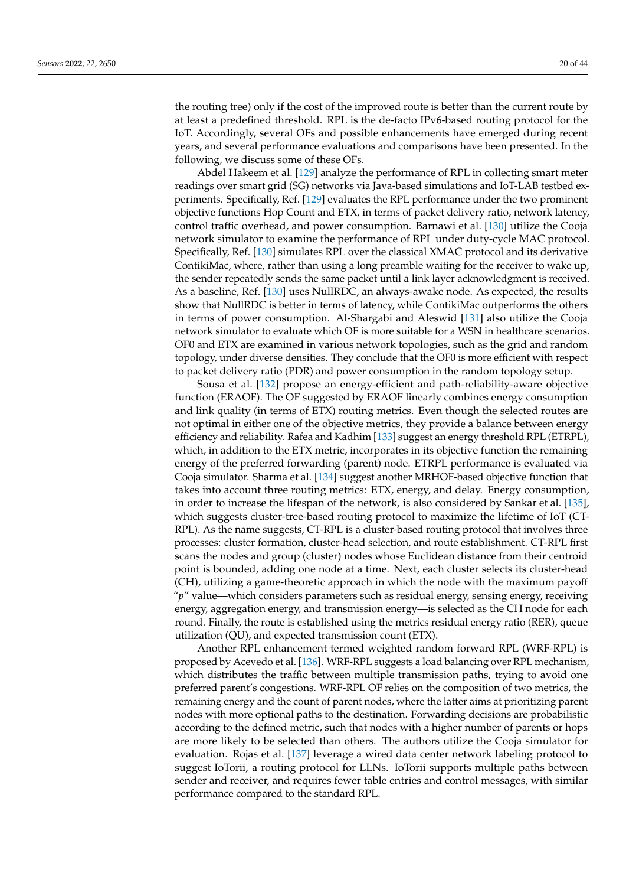the routing tree) only if the cost of the improved route is better than the current route by at least a predefined threshold. RPL is the de-facto IPv6-based routing protocol for the IoT. Accordingly, several OFs and possible enhancements have emerged during recent years, and several performance evaluations and comparisons have been presented. In the following, we discuss some of these OFs.

Abdel Hakeem et al. [129] analyze the performance of RPL in collecting smart meter readings over smart grid (SG) networks via Java-based simulations and IoT-LAB testbed experiments. Specifically, Ref. [129] evaluates the RPL performance under the two prominent objective functions Hop Count and ETX, in terms of packet delivery ratio, network latency, control traffic overhead, and power consumption. Barnawi et al. [130] utilize the Cooja network simulator to examine the performance of RPL under duty-cycle MAC protocol. Specifically, Ref. [130] simulates RPL over the classical XMAC protocol and its derivative ContikiMac, where, rather than using a long preamble waiting for the receiver to wake up, the sender repeatedly sends the same packet until a link layer acknowledgment is received. As a baseline, Ref. [130] uses NullRDC, an always-awake node. As expected, the results show that NullRDC is better in terms of latency, while ContikiMac outperforms the others in terms of power consumption. Al-Shargabi and Aleswid [131] also utilize the Cooja network simulator to evaluate which OF is more suitable for a WSN in healthcare scenarios. OF0 and ETX are examined in various network topologies, such as the grid and random topology, under diverse densities. They conclude that the OF0 is more efficient with respect to packet delivery ratio (PDR) and power consumption in the random topology setup.

Sousa et al. [132] propose an energy-efficient and path-reliability-aware objective function (ERAOF). The OF suggested by ERAOF linearly combines energy consumption and link quality (in terms of ETX) routing metrics. Even though the selected routes are not optimal in either one of the objective metrics, they provide a balance between energy efficiency and reliability. Rafea and Kadhim [133] suggest an energy threshold RPL (ETRPL), which, in addition to the ETX metric, incorporates in its objective function the remaining energy of the preferred forwarding (parent) node. ETRPL performance is evaluated via Cooja simulator. Sharma et al. [134] suggest another MRHOF-based objective function that takes into account three routing metrics: ETX, energy, and delay. Energy consumption, in order to increase the lifespan of the network, is also considered by Sankar et al. [135], which suggests cluster-tree-based routing protocol to maximize the lifetime of IoT (CT-RPL). As the name suggests, CT-RPL is a cluster-based routing protocol that involves three processes: cluster formation, cluster-head selection, and route establishment. CT-RPL first scans the nodes and group (cluster) nodes whose Euclidean distance from their centroid point is bounded, adding one node at a time. Next, each cluster selects its cluster-head (CH), utilizing a game-theoretic approach in which the node with the maximum payoff "$p$" value—which considers parameters such as residual energy, sensing energy, receiving energy, aggregation energy, and transmission energy—is selected as the CH node for each round. Finally, the route is established using the metrics residual energy ratio (RER), queue utilization (QU), and expected transmission count (ETX).

Another RPL enhancement termed weighted random forward RPL (WRF-RPL) is proposed by Acevedo et al. [136]. WRF-RPL suggests a load balancing over RPL mechanism, which distributes the traffic between multiple transmission paths, trying to avoid one preferred parent's congestions. WRF-RPL OF relies on the composition of two metrics, the remaining energy and the count of parent nodes, where the latter aims at prioritizing parent nodes with more optional paths to the destination. Forwarding decisions are probabilistic according to the defined metric, such that nodes with a higher number of parents or hops are more likely to be selected than others. The authors utilize the Cooja simulator for evaluation. Rojas et al. [137] leverage a wired data center network labeling protocol to suggest IoTorii, a routing protocol for LLNs. IoTorii supports multiple paths between sender and receiver, and requires fewer table entries and control messages, with similar performance compared to the standard RPL.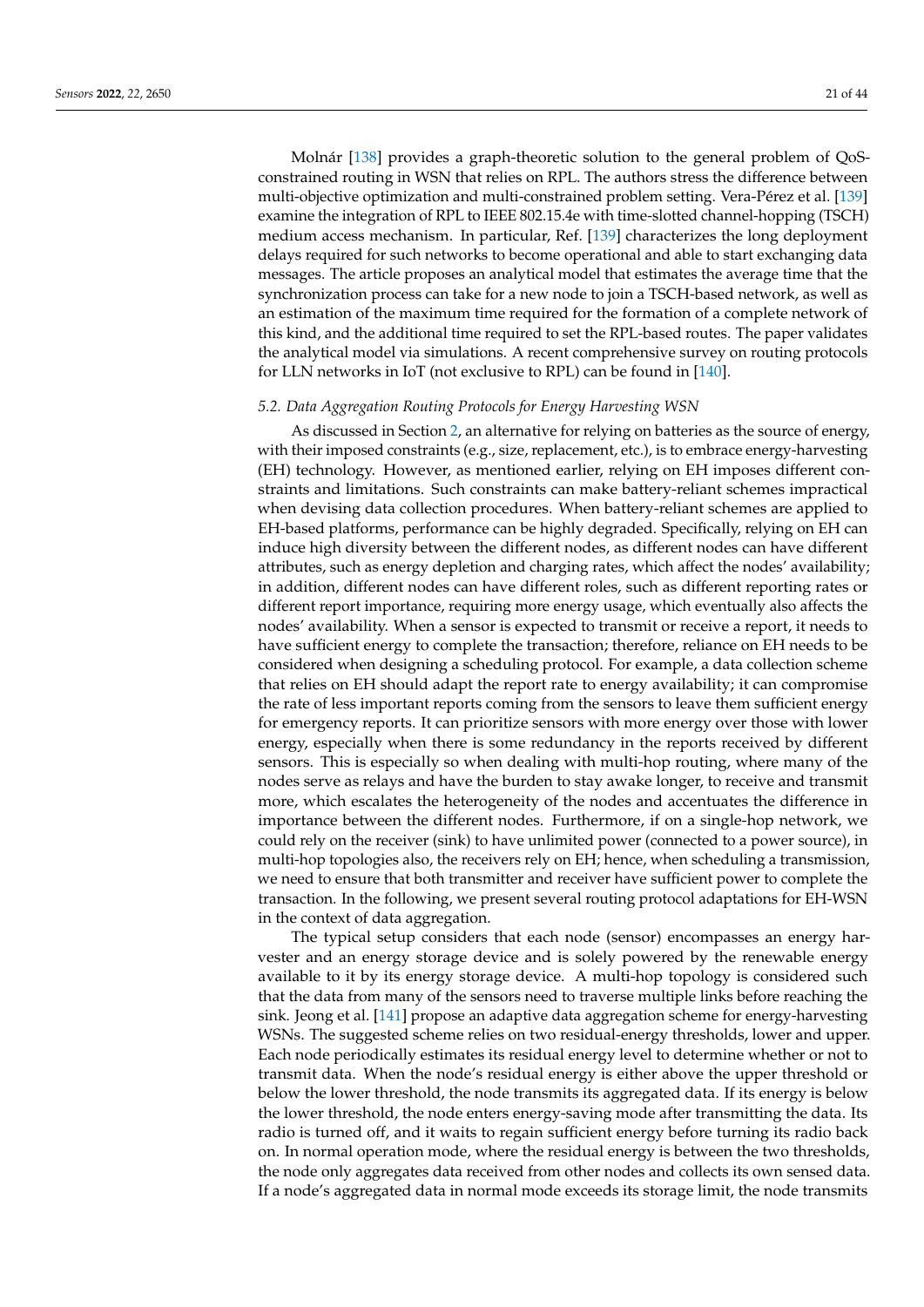Molnár [138] provides a graph-theoretic solution to the general problem of QoS-constrained routing in WSN that relies on RPL. The authors stress the difference between multi-objective optimization and multi-constrained problem setting. Vera-Pérez et al. [139] examine the integration of RPL to IEEE 802.15.4e with time-slotted channel-hopping (TSCH) medium access mechanism. In particular, Ref. [139] characterizes the long deployment delays required for such networks to become operational and able to start exchanging data messages. The article proposes an analytical model that estimates the average time that the synchronization process can take for a new node to join a TSCH-based network, as well as an estimation of the maximum time required for the formation of a complete network of this kind, and the additional time required to set the RPL-based routes. The paper validates the analytical model via simulations. A recent comprehensive survey on routing protocols for LLN networks in IoT (not exclusive to RPL) can be found in [140].

### *5.2. Data Aggregation Routing Protocols for Energy Harvesting WSN*

As discussed in Section 2, an alternative for relying on batteries as the source of energy, with their imposed constraints (e.g., size, replacement, etc.), is to embrace energy-harvesting (EH) technology. However, as mentioned earlier, relying on EH imposes different constraints and limitations. Such constraints can make battery-reliant schemes impractical when devising data collection procedures. When battery-reliant schemes are applied to EH-based platforms, performance can be highly degraded. Specifically, relying on EH can induce high diversity between the different nodes, as different nodes can have different attributes, such as energy depletion and charging rates, which affect the nodes' availability; in addition, different nodes can have different roles, such as different reporting rates or different report importance, requiring more energy usage, which eventually also affects the nodes' availability. When a sensor is expected to transmit or receive a report, it needs to have sufficient energy to complete the transaction; therefore, reliance on EH needs to be considered when designing a scheduling protocol. For example, a data collection scheme that relies on EH should adapt the report rate to energy availability; it can compromise the rate of less important reports coming from the sensors to leave them sufficient energy for emergency reports. It can prioritize sensors with more energy over those with lower energy, especially when there is some redundancy in the reports received by different sensors. This is especially so when dealing with multi-hop routing, where many of the nodes serve as relays and have the burden to stay awake longer, to receive and transmit more, which escalates the heterogeneity of the nodes and accentuates the difference in importance between the different nodes. Furthermore, if on a single-hop network, we could rely on the receiver (sink) to have unlimited power (connected to a power source), in multi-hop topologies also, the receivers rely on EH; hence, when scheduling a transmission, we need to ensure that both transmitter and receiver have sufficient power to complete the transaction. In the following, we present several routing protocol adaptations for EH-WSN in the context of data aggregation.

The typical setup considers that each node (sensor) encompasses an energy harvester and an energy storage device and is solely powered by the renewable energy available to it by its energy storage device. A multi-hop topology is considered such that the data from many of the sensors need to traverse multiple links before reaching the sink. Jeong et al. [141] propose an adaptive data aggregation scheme for energy-harvesting WSNs. The suggested scheme relies on two residual-energy thresholds, lower and upper. Each node periodically estimates its residual energy level to determine whether or not to transmit data. When the node's residual energy is either above the upper threshold or below the lower threshold, the node transmits its aggregated data. If its energy is below the lower threshold, the node enters energy-saving mode after transmitting the data. Its radio is turned off, and it waits to regain sufficient energy before turning its radio back on. In normal operation mode, where the residual energy is between the two thresholds, the node only aggregates data received from other nodes and collects its own sensed data. If a node's aggregated data in normal mode exceeds its storage limit, the node transmits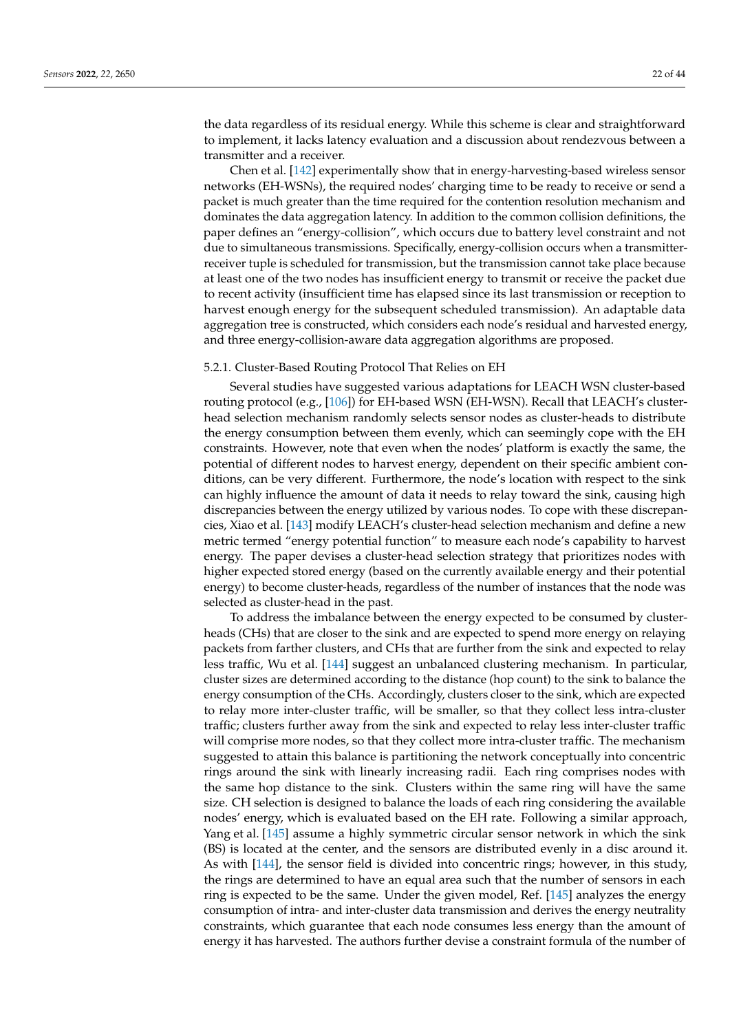the data regardless of its residual energy. While this scheme is clear and straightforward to implement, it lacks latency evaluation and a discussion about rendezvous between a transmitter and a receiver.

Chen et al. [142] experimentally show that in energy-harvesting-based wireless sensor networks (EH-WSNs), the required nodes' charging time to be ready to receive or send a packet is much greater than the time required for the contention resolution mechanism and dominates the data aggregation latency. In addition to the common collision definitions, the paper defines an "energy-collision", which occurs due to battery level constraint and not due to simultaneous transmissions. Specifically, energy-collision occurs when a transmitter-receiver tuple is scheduled for transmission, but the transmission cannot take place because at least one of the two nodes has insufficient energy to transmit or receive the packet due to recent activity (insufficient time has elapsed since its last transmission or reception to harvest enough energy for the subsequent scheduled transmission). An adaptable data aggregation tree is constructed, which considers each node's residual and harvested energy, and three energy-collision-aware data aggregation algorithms are proposed.

#### 5.2.1. Cluster-Based Routing Protocol That Relies on EH

Several studies have suggested various adaptations for LEACH WSN cluster-based routing protocol (e.g., [106]) for EH-based WSN (EH-WSN). Recall that LEACH's cluster-head selection mechanism randomly selects sensor nodes as cluster-heads to distribute the energy consumption between them evenly, which can seemingly cope with the EH constraints. However, note that even when the nodes' platform is exactly the same, the potential of different nodes to harvest energy, dependent on their specific ambient conditions, can be very different. Furthermore, the node's location with respect to the sink can highly influence the amount of data it needs to relay toward the sink, causing high discrepancies between the energy utilized by various nodes. To cope with these discrepancies, Xiao et al. [143] modify LEACH's cluster-head selection mechanism and define a new metric termed "energy potential function" to measure each node's capability to harvest energy. The paper devises a cluster-head selection strategy that prioritizes nodes with higher expected stored energy (based on the currently available energy and their potential energy) to become cluster-heads, regardless of the number of instances that the node was selected as cluster-head in the past.

To address the imbalance between the energy expected to be consumed by cluster-heads (CHs) that are closer to the sink and are expected to spend more energy on relaying packets from farther clusters, and CHs that are further from the sink and expected to relay less traffic, Wu et al. [144] suggest an unbalanced clustering mechanism. In particular, cluster sizes are determined according to the distance (hop count) to the sink to balance the energy consumption of the CHs. Accordingly, clusters closer to the sink, which are expected to relay more inter-cluster traffic, will be smaller, so that they collect less intra-cluster traffic; clusters further away from the sink and expected to relay less inter-cluster traffic will comprise more nodes, so that they collect more intra-cluster traffic. The mechanism suggested to attain this balance is partitioning the network conceptually into concentric rings around the sink with linearly increasing radii. Each ring comprises nodes with the same hop distance to the sink. Clusters within the same ring will have the same size. CH selection is designed to balance the loads of each ring considering the available nodes' energy, which is evaluated based on the EH rate. Following a similar approach, Yang et al. [145] assume a highly symmetric circular sensor network in which the sink (BS) is located at the center, and the sensors are distributed evenly in a disc around it. As with [144], the sensor field is divided into concentric rings; however, in this study, the rings are determined to have an equal area such that the number of sensors in each ring is expected to be the same. Under the given model, Ref. [145] analyzes the energy consumption of intra- and inter-cluster data transmission and derives the energy neutrality constraints, which guarantee that each node consumes less energy than the amount of energy it has harvested. The authors further devise a constraint formula of the number of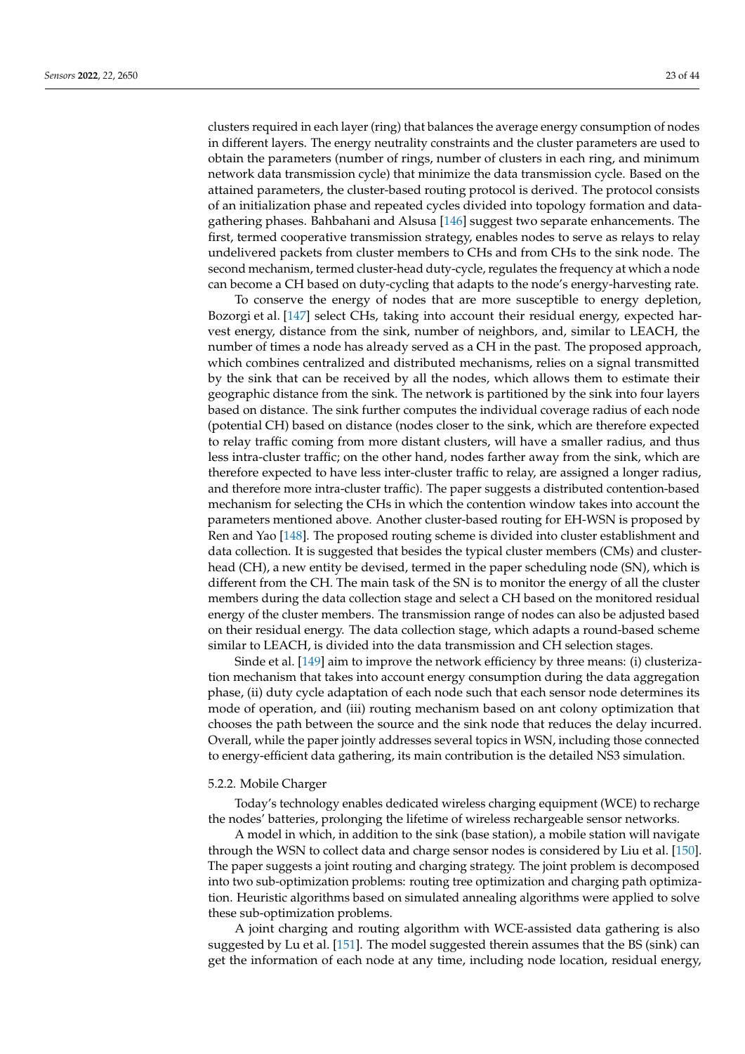clusters required in each layer (ring) that balances the average energy consumption of nodes in different layers. The energy neutrality constraints and the cluster parameters are used to obtain the parameters (number of rings, number of clusters in each ring, and minimum network data transmission cycle) that minimize the data transmission cycle. Based on the attained parameters, the cluster-based routing protocol is derived. The protocol consists of an initialization phase and repeated cycles divided into topology formation and data-gathering phases. Bahbahani and Alsusa [146] suggest two separate enhancements. The first, termed cooperative transmission strategy, enables nodes to serve as relays to relay undelivered packets from cluster members to CHs and from CHs to the sink node. The second mechanism, termed cluster-head duty-cycle, regulates the frequency at which a node can become a CH based on duty-cycling that adapts to the node's energy-harvesting rate.

To conserve the energy of nodes that are more susceptible to energy depletion, Bozorgi et al. [147] select CHs, taking into account their residual energy, expected harvest energy, distance from the sink, number of neighbors, and, similar to LEACH, the number of times a node has already served as a CH in the past. The proposed approach, which combines centralized and distributed mechanisms, relies on a signal transmitted by the sink that can be received by all the nodes, which allows them to estimate their geographic distance from the sink. The network is partitioned by the sink into four layers based on distance. The sink further computes the individual coverage radius of each node (potential CH) based on distance (nodes closer to the sink, which are therefore expected to relay traffic coming from more distant clusters, will have a smaller radius, and thus less intra-cluster traffic; on the other hand, nodes farther away from the sink, which are therefore expected to have less inter-cluster traffic to relay, are assigned a longer radius, and therefore more intra-cluster traffic). The paper suggests a distributed contention-based mechanism for selecting the CHs in which the contention window takes into account the parameters mentioned above. Another cluster-based routing for EH-WSN is proposed by Ren and Yao [148]. The proposed routing scheme is divided into cluster establishment and data collection. It is suggested that besides the typical cluster members (CMs) and cluster-head (CH), a new entity be devised, termed in the paper scheduling node (SN), which is different from the CH. The main task of the SN is to monitor the energy of all the cluster members during the data collection stage and select a CH based on the monitored residual energy of the cluster members. The transmission range of nodes can also be adjusted based on their residual energy. The data collection stage, which adapts a round-based scheme similar to LEACH, is divided into the data transmission and CH selection stages.

Sinde et al. [149] aim to improve the network efficiency by three means: (i) clusterization mechanism that takes into account energy consumption during the data aggregation phase, (ii) duty cycle adaptation of each node such that each sensor node determines its mode of operation, and (iii) routing mechanism based on ant colony optimization that chooses the path between the source and the sink node that reduces the delay incurred. Overall, while the paper jointly addresses several topics in WSN, including those connected to energy-efficient data gathering, its main contribution is the detailed NS3 simulation.

#### 5.2.2. Mobile Charger

Today's technology enables dedicated wireless charging equipment (WCE) to recharge the nodes' batteries, prolonging the lifetime of wireless rechargeable sensor networks.

A model in which, in addition to the sink (base station), a mobile station will navigate through the WSN to collect data and charge sensor nodes is considered by Liu et al. [150]. The paper suggests a joint routing and charging strategy. The joint problem is decomposed into two sub-optimization problems: routing tree optimization and charging path optimization. Heuristic algorithms based on simulated annealing algorithms were applied to solve these sub-optimization problems.

A joint charging and routing algorithm with WCE-assisted data gathering is also suggested by Lu et al. [151]. The model suggested therein assumes that the BS (sink) can get the information of each node at any time, including node location, residual energy,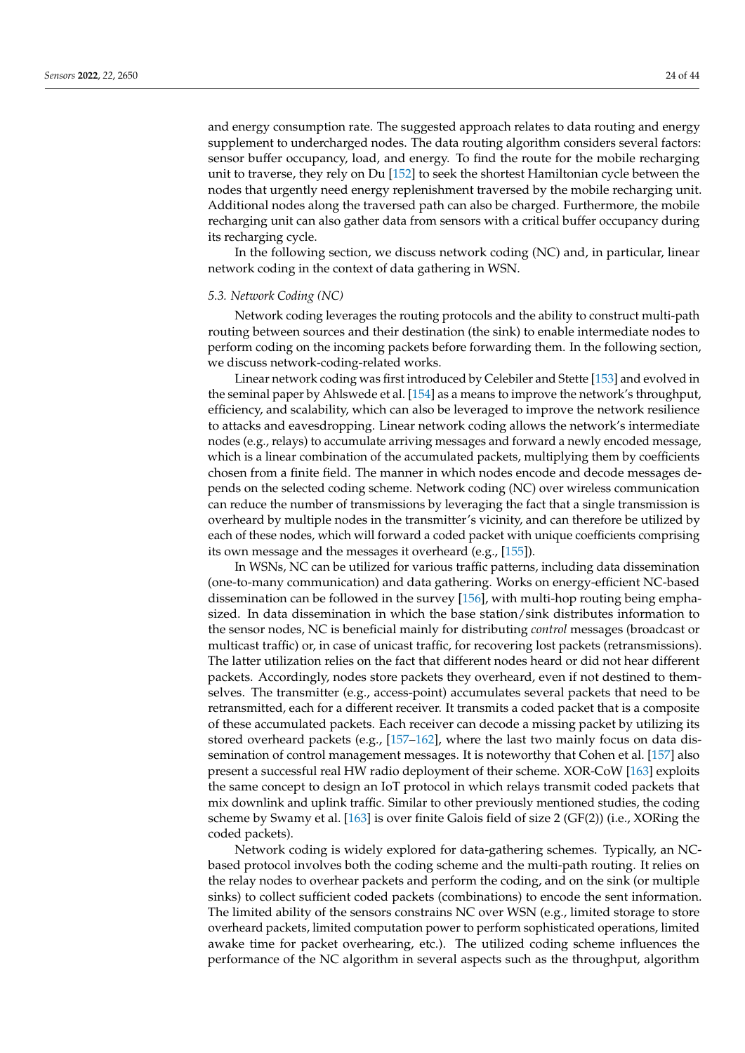and energy consumption rate. The suggested approach relates to data routing and energy supplement to undercharged nodes. The data routing algorithm considers several factors: sensor buffer occupancy, load, and energy. To find the route for the mobile recharging unit to traverse, they rely on Du [152] to seek the shortest Hamiltonian cycle between the nodes that urgently need energy replenishment traversed by the mobile recharging unit. Additional nodes along the traversed path can also be charged. Furthermore, the mobile recharging unit can also gather data from sensors with a critical buffer occupancy during its recharging cycle.

In the following section, we discuss network coding (NC) and, in particular, linear network coding in the context of data gathering in WSN.

### 5.3. Network Coding (NC)

Network coding leverages the routing protocols and the ability to construct multi-path routing between sources and their destination (the sink) to enable intermediate nodes to perform coding on the incoming packets before forwarding them. In the following section, we discuss network-coding-related works.

Linear network coding was first introduced by Celebiler and Stette [153] and evolved in the seminal paper by Ahlswede et al. [154] as a means to improve the network's throughput, efficiency, and scalability, which can also be leveraged to improve the network resilience to attacks and eavesdropping. Linear network coding allows the network's intermediate nodes (e.g., relays) to accumulate arriving messages and forward a newly encoded message, which is a linear combination of the accumulated packets, multiplying them by coefficients chosen from a finite field. The manner in which nodes encode and decode messages depends on the selected coding scheme. Network coding (NC) over wireless communication can reduce the number of transmissions by leveraging the fact that a single transmission is overheard by multiple nodes in the transmitter's vicinity, and can therefore be utilized by each of these nodes, which will forward a coded packet with unique coefficients comprising its own message and the messages it overheard (e.g., [155]).

In WSNs, NC can be utilized for various traffic patterns, including data dissemination (one-to-many communication) and data gathering. Works on energy-efficient NC-based dissemination can be followed in the survey [156], with multi-hop routing being emphasized. In data dissemination in which the base station/sink distributes information to the sensor nodes, NC is beneficial mainly for distributing *control* messages (broadcast or multicast traffic) or, in case of unicast traffic, for recovering lost packets (retransmissions). The latter utilization relies on the fact that different nodes heard or did not hear different packets. Accordingly, nodes store packets they overheard, even if not destined to themselves. The transmitter (e.g., access-point) accumulates several packets that need to be retransmitted, each for a different receiver. It transmits a coded packet that is a composite of these accumulated packets. Each receiver can decode a missing packet by utilizing its stored overheard packets (e.g., [157–162], where the last two mainly focus on data dissemination of control management messages. It is noteworthy that Cohen et al. [157] also present a successful real HW radio deployment of their scheme. XOR-CoW [163] exploits the same concept to design an IoT protocol in which relays transmit coded packets that mix downlink and uplink traffic. Similar to other previously mentioned studies, the coding scheme by Swamy et al. [163] is over finite Galois field of size 2 (GF(2)) (i.e., XORing the coded packets).

Network coding is widely explored for data-gathering schemes. Typically, an NC-based protocol involves both the coding scheme and the multi-path routing. It relies on the relay nodes to overhear packets and perform the coding, and on the sink (or multiple sinks) to collect sufficient coded packets (combinations) to encode the sent information. The limited ability of the sensors constrains NC over WSN (e.g., limited storage to store overheard packets, limited computation power to perform sophisticated operations, limited awake time for packet overhearing, etc.). The utilized coding scheme influences the performance of the NC algorithm in several aspects such as the throughput, algorithm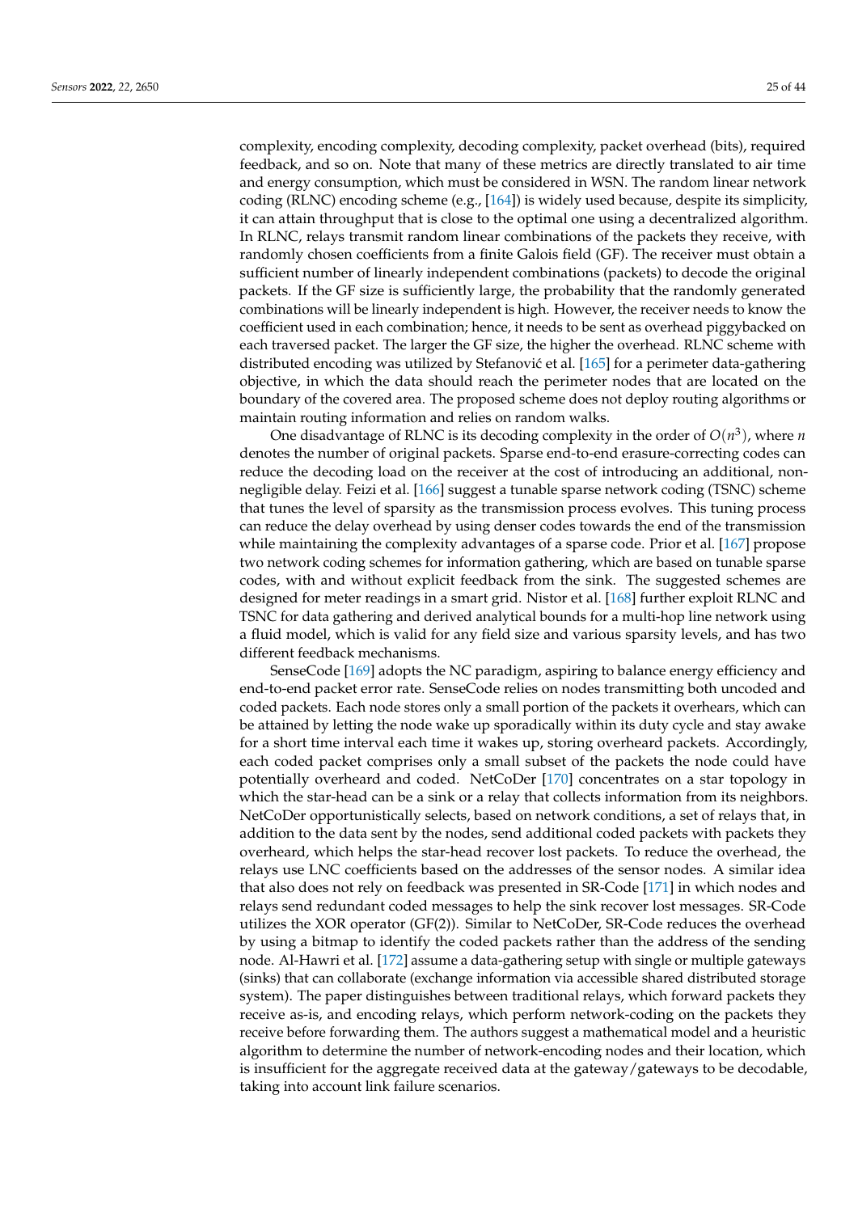complexity, encoding complexity, decoding complexity, packet overhead (bits), required feedback, and so on. Note that many of these metrics are directly translated to air time and energy consumption, which must be considered in WSN. The random linear network coding (RLNC) encoding scheme (e.g., [164]) is widely used because, despite its simplicity, it can attain throughput that is close to the optimal one using a decentralized algorithm. In RLNC, relays transmit random linear combinations of the packets they receive, with randomly chosen coefficients from a finite Galois field (GF). The receiver must obtain a sufficient number of linearly independent combinations (packets) to decode the original packets. If the GF size is sufficiently large, the probability that the randomly generated combinations will be linearly independent is high. However, the receiver needs to know the coefficient used in each combination; hence, it needs to be sent as overhead piggybacked on each traversed packet. The larger the GF size, the higher the overhead. RLNC scheme with distributed encoding was utilized by Stefanović et al. [165] for a perimeter data-gathering objective, in which the data should reach the perimeter nodes that are located on the boundary of the covered area. The proposed scheme does not deploy routing algorithms or maintain routing information and relies on random walks.

One disadvantage of RLNC is its decoding complexity in the order of $O(n^3)$, where $n$ denotes the number of original packets. Sparse end-to-end erasure-correcting codes can reduce the decoding load on the receiver at the cost of introducing an additional, non-negligible delay. Feizi et al. [166] suggest a tunable sparse network coding (TSNC) scheme that tunes the level of sparsity as the transmission process evolves. This tuning process can reduce the delay overhead by using denser codes towards the end of the transmission while maintaining the complexity advantages of a sparse code. Prior et al. [167] propose two network coding schemes for information gathering, which are based on tunable sparse codes, with and without explicit feedback from the sink. The suggested schemes are designed for meter readings in a smart grid. Nistor et al. [168] further exploit RLNC and TSNC for data gathering and derived analytical bounds for a multi-hop line network using a fluid model, which is valid for any field size and various sparsity levels, and has two different feedback mechanisms.

SenseCode [169] adopts the NC paradigm, aspiring to balance energy efficiency and end-to-end packet error rate. SenseCode relies on nodes transmitting both uncoded and coded packets. Each node stores only a small portion of the packets it overhears, which can be attained by letting the node wake up sporadically within its duty cycle and stay awake for a short time interval each time it wakes up, storing overheard packets. Accordingly, each coded packet comprises only a small subset of the packets the node could have potentially overheard and coded. NetCoDer [170] concentrates on a star topology in which the star-head can be a sink or a relay that collects information from its neighbors. NetCoDer opportunistically selects, based on network conditions, a set of relays that, in addition to the data sent by the nodes, send additional coded packets with packets they overheard, which helps the star-head recover lost packets. To reduce the overhead, the relays use LNC coefficients based on the addresses of the sensor nodes. A similar idea that also does not rely on feedback was presented in SR-Code [171] in which nodes and relays send redundant coded messages to help the sink recover lost messages. SR-Code utilizes the XOR operator (GF(2)). Similar to NetCoDer, SR-Code reduces the overhead by using a bitmap to identify the coded packets rather than the address of the sending node. Al-Hawri et al. [172] assume a data-gathering setup with single or multiple gateways (sinks) that can collaborate (exchange information via accessible shared distributed storage system). The paper distinguishes between traditional relays, which forward packets they receive as-is, and encoding relays, which perform network-coding on the packets they receive before forwarding them. The authors suggest a mathematical model and a heuristic algorithm to determine the number of network-encoding nodes and their location, which is insufficient for the aggregate received data at the gateway/gateways to be decodable, taking into account link failure scenarios.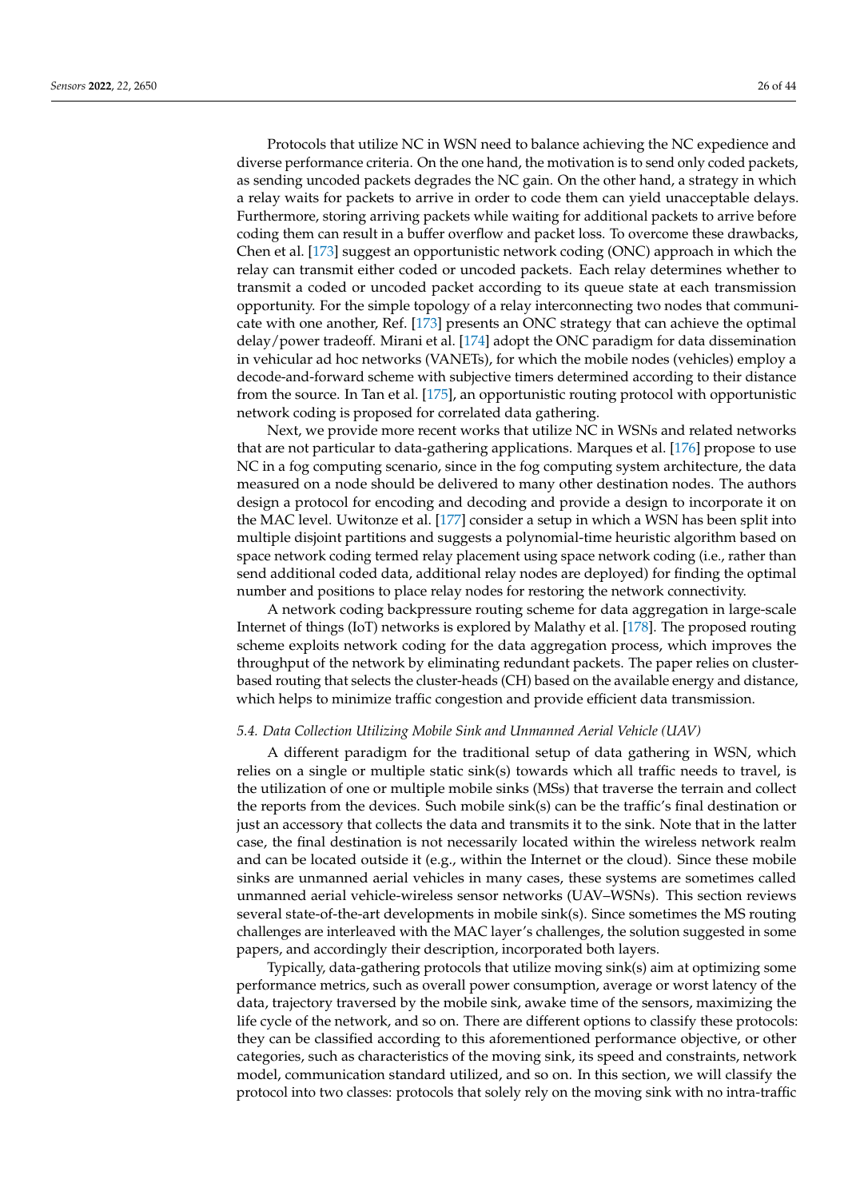Protocols that utilize NC in WSN need to balance achieving the NC expedience and diverse performance criteria. On the one hand, the motivation is to send only coded packets, as sending uncoded packets degrades the NC gain. On the other hand, a strategy in which a relay waits for packets to arrive in order to code them can yield unacceptable delays. Furthermore, storing arriving packets while waiting for additional packets to arrive before coding them can result in a buffer overflow and packet loss. To overcome these drawbacks, Chen et al. [173] suggest an opportunistic network coding (ONC) approach in which the relay can transmit either coded or uncoded packets. Each relay determines whether to transmit a coded or uncoded packet according to its queue state at each transmission opportunity. For the simple topology of a relay interconnecting two nodes that communicate with one another, Ref. [173] presents an ONC strategy that can achieve the optimal delay/power tradeoff. Mirani et al. [174] adopt the ONC paradigm for data dissemination in vehicular ad hoc networks (VANETs), for which the mobile nodes (vehicles) employ a decode-and-forward scheme with subjective timers determined according to their distance from the source. In Tan et al. [175], an opportunistic routing protocol with opportunistic network coding is proposed for correlated data gathering.

Next, we provide more recent works that utilize NC in WSNs and related networks that are not particular to data-gathering applications. Marques et al. [176] propose to use NC in a fog computing scenario, since in the fog computing system architecture, the data measured on a node should be delivered to many other destination nodes. The authors design a protocol for encoding and decoding and provide a design to incorporate it on the MAC level. Uwitonze et al. [177] consider a setup in which a WSN has been split into multiple disjoint partitions and suggests a polynomial-time heuristic algorithm based on space network coding termed relay placement using space network coding (i.e., rather than send additional coded data, additional relay nodes are deployed) for finding the optimal number and positions to place relay nodes for restoring the network connectivity.

A network coding backpressure routing scheme for data aggregation in large-scale Internet of things (IoT) networks is explored by Malathy et al. [178]. The proposed routing scheme exploits network coding for the data aggregation process, which improves the throughput of the network by eliminating redundant packets. The paper relies on cluster-based routing that selects the cluster-heads (CH) based on the available energy and distance, which helps to minimize traffic congestion and provide efficient data transmission.

### *5.4. Data Collection Utilizing Mobile Sink and Unmanned Aerial Vehicle (UAV)*

A different paradigm for the traditional setup of data gathering in WSN, which relies on a single or multiple static sink(s) towards which all traffic needs to travel, is the utilization of one or multiple mobile sinks (MSs) that traverse the terrain and collect the reports from the devices. Such mobile sink(s) can be the traffic's final destination or just an accessory that collects the data and transmits it to the sink. Note that in the latter case, the final destination is not necessarily located within the wireless network realm and can be located outside it (e.g., within the Internet or the cloud). Since these mobile sinks are unmanned aerial vehicles in many cases, these systems are sometimes called unmanned aerial vehicle-wireless sensor networks (UAV–WSNs). This section reviews several state-of-the-art developments in mobile sink(s). Since sometimes the MS routing challenges are interleaved with the MAC layer's challenges, the solution suggested in some papers, and accordingly their description, incorporated both layers.

Typically, data-gathering protocols that utilize moving sink(s) aim at optimizing some performance metrics, such as overall power consumption, average or worst latency of the data, trajectory traversed by the mobile sink, awake time of the sensors, maximizing the life cycle of the network, and so on. There are different options to classify these protocols: they can be classified according to this aforementioned performance objective, or other categories, such as characteristics of the moving sink, its speed and constraints, network model, communication standard utilized, and so on. In this section, we will classify the protocol into two classes: protocols that solely rely on the moving sink with no intra-traffic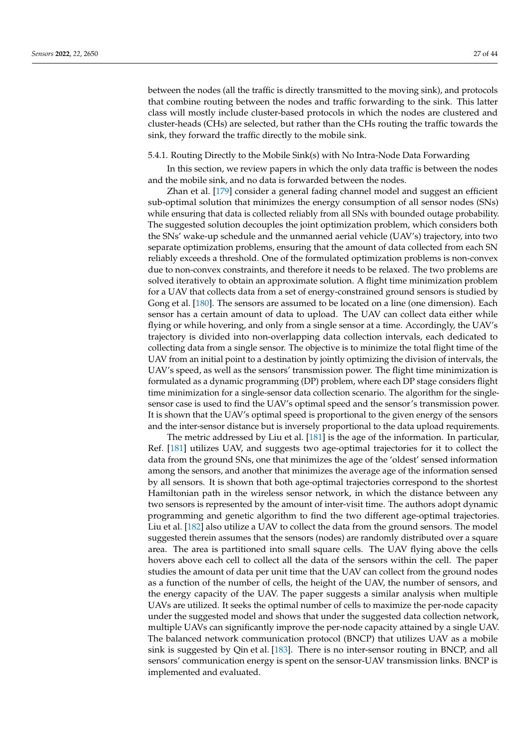between the nodes (all the traffic is directly transmitted to the moving sink), and protocols that combine routing between the nodes and traffic forwarding to the sink. This latter class will mostly include cluster-based protocols in which the nodes are clustered and cluster-heads (CHs) are selected, but rather than the CHs routing the traffic towards the sink, they forward the traffic directly to the mobile sink.

#### 5.4.1. Routing Directly to the Mobile Sink(s) with No Intra-Node Data Forwarding

In this section, we review papers in which the only data traffic is between the nodes and the mobile sink, and no data is forwarded between the nodes.

Zhan et al. [179] consider a general fading channel model and suggest an efficient sub-optimal solution that minimizes the energy consumption of all sensor nodes (SNs) while ensuring that data is collected reliably from all SNs with bounded outage probability. The suggested solution decouples the joint optimization problem, which considers both the SNs' wake-up schedule and the unmanned aerial vehicle (UAV's) trajectory, into two separate optimization problems, ensuring that the amount of data collected from each SN reliably exceeds a threshold. One of the formulated optimization problems is non-convex due to non-convex constraints, and therefore it needs to be relaxed. The two problems are solved iteratively to obtain an approximate solution. A flight time minimization problem for a UAV that collects data from a set of energy-constrained ground sensors is studied by Gong et al. [180]. The sensors are assumed to be located on a line (one dimension). Each sensor has a certain amount of data to upload. The UAV can collect data either while flying or while hovering, and only from a single sensor at a time. Accordingly, the UAV's trajectory is divided into non-overlapping data collection intervals, each dedicated to collecting data from a single sensor. The objective is to minimize the total flight time of the UAV from an initial point to a destination by jointly optimizing the division of intervals, the UAV's speed, as well as the sensors' transmission power. The flight time minimization is formulated as a dynamic programming (DP) problem, where each DP stage considers flight time minimization for a single-sensor data collection scenario. The algorithm for the single-sensor case is used to find the UAV's optimal speed and the sensor's transmission power. It is shown that the UAV's optimal speed is proportional to the given energy of the sensors and the inter-sensor distance but is inversely proportional to the data upload requirements.

The metric addressed by Liu et al. [181] is the age of the information. In particular, Ref. [181] utilizes UAV, and suggests two age-optimal trajectories for it to collect the data from the ground SNs, one that minimizes the age of the 'oldest' sensed information among the sensors, and another that minimizes the average age of the information sensed by all sensors. It is shown that both age-optimal trajectories correspond to the shortest Hamiltonian path in the wireless sensor network, in which the distance between any two sensors is represented by the amount of inter-visit time. The authors adopt dynamic programming and genetic algorithm to find the two different age-optimal trajectories. Liu et al. [182] also utilize a UAV to collect the data from the ground sensors. The model suggested therein assumes that the sensors (nodes) are randomly distributed over a square area. The area is partitioned into small square cells. The UAV flying above the cells hovers above each cell to collect all the data of the sensors within the cell. The paper studies the amount of data per unit time that the UAV can collect from the ground nodes as a function of the number of cells, the height of the UAV, the number of sensors, and the energy capacity of the UAV. The paper suggests a similar analysis when multiple UAVs are utilized. It seeks the optimal number of cells to maximize the per-node capacity under the suggested model and shows that under the suggested data collection network, multiple UAVs can significantly improve the per-node capacity attained by a single UAV. The balanced network communication protocol (BNCP) that utilizes UAV as a mobile sink is suggested by Qin et al. [183]. There is no inter-sensor routing in BNCP, and all sensors' communication energy is spent on the sensor-UAV transmission links. BNCP is implemented and evaluated.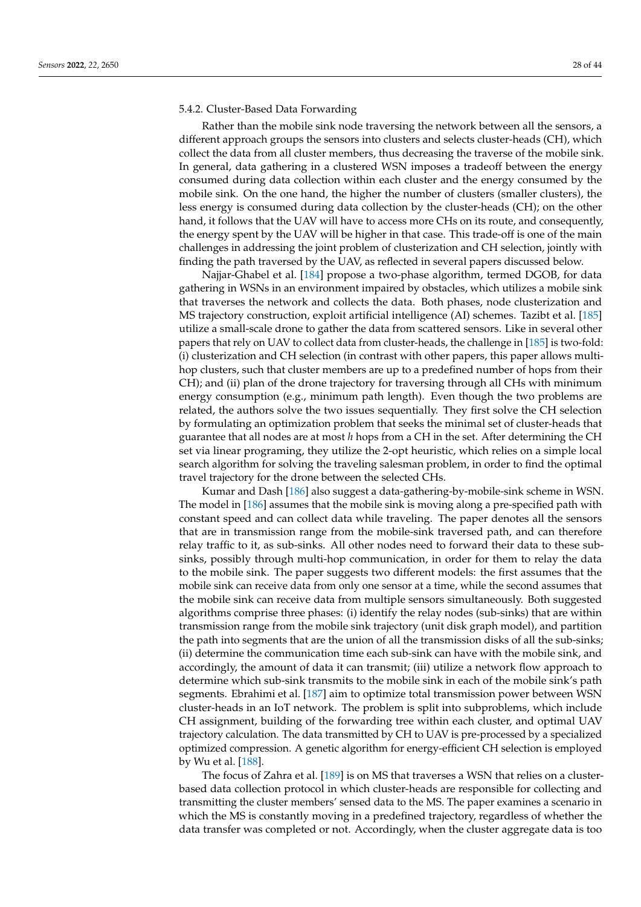#### 5.4.2. Cluster-Based Data Forwarding

Rather than the mobile sink node traversing the network between all the sensors, a different approach groups the sensors into clusters and selects cluster-heads (CH), which collect the data from all cluster members, thus decreasing the traverse of the mobile sink. In general, data gathering in a clustered WSN imposes a tradeoff between the energy consumed during data collection within each cluster and the energy consumed by the mobile sink. On the one hand, the higher the number of clusters (smaller clusters), the less energy is consumed during data collection by the cluster-heads (CH); on the other hand, it follows that the UAV will have to access more CHs on its route, and consequently, the energy spent by the UAV will be higher in that case. This trade-off is one of the main challenges in addressing the joint problem of clusterization and CH selection, jointly with finding the path traversed by the UAV, as reflected in several papers discussed below.

Najjar-Ghabel et al. [184] propose a two-phase algorithm, termed DGOB, for data gathering in WSNs in an environment impaired by obstacles, which utilizes a mobile sink that traverses the network and collects the data. Both phases, node clusterization and MS trajectory construction, exploit artificial intelligence (AI) schemes. Tazibt et al. [185] utilize a small-scale drone to gather the data from scattered sensors. Like in several other papers that rely on UAV to collect data from cluster-heads, the challenge in [185] is two-fold: (i) clusterization and CH selection (in contrast with other papers, this paper allows multi-hop clusters, such that cluster members are up to a predefined number of hops from their CH); and (ii) plan of the drone trajectory for traversing through all CHs with minimum energy consumption (e.g., minimum path length). Even though the two problems are related, the authors solve the two issues sequentially. They first solve the CH selection by formulating an optimization problem that seeks the minimal set of cluster-heads that guarantee that all nodes are at most $h$ hops from a CH in the set. After determining the CH set via linear programing, they utilize the 2-opt heuristic, which relies on a simple local search algorithm for solving the traveling salesman problem, in order to find the optimal travel trajectory for the drone between the selected CHs.

Kumar and Dash [186] also suggest a data-gathering-by-mobile-sink scheme in WSN. The model in [186] assumes that the mobile sink is moving along a pre-specified path with constant speed and can collect data while traveling. The paper denotes all the sensors that are in transmission range from the mobile-sink traversed path, and can therefore relay traffic to it, as sub-sinks. All other nodes need to forward their data to these sub-sinks, possibly through multi-hop communication, in order for them to relay the data to the mobile sink. The paper suggests two different models: the first assumes that the mobile sink can receive data from only one sensor at a time, while the second assumes that the mobile sink can receive data from multiple sensors simultaneously. Both suggested algorithms comprise three phases: (i) identify the relay nodes (sub-sinks) that are within transmission range from the mobile sink trajectory (unit disk graph model), and partition the path into segments that are the union of all the transmission disks of all the sub-sinks; (ii) determine the communication time each sub-sink can have with the mobile sink, and accordingly, the amount of data it can transmit; (iii) utilize a network flow approach to determine which sub-sink transmits to the mobile sink in each of the mobile sink's path segments. Ebrahimi et al. [187] aim to optimize total transmission power between WSN cluster-heads in an IoT network. The problem is split into subproblems, which include CH assignment, building of the forwarding tree within each cluster, and optimal UAV trajectory calculation. The data transmitted by CH to UAV is pre-processed by a specialized optimized compression. A genetic algorithm for energy-efficient CH selection is employed by Wu et al. [188].

The focus of Zahra et al. [189] is on MS that traverses a WSN that relies on a cluster-based data collection protocol in which cluster-heads are responsible for collecting and transmitting the cluster members' sensed data to the MS. The paper examines a scenario in which the MS is constantly moving in a predefined trajectory, regardless of whether the data transfer was completed or not. Accordingly, when the cluster aggregate data is too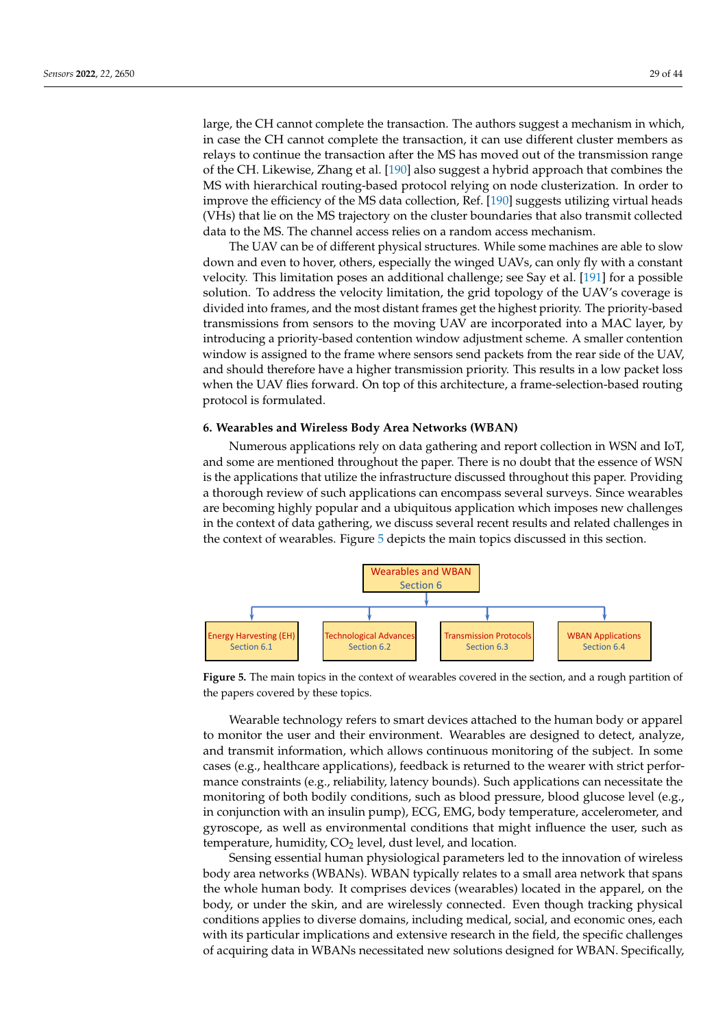large, the CH cannot complete the transaction. The authors suggest a mechanism in which, in case the CH cannot complete the transaction, it can use different cluster members as relays to continue the transaction after the MS has moved out of the transmission range of the CH. Likewise, Zhang et al. [190] also suggest a hybrid approach that combines the MS with hierarchical routing-based protocol relying on node clusterization. In order to improve the efficiency of the MS data collection, Ref. [190] suggests utilizing virtual heads (VHs) that lie on the MS trajectory on the cluster boundaries that also transmit collected data to the MS. The channel access relies on a random access mechanism.

The UAV can be of different physical structures. While some machines are able to slow down and even to hover, others, especially the winged UAVs, can only fly with a constant velocity. This limitation poses an additional challenge; see Say et al. [191] for a possible solution. To address the velocity limitation, the grid topology of the UAV's coverage is divided into frames, and the most distant frames get the highest priority. The priority-based transmissions from sensors to the moving UAV are incorporated into a MAC layer, by introducing a priority-based contention window adjustment scheme. A smaller contention window is assigned to the frame where sensors send packets from the rear side of the UAV, and should therefore have a higher transmission priority. This results in a low packet loss when the UAV flies forward. On top of this architecture, a frame-selection-based routing protocol is formulated.

## 6. Wearables and Wireless Body Area Networks (WBAN)

Numerous applications rely on data gathering and report collection in WSN and IoT, and some are mentioned throughout the paper. There is no doubt that the essence of WSN is the applications that utilize the infrastructure discussed throughout this paper. Providing a thorough review of such applications can encompass several surveys. Since wearables are becoming highly popular and a ubiquitous application which imposes new challenges in the context of data gathering, we discuss several recent results and related challenges in the context of wearables. Figure 5 depicts the main topics discussed in this section.

Wearables and WBAN
Section 6

Energy Harvesting (EH)
Section 6.1

Technological Advances
Section 6.2

Transmission Protocols
Section 6.3

WBAN Applications
Section 6.4

**Figure 5.** The main topics in the context of wearables covered in the section, and a rough partition of the papers covered by these topics.

Wearable technology refers to smart devices attached to the human body or apparel to monitor the user and their environment. Wearables are designed to detect, analyze, and transmit information, which allows continuous monitoring of the subject. In some cases (e.g., healthcare applications), feedback is returned to the wearer with strict performance constraints (e.g., reliability, latency bounds). Such applications can necessitate the monitoring of both bodily conditions, such as blood pressure, blood glucose level (e.g., in conjunction with an insulin pump), ECG, EMG, body temperature, accelerometer, and gyroscope, as well as environmental conditions that might influence the user, such as temperature, humidity, $CO_2$ level, dust level, and location.

Sensing essential human physiological parameters led to the innovation of wireless body area networks (WBANs). WBAN typically relates to a small area network that spans the whole human body. It comprises devices (wearables) located in the apparel, on the body, or under the skin, and are wirelessly connected. Even though tracking physical conditions applies to diverse domains, including medical, social, and economic ones, each with its particular implications and extensive research in the field, the specific challenges of acquiring data in WBANs necessitated new solutions designed for WBAN. Specifically,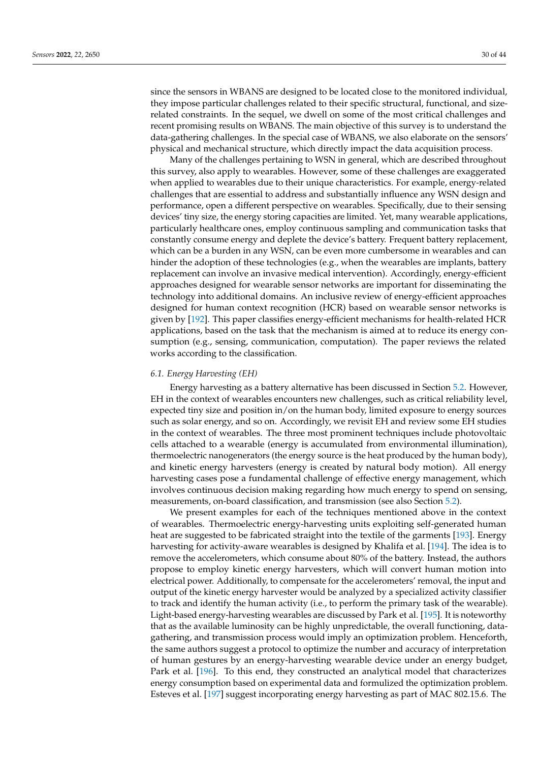since the sensors in WBANS are designed to be located close to the monitored individual, they impose particular challenges related to their specific structural, functional, and size-related constraints. In the sequel, we dwell on some of the most critical challenges and recent promising results on WBANS. The main objective of this survey is to understand the data-gathering challenges. In the special case of WBANS, we also elaborate on the sensors' physical and mechanical structure, which directly impact the data acquisition process.

Many of the challenges pertaining to WSN in general, which are described throughout this survey, also apply to wearables. However, some of these challenges are exaggerated when applied to wearables due to their unique characteristics. For example, energy-related challenges that are essential to address and substantially influence any WSN design and performance, open a different perspective on wearables. Specifically, due to their sensing devices' tiny size, the energy storing capacities are limited. Yet, many wearable applications, particularly healthcare ones, employ continuous sampling and communication tasks that constantly consume energy and deplete the device's battery. Frequent battery replacement, which can be a burden in any WSN, can be even more cumbersome in wearables and can hinder the adoption of these technologies (e.g., when the wearables are implants, battery replacement can involve an invasive medical intervention). Accordingly, energy-efficient approaches designed for wearable sensor networks are important for disseminating the technology into additional domains. An inclusive review of energy-efficient approaches designed for human context recognition (HCR) based on wearable sensor networks is given by [192]. This paper classifies energy-efficient mechanisms for health-related HCR applications, based on the task that the mechanism is aimed at to reduce its energy consumption (e.g., sensing, communication, computation). The paper reviews the related works according to the classification.

### 6.1. Energy Harvesting (EH)

Energy harvesting as a battery alternative has been discussed in Section 5.2. However, EH in the context of wearables encounters new challenges, such as critical reliability level, expected tiny size and position in/on the human body, limited exposure to energy sources such as solar energy, and so on. Accordingly, we revisit EH and review some EH studies in the context of wearables. The three most prominent techniques include photovoltaic cells attached to a wearable (energy is accumulated from environmental illumination), thermoelectric nanogenerators (the energy source is the heat produced by the human body), and kinetic energy harvesters (energy is created by natural body motion). All energy harvesting cases pose a fundamental challenge of effective energy management, which involves continuous decision making regarding how much energy to spend on sensing, measurements, on-board classification, and transmission (see also Section 5.2).

We present examples for each of the techniques mentioned above in the context of wearables. Thermoelectric energy-harvesting units exploiting self-generated human heat are suggested to be fabricated straight into the textile of the garments [193]. Energy harvesting for activity-aware wearables is designed by Khalifa et al. [194]. The idea is to remove the accelerometers, which consume about 80% of the battery. Instead, the authors propose to employ kinetic energy harvesters, which will convert human motion into electrical power. Additionally, to compensate for the accelerometers' removal, the input and output of the kinetic energy harvester would be analyzed by a specialized activity classifier to track and identify the human activity (i.e., to perform the primary task of the wearable). Light-based energy-harvesting wearables are discussed by Park et al. [195]. It is noteworthy that as the available luminosity can be highly unpredictable, the overall functioning, data-gathering, and transmission process would imply an optimization problem. Henceforth, the same authors suggest a protocol to optimize the number and accuracy of interpretation of human gestures by an energy-harvesting wearable device under an energy budget, Park et al. [196]. To this end, they constructed an analytical model that characterizes energy consumption based on experimental data and formulized the optimization problem. Esteves et al. [197] suggest incorporating energy harvesting as part of MAC 802.15.6. The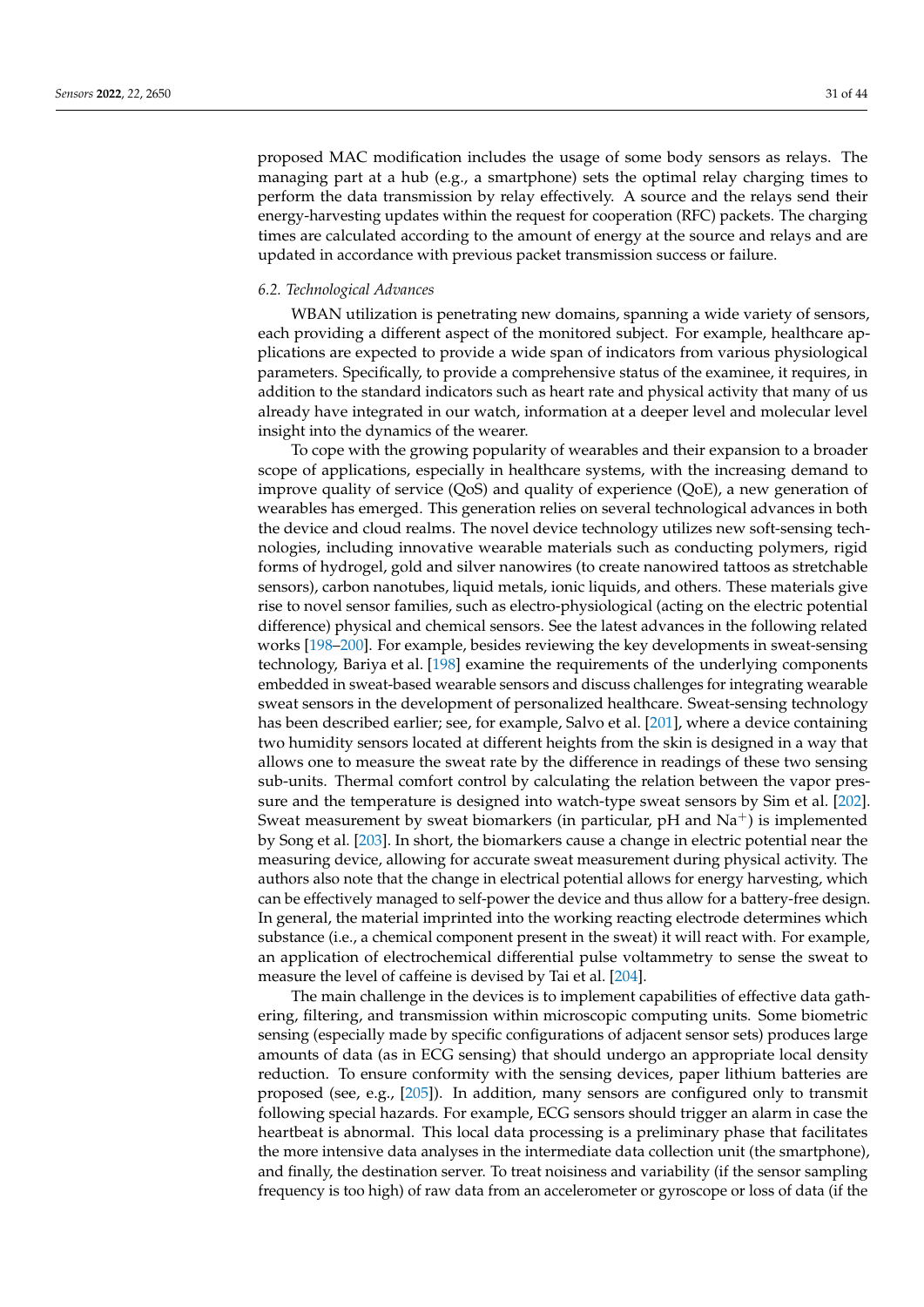proposed MAC modification includes the usage of some body sensors as relays. The managing part at a hub (e.g., a smartphone) sets the optimal relay charging times to perform the data transmission by relay effectively. A source and the relays send their energy-harvesting updates within the request for cooperation (RFC) packets. The charging times are calculated according to the amount of energy at the source and relays and are updated in accordance with previous packet transmission success or failure.

### *6.2. Technological Advances*

WBAN utilization is penetrating new domains, spanning a wide variety of sensors, each providing a different aspect of the monitored subject. For example, healthcare applications are expected to provide a wide span of indicators from various physiological parameters. Specifically, to provide a comprehensive status of the examinee, it requires, in addition to the standard indicators such as heart rate and physical activity that many of us already have integrated in our watch, information at a deeper level and molecular level insight into the dynamics of the wearer.

To cope with the growing popularity of wearables and their expansion to a broader scope of applications, especially in healthcare systems, with the increasing demand to improve quality of service (QoS) and quality of experience (QoE), a new generation of wearables has emerged. This generation relies on several technological advances in both the device and cloud realms. The novel device technology utilizes new soft-sensing technologies, including innovative wearable materials such as conducting polymers, rigid forms of hydrogel, gold and silver nanowires (to create nanowired tattoos as stretchable sensors), carbon nanotubes, liquid metals, ionic liquids, and others. These materials give rise to novel sensor families, such as electro-physiological (acting on the electric potential difference) physical and chemical sensors. See the latest advances in the following related works [198–200]. For example, besides reviewing the key developments in sweat-sensing technology, Bariya et al. [198] examine the requirements of the underlying components embedded in sweat-based wearable sensors and discuss challenges for integrating wearable sweat sensors in the development of personalized healthcare. Sweat-sensing technology has been described earlier; see, for example, Salvo et al. [201], where a device containing two humidity sensors located at different heights from the skin is designed in a way that allows one to measure the sweat rate by the difference in readings of these two sensing sub-units. Thermal comfort control by calculating the relation between the vapor pressure and the temperature is designed into watch-type sweat sensors by Sim et al. [202]. Sweat measurement by sweat biomarkers (in particular, pH and $Na^{+}$) is implemented by Song et al. [203]. In short, the biomarkers cause a change in electric potential near the measuring device, allowing for accurate sweat measurement during physical activity. The authors also note that the change in electrical potential allows for energy harvesting, which can be effectively managed to self-power the device and thus allow for a battery-free design. In general, the material imprinted into the working reacting electrode determines which substance (i.e., a chemical component present in the sweat) it will react with. For example, an application of electrochemical differential pulse voltammetry to sense the sweat to measure the level of caffeine is devised by Tai et al. [204].

The main challenge in the devices is to implement capabilities of effective data gathering, filtering, and transmission within microscopic computing units. Some biometric sensing (especially made by specific configurations of adjacent sensor sets) produces large amounts of data (as in ECG sensing) that should undergo an appropriate local density reduction. To ensure conformity with the sensing devices, paper lithium batteries are proposed (see, e.g., [205]). In addition, many sensors are configured only to transmit following special hazards. For example, ECG sensors should trigger an alarm in case the heartbeat is abnormal. This local data processing is a preliminary phase that facilitates the more intensive data analyses in the intermediate data collection unit (the smartphone), and finally, the destination server. To treat noisiness and variability (if the sensor sampling frequency is too high) of raw data from an accelerometer or gyroscope or loss of data (if the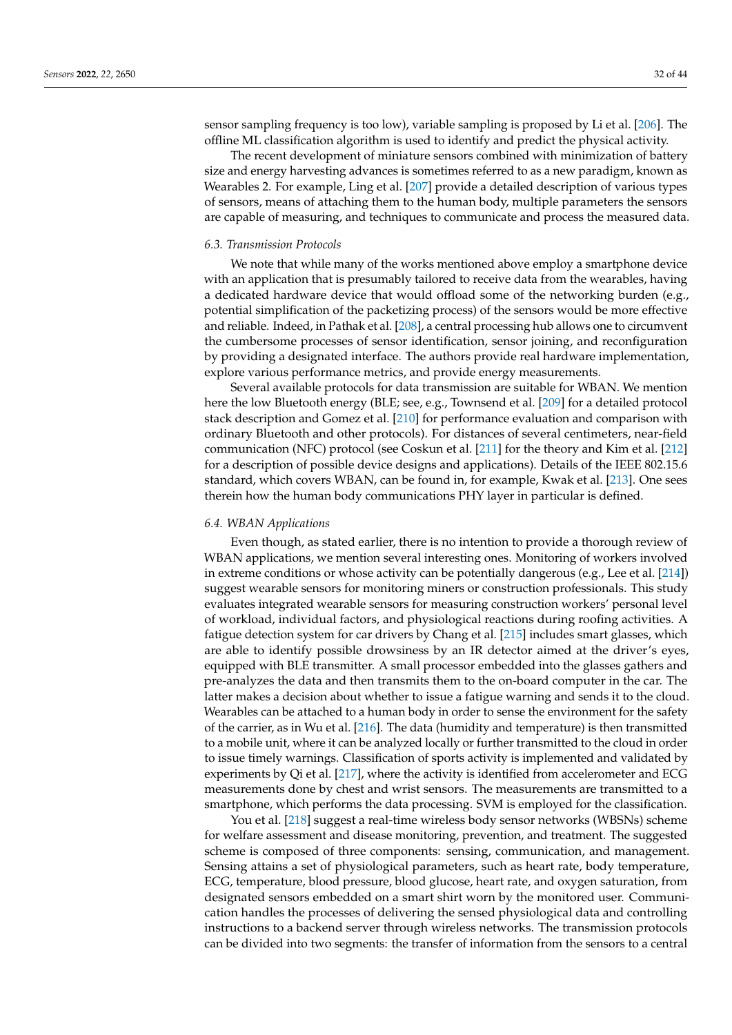sensor sampling frequency is too low), variable sampling is proposed by Li et al. [206]. The offline ML classification algorithm is used to identify and predict the physical activity.

The recent development of miniature sensors combined with minimization of battery size and energy harvesting advances is sometimes referred to as a new paradigm, known as Wearables 2. For example, Ling et al. [207] provide a detailed description of various types of sensors, means of attaching them to the human body, multiple parameters the sensors are capable of measuring, and techniques to communicate and process the measured data.

### 6.3. Transmission Protocols

We note that while many of the works mentioned above employ a smartphone device with an application that is presumably tailored to receive data from the wearables, having a dedicated hardware device that would offload some of the networking burden (e.g., potential simplification of the packetizing process) of the sensors would be more effective and reliable. Indeed, in Pathak et al. [208], a central processing hub allows one to circumvent the cumbersome processes of sensor identification, sensor joining, and reconfiguration by providing a designated interface. The authors provide real hardware implementation, explore various performance metrics, and provide energy measurements.

Several available protocols for data transmission are suitable for WBAN. We mention here the low Bluetooth energy (BLE; see, e.g., Townsend et al. [209] for a detailed protocol stack description and Gomez et al. [210] for performance evaluation and comparison with ordinary Bluetooth and other protocols). For distances of several centimeters, near-field communication (NFC) protocol (see Coskun et al. [211] for the theory and Kim et al. [212] for a description of possible device designs and applications). Details of the IEEE 802.15.6 standard, which covers WBAN, can be found in, for example, Kwak et al. [213]. One sees therein how the human body communications PHY layer in particular is defined.

### 6.4. WBAN Applications

Even though, as stated earlier, there is no intention to provide a thorough review of WBAN applications, we mention several interesting ones. Monitoring of workers involved in extreme conditions or whose activity can be potentially dangerous (e.g., Lee et al. [214]) suggest wearable sensors for monitoring miners or construction professionals. This study evaluates integrated wearable sensors for measuring construction workers' personal level of workload, individual factors, and physiological reactions during roofing activities. A fatigue detection system for car drivers by Chang et al. [215] includes smart glasses, which are able to identify possible drowsiness by an IR detector aimed at the driver's eyes, equipped with BLE transmitter. A small processor embedded into the glasses gathers and pre-analyzes the data and then transmits them to the on-board computer in the car. The latter makes a decision about whether to issue a fatigue warning and sends it to the cloud. Wearables can be attached to a human body in order to sense the environment for the safety of the carrier, as in Wu et al. [216]. The data (humidity and temperature) is then transmitted to a mobile unit, where it can be analyzed locally or further transmitted to the cloud in order to issue timely warnings. Classification of sports activity is implemented and validated by experiments by Qi et al. [217], where the activity is identified from accelerometer and ECG measurements done by chest and wrist sensors. The measurements are transmitted to a smartphone, which performs the data processing. SVM is employed for the classification.

You et al. [218] suggest a real-time wireless body sensor networks (WBSNs) scheme for welfare assessment and disease monitoring, prevention, and treatment. The suggested scheme is composed of three components: sensing, communication, and management. Sensing attains a set of physiological parameters, such as heart rate, body temperature, ECG, temperature, blood pressure, blood glucose, heart rate, and oxygen saturation, from designated sensors embedded on a smart shirt worn by the monitored user. Communication handles the processes of delivering the sensed physiological data and controlling instructions to a backend server through wireless networks. The transmission protocols can be divided into two segments: the transfer of information from the sensors to a central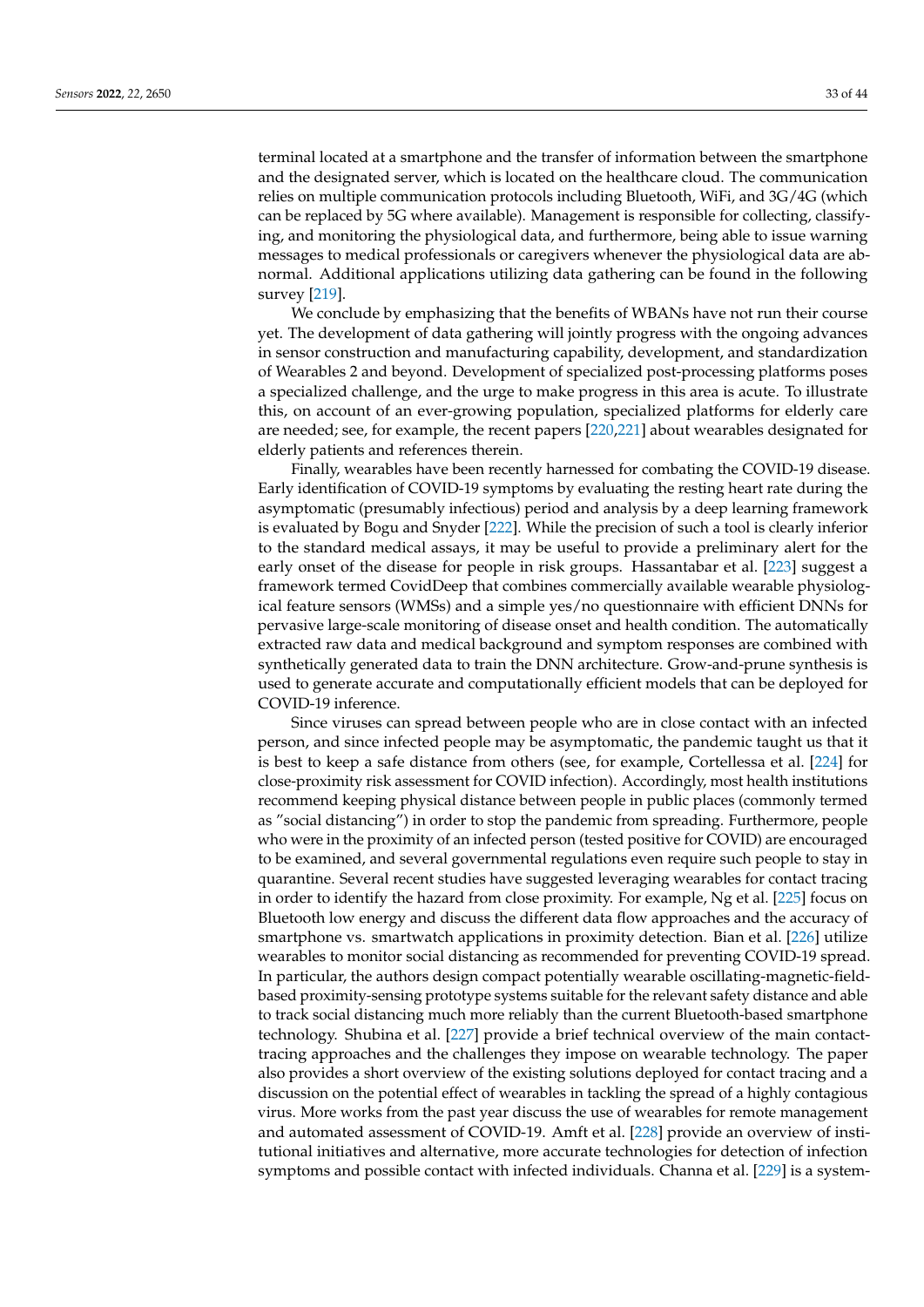terminal located at a smartphone and the transfer of information between the smartphone and the designated server, which is located on the healthcare cloud. The communication relies on multiple communication protocols including Bluetooth, WiFi, and 3G/4G (which can be replaced by 5G where available). Management is responsible for collecting, classifying, and monitoring the physiological data, and furthermore, being able to issue warning messages to medical professionals or caregivers whenever the physiological data are abnormal. Additional applications utilizing data gathering can be found in the following survey [219].

We conclude by emphasizing that the benefits of WBANs have not run their course yet. The development of data gathering will jointly progress with the ongoing advances in sensor construction and manufacturing capability, development, and standardization of Wearables 2 and beyond. Development of specialized post-processing platforms poses a specialized challenge, and the urge to make progress in this area is acute. To illustrate this, on account of an ever-growing population, specialized platforms for elderly care are needed; see, for example, the recent papers [220,221] about wearables designated for elderly patients and references therein.

Finally, wearables have been recently harnessed for combating the COVID-19 disease. Early identification of COVID-19 symptoms by evaluating the resting heart rate during the asymptomatic (presumably infectious) period and analysis by a deep learning framework is evaluated by Bogu and Snyder [222]. While the precision of such a tool is clearly inferior to the standard medical assays, it may be useful to provide a preliminary alert for the early onset of the disease for people in risk groups. Hassantabar et al. [223] suggest a framework termed CovidDeep that combines commercially available wearable physiological feature sensors (WMSs) and a simple yes/no questionnaire with efficient DNNs for pervasive large-scale monitoring of disease onset and health condition. The automatically extracted raw data and medical background and symptom responses are combined with synthetically generated data to train the DNN architecture. Grow-and-prune synthesis is used to generate accurate and computationally efficient models that can be deployed for COVID-19 inference.

Since viruses can spread between people who are in close contact with an infected person, and since infected people may be asymptomatic, the pandemic taught us that it is best to keep a safe distance from others (see, for example, Cortellessa et al. [224] for close-proximity risk assessment for COVID infection). Accordingly, most health institutions recommend keeping physical distance between people in public places (commonly termed as "social distancing") in order to stop the pandemic from spreading. Furthermore, people who were in the proximity of an infected person (tested positive for COVID) are encouraged to be examined, and several governmental regulations even require such people to stay in quarantine. Several recent studies have suggested leveraging wearables for contact tracing in order to identify the hazard from close proximity. For example, Ng et al. [225] focus on Bluetooth low energy and discuss the different data flow approaches and the accuracy of smartphone vs. smartwatch applications in proximity detection. Bian et al. [226] utilize wearables to monitor social distancing as recommended for preventing COVID-19 spread. In particular, the authors design compact potentially wearable oscillating-magnetic-field-based proximity-sensing prototype systems suitable for the relevant safety distance and able to track social distancing much more reliably than the current Bluetooth-based smartphone technology. Shubina et al. [227] provide a brief technical overview of the main contact-tracing approaches and the challenges they impose on wearable technology. The paper also provides a short overview of the existing solutions deployed for contact tracing and a discussion on the potential effect of wearables in tackling the spread of a highly contagious virus. More works from the past year discuss the use of wearables for remote management and automated assessment of COVID-19. Amft et al. [228] provide an overview of institutional initiatives and alternative, more accurate technologies for detection of infection symptoms and possible contact with infected individuals. Channa et al. [229] is a system-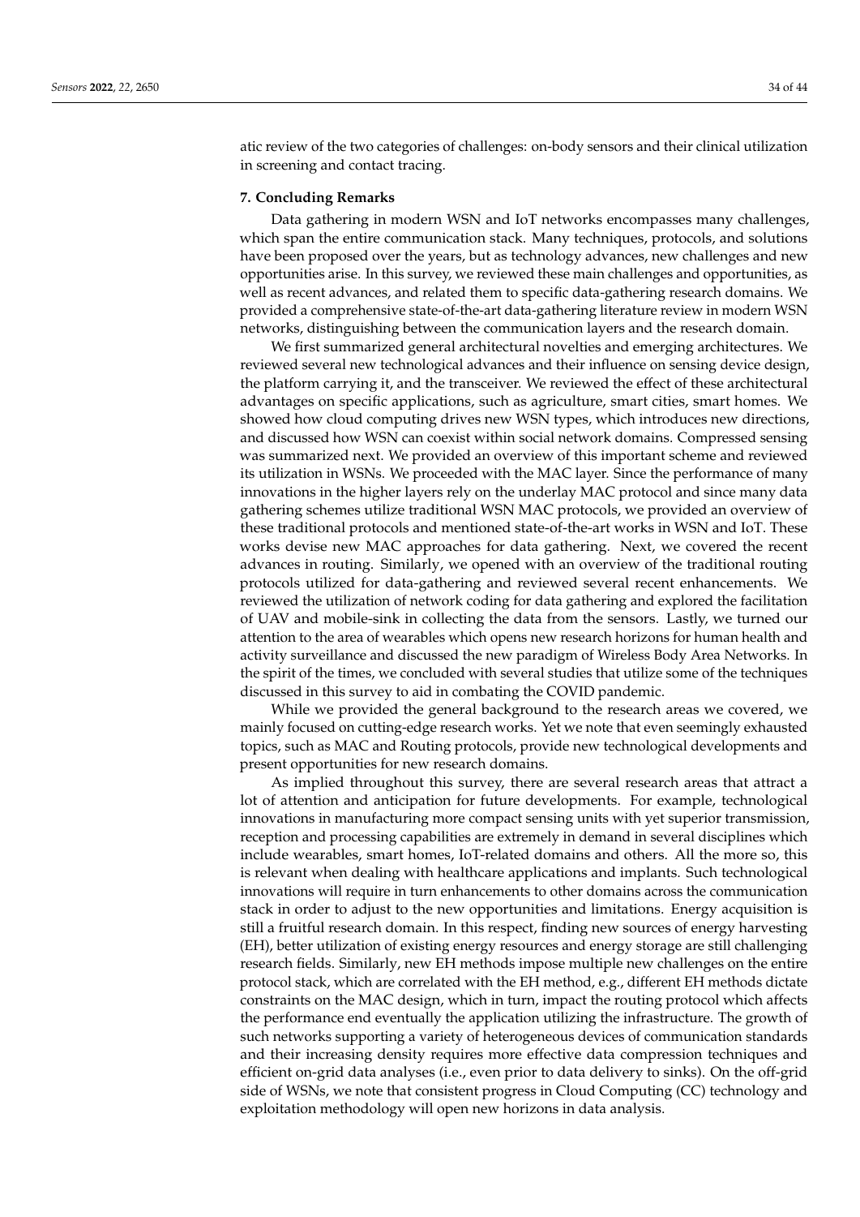atic review of the two categories of challenges: on-body sensors and their clinical utilization in screening and contact tracing.

## 7. Concluding Remarks

Data gathering in modern WSN and IoT networks encompasses many challenges, which span the entire communication stack. Many techniques, protocols, and solutions have been proposed over the years, but as technology advances, new challenges and new opportunities arise. In this survey, we reviewed these main challenges and opportunities, as well as recent advances, and related them to specific data-gathering research domains. We provided a comprehensive state-of-the-art data-gathering literature review in modern WSN networks, distinguishing between the communication layers and the research domain.

We first summarized general architectural novelties and emerging architectures. We reviewed several new technological advances and their influence on sensing device design, the platform carrying it, and the transceiver. We reviewed the effect of these architectural advantages on specific applications, such as agriculture, smart cities, smart homes. We showed how cloud computing drives new WSN types, which introduces new directions, and discussed how WSN can coexist within social network domains. Compressed sensing was summarized next. We provided an overview of this important scheme and reviewed its utilization in WSNs. We proceeded with the MAC layer. Since the performance of many innovations in the higher layers rely on the underlay MAC protocol and since many data gathering schemes utilize traditional WSN MAC protocols, we provided an overview of these traditional protocols and mentioned state-of-the-art works in WSN and IoT. These works devise new MAC approaches for data gathering. Next, we covered the recent advances in routing. Similarly, we opened with an overview of the traditional routing protocols utilized for data-gathering and reviewed several recent enhancements. We reviewed the utilization of network coding for data gathering and explored the facilitation of UAV and mobile-sink in collecting the data from the sensors. Lastly, we turned our attention to the area of wearables which opens new research horizons for human health and activity surveillance and discussed the new paradigm of Wireless Body Area Networks. In the spirit of the times, we concluded with several studies that utilize some of the techniques discussed in this survey to aid in combating the COVID pandemic.

While we provided the general background to the research areas we covered, we mainly focused on cutting-edge research works. Yet we note that even seemingly exhausted topics, such as MAC and Routing protocols, provide new technological developments and present opportunities for new research domains.

As implied throughout this survey, there are several research areas that attract a lot of attention and anticipation for future developments. For example, technological innovations in manufacturing more compact sensing units with yet superior transmission, reception and processing capabilities are extremely in demand in several disciplines which include wearables, smart homes, IoT-related domains and others. All the more so, this is relevant when dealing with healthcare applications and implants. Such technological innovations will require in turn enhancements to other domains across the communication stack in order to adjust to the new opportunities and limitations. Energy acquisition is still a fruitful research domain. In this respect, finding new sources of energy harvesting (EH), better utilization of existing energy resources and energy storage are still challenging research fields. Similarly, new EH methods impose multiple new challenges on the entire protocol stack, which are correlated with the EH method, e.g., different EH methods dictate constraints on the MAC design, which in turn, impact the routing protocol which affects the performance end eventually the application utilizing the infrastructure. The growth of such networks supporting a variety of heterogeneous devices of communication standards and their increasing density requires more effective data compression techniques and efficient on-grid data analyses (i.e., even prior to data delivery to sinks). On the off-grid side of WSNs, we note that consistent progress in Cloud Computing (CC) technology and exploitation methodology will open new horizons in data analysis.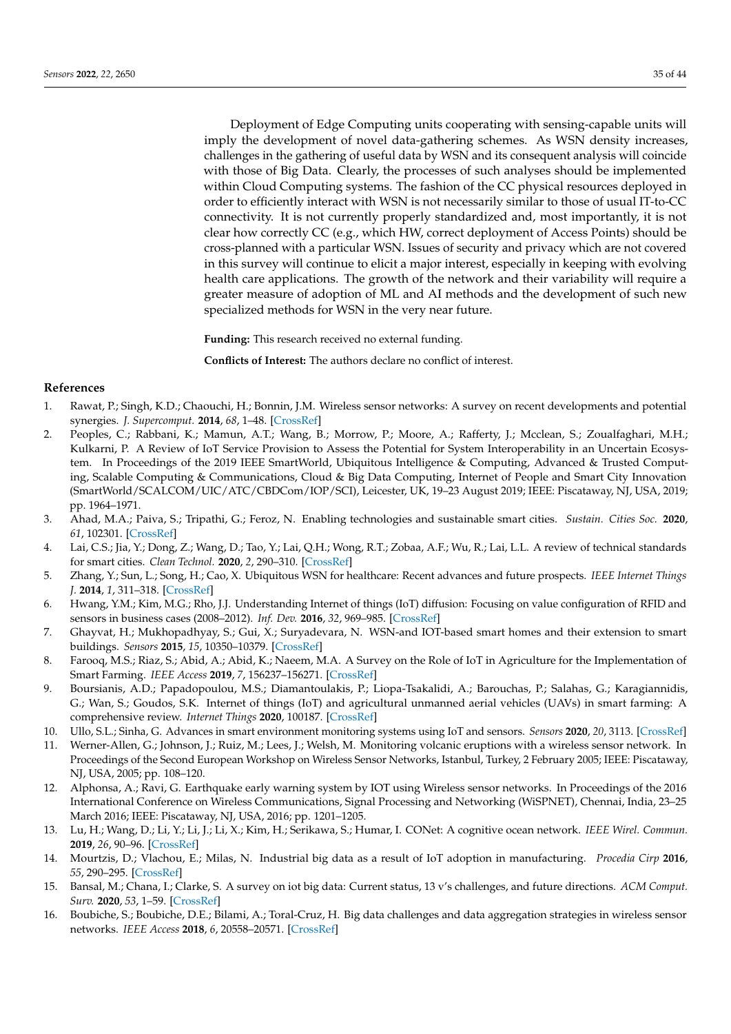Deployment of Edge Computing units cooperating with sensing-capable units will imply the development of novel data-gathering schemes. As WSN density increases, challenges in the gathering of useful data by WSN and its consequent analysis will coincide with those of Big Data. Clearly, the processes of such analyses should be implemented within Cloud Computing systems. The fashion of the CC physical resources deployed in order to efficiently interact with WSN is not necessarily similar to those of usual IT-to-CC connectivity. It is not currently properly standardized and, most importantly, it is not clear how correctly CC (e.g., which HW, correct deployment of Access Points) should be cross-planned with a particular WSN. Issues of security and privacy which are not covered in this survey will continue to elicit a major interest, especially in keeping with evolving health care applications. The growth of the network and their variability will require a greater measure of adoption of ML and AI methods and the development of such new specialized methods for WSN in the very near future.

**Funding:** This research received no external funding.

**Conflicts of Interest:** The authors declare no conflict of interest.

## References

1. Rawat, P.; Singh, K.D.; Chaouchi, H.; Bonnin, J.M. Wireless sensor networks: A survey on recent developments and potential synergies. *J. Supercomput.* **2014**, *68*, 1–48. [CrossRef]
2. Peoples, C.; Rabbani, K.; Mamun, A.T.; Wang, B.; Morrow, P.; Moore, A.; Rafferty, J.; Mcclean, S.; Zoualfaghari, M.H.; Kulkarni, P. A Review of IoT Service Provision to Assess the Potential for System Interoperability in an Uncertain Ecosystem. In Proceedings of the 2019 IEEE SmartWorld, Ubiquitous Intelligence & Computing, Advanced & Trusted Computing, Scalable Computing & Communications, Cloud & Big Data Computing, Internet of People and Smart City Innovation (SmartWorld/SCALCOM/UIC/ATC/CBDCom/IOP/SCI), Leicester, UK, 19–23 August 2019; IEEE: Piscataway, NJ, USA, 2019; pp. 1964–1971.
3. Ahad, M.A.; Paiva, S.; Tripathi, G.; Feroz, N. Enabling technologies and sustainable smart cities. *Sustain. Cities Soc.* **2020**, *61*, 102301. [CrossRef]
4. Lai, C.S.; Jia, Y.; Dong, Z.; Wang, D.; Tao, Y.; Lai, Q.H.; Wong, R.T.; Zobaa, A.F.; Wu, R.; Lai, L.L. A review of technical standards for smart cities. *Clean Technol.* **2020**, *2*, 290–310. [CrossRef]
5. Zhang, Y.; Sun, L.; Song, H.; Cao, X. Ubiquitous WSN for healthcare: Recent advances and future prospects. *IEEE Internet Things J.* **2014**, *1*, 311–318. [CrossRef]
6. Hwang, Y.M.; Kim, M.G.; Rho, J.J. Understanding Internet of things (IoT) diffusion: Focusing on value configuration of RFID and sensors in business cases (2008–2012). *Inf. Dev.* **2016**, *32*, 969–985. [CrossRef]
7. Ghayvat, H.; Mukhopadhyay, S.; Gui, X.; Suryadevara, N. WSN-and IOT-based smart homes and their extension to smart buildings. *Sensors* **2015**, *15*, 10350–10379. [CrossRef]
8. Farooq, M.S.; Riaz, S.; Abid, A.; Abid, K.; Naeem, M.A. A Survey on the Role of IoT in Agriculture for the Implementation of Smart Farming. *IEEE Access* **2019**, *7*, 156237–156271. [CrossRef]
9. Boursianis, A.D.; Papadopoulou, M.S.; Diamantoulakis, P.; Liopa-Tsakalidi, A.; Barouchas, P.; Salahas, G.; Karagiannidis, G.; Wan, S.; Goudos, S.K. Internet of things (IoT) and agricultural unmanned aerial vehicles (UAVs) in smart farming: A comprehensive review. *Internet Things* **2020**, 100187. [CrossRef]
10. Ullo, S.L.; Sinha, G. Advances in smart environment monitoring systems using IoT and sensors. *Sensors* **2020**, *20*, 3113. [CrossRef]
11. Werner-Allen, G.; Johnson, J.; Ruiz, M.; Lees, J.; Welsh, M. Monitoring volcanic eruptions with a wireless sensor network. In Proceedings of the Second European Workshop on Wireless Sensor Networks, Istanbul, Turkey, 2 February 2005; IEEE: Piscataway, NJ, USA, 2005; pp. 108–120.
12. Alphonsa, A.; Ravi, G. Earthquake early warning system by IOT using Wireless sensor networks. In Proceedings of the 2016 International Conference on Wireless Communications, Signal Processing and Networking (WiSPNET), Chennai, India, 23–25 March 2016; IEEE: Piscataway, NJ, USA, 2016; pp. 1201–1205.
13. Lu, H.; Wang, D.; Li, Y.; Li, J.; Li, X.; Kim, H.; Serikawa, S.; Humar, I. CONet: A cognitive ocean network. *IEEE Wirel. Commun.* **2019**, *26*, 90–96. [CrossRef]
14. Mourtzis, D.; Vlachou, E.; Milas, N. Industrial big data as a result of IoT adoption in manufacturing. *Procedia Cirp* **2016**, *55*, 290–295. [CrossRef]
15. Bansal, M.; Chana, I.; Clarke, S. A survey on iot big data: Current status, 13 v's challenges, and future directions. *ACM Comput. Surv.* **2020**, *53*, 1–59. [CrossRef]
16. Boubiche, S.; Boubiche, D.E.; Bilami, A.; Toral-Cruz, H. Big data challenges and data aggregation strategies in wireless sensor networks. *IEEE Access* **2018**, *6*, 20558–20571. [CrossRef]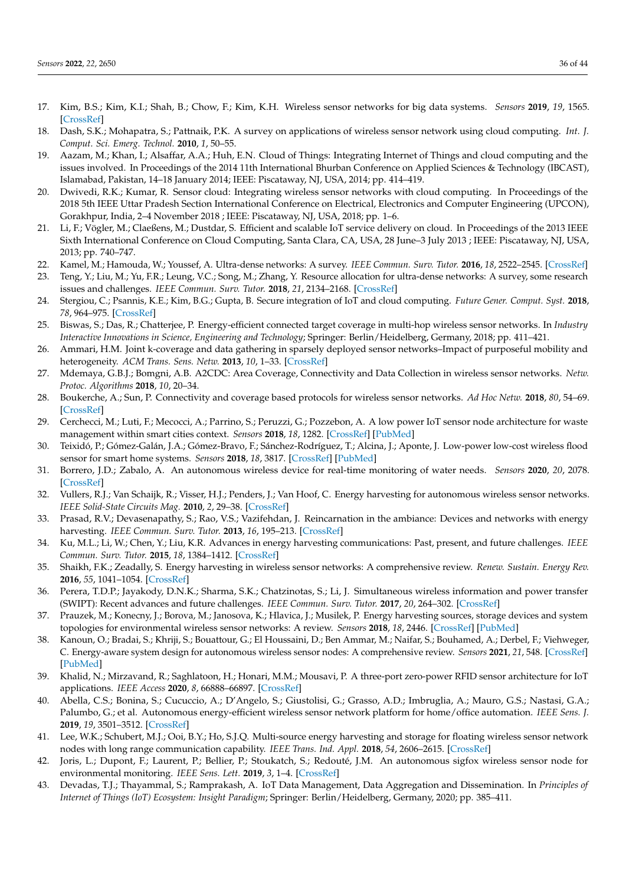17. Kim, B.S.; Kim, K.I.; Shah, B.; Chow, F.; Kim, K.H. Wireless sensor networks for big data systems. *Sensors* **2019**, *19*, 1565. [CrossRef]
18. Dash, S.K.; Mohapatra, S.; Pattnaik, P.K. A survey on applications of wireless sensor network using cloud computing. *Int. J. Comput. Sci. Emerg. Technol.* **2010**, *1*, 50–55.
19. Aazam, M.; Khan, I.; Alsaffar, A.A.; Huh, E.N. Cloud of Things: Integrating Internet of Things and cloud computing and the issues involved. In Proceedings of the 2014 11th International Bhurban Conference on Applied Sciences & Technology (IBCAST), Islamabad, Pakistan, 14–18 January 2014; IEEE: Piscataway, NJ, USA, 2014; pp. 414–419.
20. Dwivedi, R.K.; Kumar, R. Sensor cloud: Integrating wireless sensor networks with cloud computing. In Proceedings of the 2018 5th IEEE Uttar Pradesh Section International Conference on Electrical, Electronics and Computer Engineering (UPCON), Gorakhpur, India, 2–4 November 2018 ; IEEE: Piscataway, NJ, USA, 2018; pp. 1–6.
21. Li, F.; Vögler, M.; Claeßens, M.; Dustdar, S. Efficient and scalable IoT service delivery on cloud. In Proceedings of the 2013 IEEE Sixth International Conference on Cloud Computing, Santa Clara, CA, USA, 28 June–3 July 2013 ; IEEE: Piscataway, NJ, USA, 2013; pp. 740–747.
22. Kamel, M.; Hamouda, W.; Youssef, A. Ultra-dense networks: A survey. *IEEE Commun. Surv. Tutor.* **2016**, *18*, 2522–2545. [CrossRef]
23. Teng, Y.; Liu, M.; Yu, F.R.; Leung, V.C.; Song, M.; Zhang, Y. Resource allocation for ultra-dense networks: A survey, some research issues and challenges. *IEEE Commun. Surv. Tutor.* **2018**, *21*, 2134–2168. [CrossRef]
24. Stergiou, C.; Psannis, K.E.; Kim, B.G.; Gupta, B. Secure integration of IoT and cloud computing. *Future Gener. Comput. Syst.* **2018**, *78*, 964–975. [CrossRef]
25. Biswas, S.; Das, R.; Chatterjee, P. Energy-efficient connected target coverage in multi-hop wireless sensor networks. In *Industry Interactive Innovations in Science, Engineering and Technology*; Springer: Berlin/Heidelberg, Germany, 2018; pp. 411–421.
26. Ammari, H.M. Joint k-coverage and data gathering in sparsely deployed sensor networks–Impact of purposeful mobility and heterogeneity. *ACM Trans. Sens. Netw.* **2013**, *10*, 1–33. [CrossRef]
27. Mdemaya, G.B.J.; Bomgni, A.B. A2CDC: Area Coverage, Connectivity and Data Collection in wireless sensor networks. *Netw. Protoc. Algorithms* **2018**, *10*, 20–34.
28. Boukerche, A.; Sun, P. Connectivity and coverage based protocols for wireless sensor networks. *Ad Hoc Netw.* **2018**, *80*, 54–69. [CrossRef]
29. Cerchecci, M.; Luti, F.; Mecocci, A.; Parrino, S.; Peruzzi, G.; Pozzebon, A. A low power IoT sensor node architecture for waste management within smart cities context. *Sensors* **2018**, *18*, 1282. [CrossRef] [PubMed]
30. Teixidó, P.; Gómez-Galán, J.A.; Gómez-Bravo, F.; Sánchez-Rodríguez, T.; Alcina, J.; Aponte, J. Low-power low-cost wireless flood sensor for smart home systems. *Sensors* **2018**, *18*, 3817. [CrossRef] [PubMed]
31. Borrero, J.D.; Zabalo, A. An autonomous wireless device for real-time monitoring of water needs. *Sensors* **2020**, *20*, 2078. [CrossRef]
32. Vullers, R.J.; Van Schaijk, R.; Visser, H.J.; Penders, J.; Van Hoof, C. Energy harvesting for autonomous wireless sensor networks. *IEEE Solid-State Circuits Mag.* **2010**, *2*, 29–38. [CrossRef]
33. Prasad, R.V.; Devasenapathy, S.; Rao, V.S.; Vazifehdan, J. Reincarnation in the ambiance: Devices and networks with energy harvesting. *IEEE Commun. Surv. Tutor.* **2013**, *16*, 195–213. [CrossRef]
34. Ku, M.L.; Li, W.; Chen, Y.; Liu, K.R. Advances in energy harvesting communications: Past, present, and future challenges. *IEEE Commun. Surv. Tutor.* **2015**, *18*, 1384–1412. [CrossRef]
35. Shaikh, F.K.; Zeadally, S. Energy harvesting in wireless sensor networks: A comprehensive review. *Renew. Sustain. Energy Rev.* **2016**, *55*, 1041–1054. [CrossRef]
36. Perera, T.D.P.; Jayakody, D.N.K.; Sharma, S.K.; Chatzinotas, S.; Li, J. Simultaneous wireless information and power transfer (SWIPT): Recent advances and future challenges. *IEEE Commun. Surv. Tutor.* **2017**, *20*, 264–302. [CrossRef]
37. Prauzek, M.; Konecny, J.; Borova, M.; Janosova, K.; Hlavica, J.; Musilek, P. Energy harvesting sources, storage devices and system topologies for environmental wireless sensor networks: A review. *Sensors* **2018**, *18*, 2446. [CrossRef] [PubMed]
38. Kanoun, O.; Bradai, S.; Khriji, S.; Bouattour, G.; El Houssaini, D.; Ben Ammar, M.; Naifar, S.; Bouhamed, A.; Derbel, F.; Viehweger, C. Energy-aware system design for autonomous wireless sensor nodes: A comprehensive review. *Sensors* **2021**, *21*, 548. [CrossRef] [PubMed]
39. Khalid, N.; Mirzavand, R.; Saghlatoon, H.; Honari, M.M.; Mousavi, P. A three-port zero-power RFID sensor architecture for IoT applications. *IEEE Access* **2020**, *8*, 66888–66897. [CrossRef]
40. Abella, C.S.; Bonina, S.; Cucuccio, A.; D'Angelo, S.; Giustolisi, G.; Grasso, A.D.; Imbruglia, A.; Mauro, G.S.; Nastasi, G.A.; Palumbo, G.; et al. Autonomous energy-efficient wireless sensor network platform for home/office automation. *IEEE Sens. J.* **2019**, *19*, 3501–3512. [CrossRef]
41. Lee, W.K.; Schubert, M.J.; Ooi, B.Y.; Ho, S.J.Q. Multi-source energy harvesting and storage for floating wireless sensor network nodes with long range communication capability. *IEEE Trans. Ind. Appl.* **2018**, *54*, 2606–2615. [CrossRef]
42. Joris, L.; Dupont, F.; Laurent, P.; Bellier, P.; Stoukatch, S.; Redouté, J.M. An autonomous sigfox wireless sensor node for environmental monitoring. *IEEE Sens. Lett.* **2019**, *3*, 1–4. [CrossRef]
43. Devadas, T.J.; Thayammal, S.; Ramprakash, A. IoT Data Management, Data Aggregation and Dissemination. In *Principles of Internet of Things (IoT) Ecosystem: Insight Paradigm*; Springer: Berlin/Heidelberg, Germany, 2020; pp. 385–411.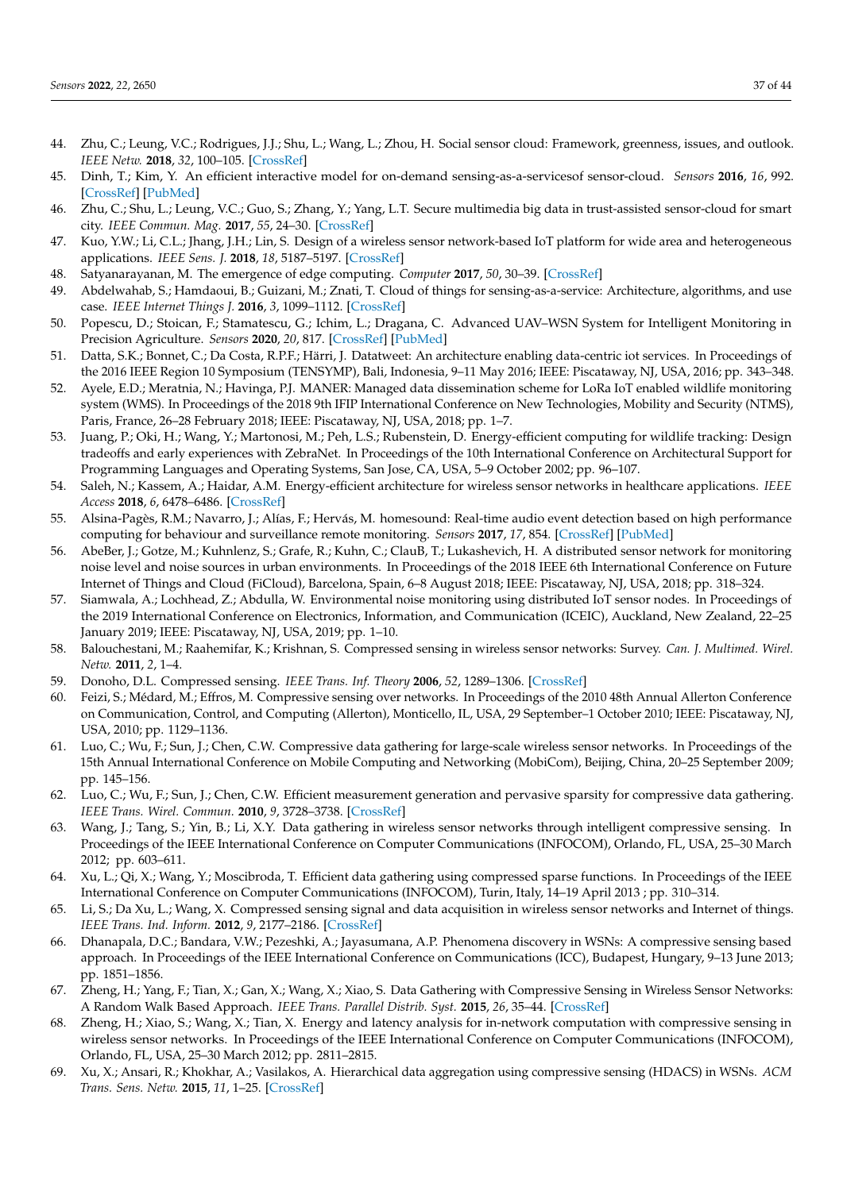44. Zhu, C.; Leung, V.C.; Rodrigues, J.J.; Shu, L.; Wang, L.; Zhou, H. Social sensor cloud: Framework, greenness, issues, and outlook. *IEEE Netw.* **2018**, *32*, 100–105. [CrossRef]
45. Dinh, T.; Kim, Y. An efficient interactive model for on-demand sensing-as-a-servicesof sensor-cloud. *Sensors* **2016**, *16*, 992. [CrossRef] [PubMed]
46. Zhu, C.; Shu, L.; Leung, V.C.; Guo, S.; Zhang, Y.; Yang, L.T. Secure multimedia big data in trust-assisted sensor-cloud for smart city. *IEEE Commun. Mag.* **2017**, *55*, 24–30. [CrossRef]
47. Kuo, Y.W.; Li, C.L.; Jhang, J.H.; Lin, S. Design of a wireless sensor network-based IoT platform for wide area and heterogeneous applications. *IEEE Sens. J.* **2018**, *18*, 5187–5197. [CrossRef]
48. Satyanarayanan, M. The emergence of edge computing. *Computer* **2017**, *50*, 30–39. [CrossRef]
49. Abdelwahab, S.; Hamdaoui, B.; Guizani, M.; Znati, T. Cloud of things for sensing-as-a-service: Architecture, algorithms, and use case. *IEEE Internet Things J.* **2016**, *3*, 1099–1112. [CrossRef]
50. Popescu, D.; Stoican, F.; Stamatescu, G.; Ichim, L.; Dragana, C. Advanced UAV–WSN System for Intelligent Monitoring in Precision Agriculture. *Sensors* **2020**, *20*, 817. [CrossRef] [PubMed]
51. Datta, S.K.; Bonnet, C.; Da Costa, R.P.F.; Härri, J. Datatweet: An architecture enabling data-centric iot services. In Proceedings of the 2016 IEEE Region 10 Symposium (TENSYMP), Bali, Indonesia, 9–11 May 2016; IEEE: Piscataway, NJ, USA, 2016; pp. 343–348.
52. Ayele, E.D.; Meratnia, N.; Havinga, P.J. MANER: Managed data dissemination scheme for LoRa IoT enabled wildlife monitoring system (WMS). In Proceedings of the 2018 9th IFIP International Conference on New Technologies, Mobility and Security (NTMS), Paris, France, 26–28 February 2018; IEEE: Piscataway, NJ, USA, 2018; pp. 1–7.
53. Juang, P.; Oki, H.; Wang, Y.; Martonosi, M.; Peh, L.S.; Rubenstein, D. Energy-efficient computing for wildlife tracking: Design tradeoffs and early experiences with ZebraNet. In Proceedings of the 10th International Conference on Architectural Support for Programming Languages and Operating Systems, San Jose, CA, USA, 5–9 October 2002; pp. 96–107.
54. Saleh, N.; Kassem, A.; Haidar, A.M. Energy-efficient architecture for wireless sensor networks in healthcare applications. *IEEE Access* **2018**, *6*, 6478–6486. [CrossRef]
55. Alsina-Pagès, R.M.; Navarro, J.; Alías, F.; Hervás, M. homesound: Real-time audio event detection based on high performance computing for behaviour and surveillance remote monitoring. *Sensors* **2017**, *17*, 854. [CrossRef] [PubMed]
56. AbeBer, J.; Gotze, M.; Kuhnlenz, S.; Grafe, R.; Kuhn, C.; ClauB, T.; Lukashevich, H. A distributed sensor network for monitoring noise level and noise sources in urban environments. In Proceedings of the 2018 IEEE 6th International Conference on Future Internet of Things and Cloud (FiCloud), Barcelona, Spain, 6–8 August 2018; IEEE: Piscataway, NJ, USA, 2018; pp. 318–324.
57. Siamwala, A.; Lochhead, Z.; Abdulla, W. Environmental noise monitoring using distributed IoT sensor nodes. In Proceedings of the 2019 International Conference on Electronics, Information, and Communication (ICEIC), Auckland, New Zealand, 22–25 January 2019; IEEE: Piscataway, NJ, USA, 2019; pp. 1–10.
58. Balouchestani, M.; Raahemifar, K.; Krishnan, S. Compressed sensing in wireless sensor networks: Survey. *Can. J. Multimed. Wirel. Netw.* **2011**, *2*, 1–4.
59. Donoho, D.L. Compressed sensing. *IEEE Trans. Inf. Theory* **2006**, *52*, 1289–1306. [CrossRef]
60. Feizi, S.; Médard, M.; Effros, M. Compressive sensing over networks. In Proceedings of the 2010 48th Annual Allerton Conference on Communication, Control, and Computing (Allerton), Monticello, IL, USA, 29 September–1 October 2010; IEEE: Piscataway, NJ, USA, 2010; pp. 1129–1136.
61. Luo, C.; Wu, F.; Sun, J.; Chen, C.W. Compressive data gathering for large-scale wireless sensor networks. In Proceedings of the 15th Annual International Conference on Mobile Computing and Networking (MobiCom), Beijing, China, 20–25 September 2009; pp. 145–156.
62. Luo, C.; Wu, F.; Sun, J.; Chen, C.W. Efficient measurement generation and pervasive sparsity for compressive data gathering. *IEEE Trans. Wirel. Commun.* **2010**, *9*, 3728–3738. [CrossRef]
63. Wang, J.; Tang, S.; Yin, B.; Li, X.Y. Data gathering in wireless sensor networks through intelligent compressive sensing. In Proceedings of the IEEE International Conference on Computer Communications (INFOCOM), Orlando, FL, USA, 25–30 March 2012; pp. 603–611.
64. Xu, L.; Qi, X.; Wang, Y.; Moscibroda, T. Efficient data gathering using compressed sparse functions. In Proceedings of the IEEE International Conference on Computer Communications (INFOCOM), Turin, Italy, 14–19 April 2013 ; pp. 310–314.
65. Li, S.; Da Xu, L.; Wang, X. Compressed sensing signal and data acquisition in wireless sensor networks and Internet of things. *IEEE Trans. Ind. Inform.* **2012**, *9*, 2177–2186. [CrossRef]
66. Dhanapala, D.C.; Bandara, V.W.; Pezeshki, A.; Jayasumana, A.P. Phenomena discovery in WSNs: A compressive sensing based approach. In Proceedings of the IEEE International Conference on Communications (ICC), Budapest, Hungary, 9–13 June 2013; pp. 1851–1856.
67. Zheng, H.; Yang, F.; Tian, X.; Gan, X.; Wang, X.; Xiao, S. Data Gathering with Compressive Sensing in Wireless Sensor Networks: A Random Walk Based Approach. *IEEE Trans. Parallel Distrib. Syst.* **2015**, *26*, 35–44. [CrossRef]
68. Zheng, H.; Xiao, S.; Wang, X.; Tian, X. Energy and latency analysis for in-network computation with compressive sensing in wireless sensor networks. In Proceedings of the IEEE International Conference on Computer Communications (INFOCOM), Orlando, FL, USA, 25–30 March 2012; pp. 2811–2815.
69. Xu, X.; Ansari, R.; Khokhar, A.; Vasilakos, A. Hierarchical data aggregation using compressive sensing (HDACS) in WSNs. *ACM Trans. Sens. Netw.* **2015**, *11*, 1–25. [CrossRef]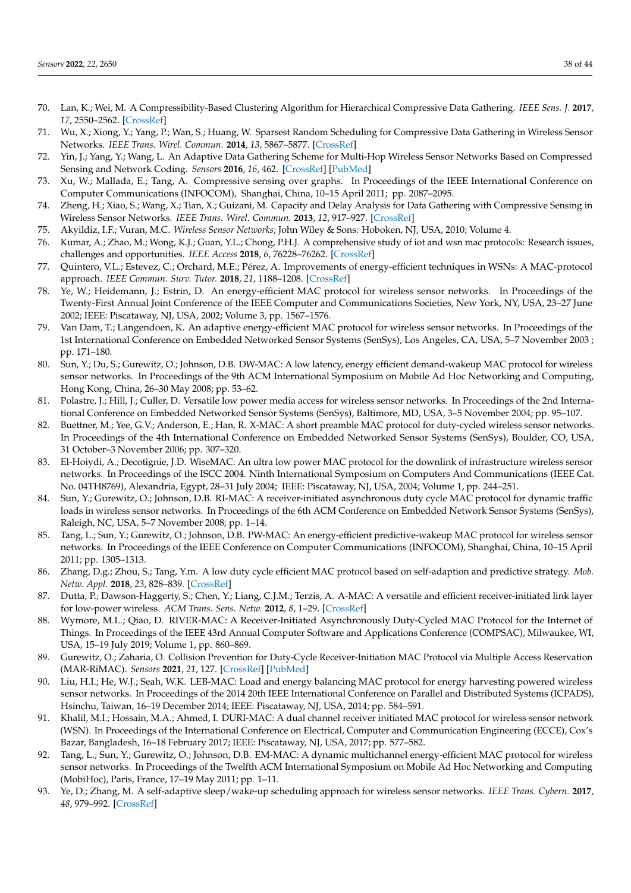70. Lan, K.; Wei, M. A Compressibility-Based Clustering Algorithm for Hierarchical Compressive Data Gathering. *IEEE Sens. J.* **2017**, *17*, 2550–2562. [CrossRef]
71. Wu, X.; Xiong, Y.; Yang, P.; Wan, S.; Huang, W. Sparsest Random Scheduling for Compressive Data Gathering in Wireless Sensor Networks. *IEEE Trans. Wirel. Commun.* **2014**, *13*, 5867–5877. [CrossRef]
72. Yin, J.; Yang, Y.; Wang, L. An Adaptive Data Gathering Scheme for Multi-Hop Wireless Sensor Networks Based on Compressed Sensing and Network Coding. *Sensors* **2016**, *16*, 462. [CrossRef] [PubMed]
73. Xu, W.; Mallada, E.; Tang, A. Compressive sensing over graphs. In Proceedings of the IEEE International Conference on Computer Communications (INFOCOM), Shanghai, China, 10–15 April 2011; pp. 2087–2095.
74. Zheng, H.; Xiao, S.; Wang, X.; Tian, X.; Guizani, M. Capacity and Delay Analysis for Data Gathering with Compressive Sensing in Wireless Sensor Networks. *IEEE Trans. Wirel. Commun.* **2013**, *12*, 917–927. [CrossRef]
75. Akyildiz, I.F.; Vuran, M.C. *Wireless Sensor Networks*; John Wiley & Sons: Hoboken, NJ, USA, 2010; Volume 4.
76. Kumar, A.; Zhao, M.; Wong, K.J.; Guan, Y.L.; Chong, P.H.J. A comprehensive study of iot and wsn mac protocols: Research issues, challenges and opportunities. *IEEE Access* **2018**, *6*, 76228–76262. [CrossRef]
77. Quintero, V.L.; Estevez, C.; Orchard, M.E.; Pérez, A. Improvements of energy-efficient techniques in WSNs: A MAC-protocol approach. *IEEE Commun. Surv. Tutor.* **2018**, *21*, 1188–1208. [CrossRef]
78. Ye, W.; Heidemann, J.; Estrin, D. An energy-efficient MAC protocol for wireless sensor networks. In Proceedings of the Twenty-First Annual Joint Conference of the IEEE Computer and Communications Societies, New York, NY, USA, 23–27 June 2002; IEEE: Piscataway, NJ, USA, 2002; Volume 3, pp. 1567–1576.
79. Van Dam, T.; Langendoen, K. An adaptive energy-efficient MAC protocol for wireless sensor networks. In Proceedings of the 1st International Conference on Embedded Networked Sensor Systems (SenSys), Los Angeles, CA, USA, 5–7 November 2003 ; pp. 171–180.
80. Sun, Y.; Du, S.; Gurewitz, O.; Johnson, D.B. DW-MAC: A low latency, energy efficient demand-wakeup MAC protocol for wireless sensor networks. In Proceedings of the 9th ACM International Symposium on Mobile Ad Hoc Networking and Computing, Hong Kong, China, 26–30 May 2008; pp. 53–62.
81. Polastre, J.; Hill, J.; Culler, D. Versatile low power media access for wireless sensor networks. In Proceedings of the 2nd International Conference on Embedded Networked Sensor Systems (SenSys), Baltimore, MD, USA, 3–5 November 2004; pp. 95–107.
82. Buettner, M.; Yee, G.V.; Anderson, E.; Han, R. X-MAC: A short preamble MAC protocol for duty-cycled wireless sensor networks. In Proceedings of the 4th International Conference on Embedded Networked Sensor Systems (SenSys), Boulder, CO, USA, 31 October–3 November 2006; pp. 307–320.
83. El-Hoiydi, A.; Decotignie, J.D. WiseMAC: An ultra low power MAC protocol for the downlink of infrastructure wireless sensor networks. In Proceedings of the ISCC 2004. Ninth International Symposium on Computers And Communications (IEEE Cat. No. 04TH8769), Alexandria, Egypt, 28–31 July 2004; IEEE: Piscataway, NJ, USA, 2004; Volume 1, pp. 244–251.
84. Sun, Y.; Gurewitz, O.; Johnson, D.B. RI-MAC: A receiver-initiated asynchronous duty cycle MAC protocol for dynamic traffic loads in wireless sensor networks. In Proceedings of the 6th ACM Conference on Embedded Network Sensor Systems (SenSys), Raleigh, NC, USA, 5–7 November 2008; pp. 1–14.
85. Tang, L.; Sun, Y.; Gurewitz, O.; Johnson, D.B. PW-MAC: An energy-efficient predictive-wakeup MAC protocol for wireless sensor networks. In Proceedings of the IEEE Conference on Computer Communications (INFOCOM), Shanghai, China, 10–15 April 2011; pp. 1305–1313.
86. Zhang, D.g.; Zhou, S.; Tang, Y.m. A low duty cycle efficient MAC protocol based on self-adaption and predictive strategy. *Mob. Netw. Appl.* **2018**, *23*, 828–839. [CrossRef]
87. Dutta, P.; Dawson-Haggerty, S.; Chen, Y.; Liang, C.J.M.; Terzis, A. A-MAC: A versatile and efficient receiver-initiated link layer for low-power wireless. *ACM Trans. Sens. Netw.* **2012**, *8*, 1–29. [CrossRef]
88. Wymore, M.L.; Qiao, D. RIVER-MAC: A Receiver-Initiated Asynchronously Duty-Cycled MAC Protocol for the Internet of Things. In Proceedings of the IEEE 43rd Annual Computer Software and Applications Conference (COMPSAC), Milwaukee, WI, USA, 15–19 July 2019; Volume 1, pp. 860–869.
89. Gurewitz, O.; Zaharia, O. Collision Prevention for Duty-Cycle Receiver-Initiation MAC Protocol via Multiple Access Reservation (MAR-RiMAC). *Sensors* **2021**, *21*, 127. [CrossRef] [PubMed]
90. Liu, H.I.; He, W.J.; Seah, W.K. LEB-MAC: Load and energy balancing MAC protocol for energy harvesting powered wireless sensor networks. In Proceedings of the 2014 20th IEEE International Conference on Parallel and Distributed Systems (ICPADS), Hsinchu, Taiwan, 16–19 December 2014; IEEE: Piscataway, NJ, USA, 2014; pp. 584–591.
91. Khalil, M.I.; Hossain, M.A.; Ahmed, I. DURI-MAC: A dual channel receiver initiated MAC protocol for wireless sensor network (WSN). In Proceedings of the International Conference on Electrical, Computer and Communication Engineering (ECCE), Cox's Bazar, Bangladesh, 16–18 February 2017; IEEE: Piscataway, NJ, USA, 2017; pp. 577–582.
92. Tang, L.; Sun, Y.; Gurewitz, O.; Johnson, D.B. EM-MAC: A dynamic multichannel energy-efficient MAC protocol for wireless sensor networks. In Proceedings of the Twelfth ACM International Symposium on Mobile Ad Hoc Networking and Computing (MobiHoc), Paris, France, 17–19 May 2011; pp. 1–11.
93. Ye, D.; Zhang, M. A self-adaptive sleep/wake-up scheduling approach for wireless sensor networks. *IEEE Trans. Cybern.* **2017**, *48*, 979–992. [CrossRef]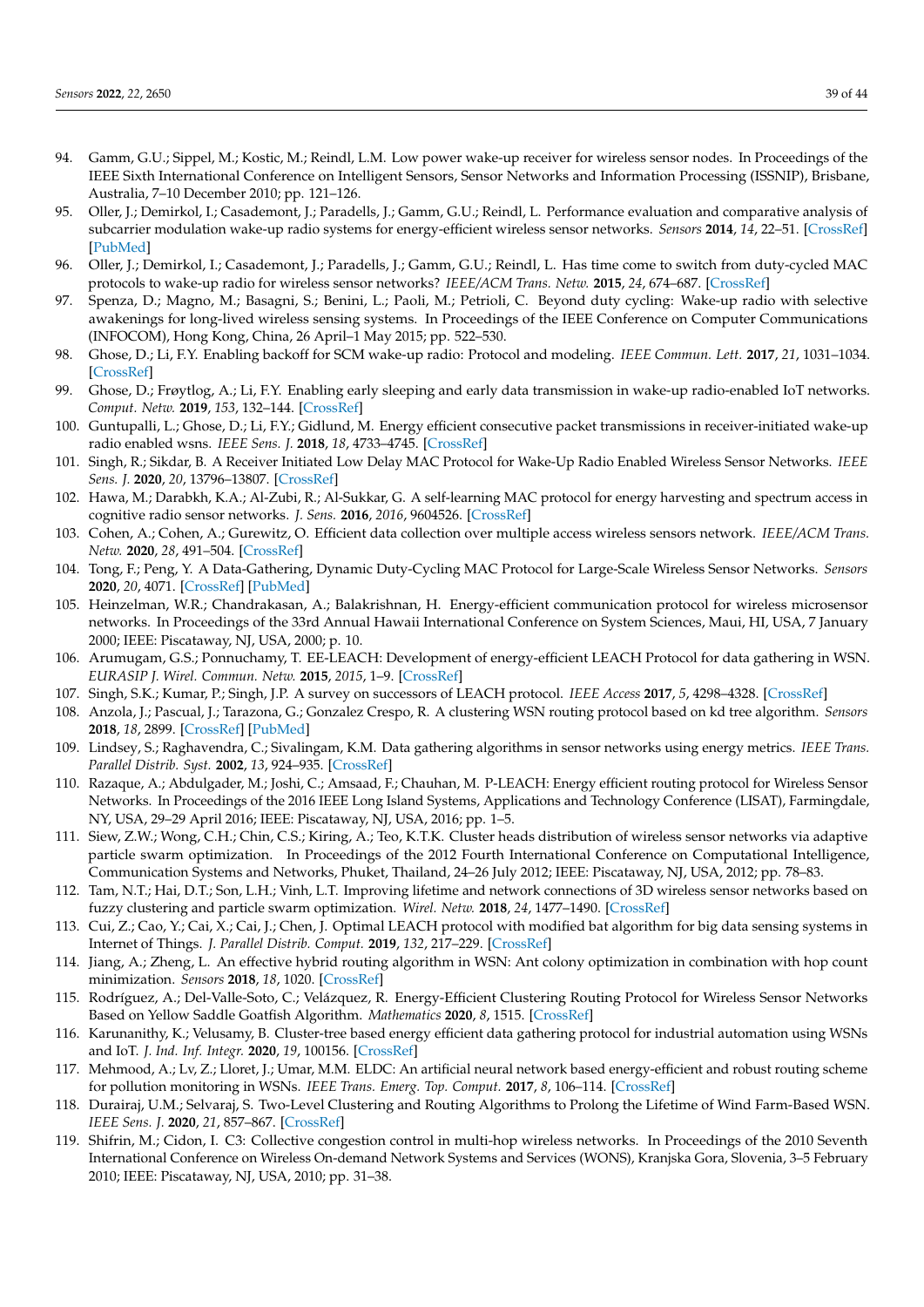94. Gamm, G.U.; Sippel, M.; Kostic, M.; Reindl, L.M. Low power wake-up receiver for wireless sensor nodes. In Proceedings of the IEEE Sixth International Conference on Intelligent Sensors, Sensor Networks and Information Processing (ISSNIP), Brisbane, Australia, 7–10 December 2010; pp. 121–126.
95. Oller, J.; Demirkol, I.; Casademont, J.; Paradells, J.; Gamm, G.U.; Reindl, L. Performance evaluation and comparative analysis of subcarrier modulation wake-up radio systems for energy-efficient wireless sensor networks. *Sensors* **2014**, *14*, 22–51. [CrossRef] [PubMed]
96. Oller, J.; Demirkol, I.; Casademont, J.; Paradells, J.; Gamm, G.U.; Reindl, L. Has time come to switch from duty-cycled MAC protocols to wake-up radio for wireless sensor networks? *IEEE/ACM Trans. Netw.* **2015**, *24*, 674–687. [CrossRef]
97. Spenza, D.; Magno, M.; Basagni, S.; Benini, L.; Paoli, M.; Petrioli, C. Beyond duty cycling: Wake-up radio with selective awakenings for long-lived wireless sensing systems. In Proceedings of the IEEE Conference on Computer Communications (INFOCOM), Hong Kong, China, 26 April–1 May 2015; pp. 522–530.
98. Ghose, D.; Li, F.Y. Enabling backoff for SCM wake-up radio: Protocol and modeling. *IEEE Commun. Lett.* **2017**, *21*, 1031–1034. [CrossRef]
99. Ghose, D.; Frøytlog, A.; Li, F.Y. Enabling early sleeping and early data transmission in wake-up radio-enabled IoT networks. *Comput. Netw.* **2019**, *153*, 132–144. [CrossRef]
100. Guntupalli, L.; Ghose, D.; Li, F.Y.; Gidlund, M. Energy efficient consecutive packet transmissions in receiver-initiated wake-up radio enabled wsns. *IEEE Sens. J.* **2018**, *18*, 4733–4745. [CrossRef]
101. Singh, R.; Sikdar, B. A Receiver Initiated Low Delay MAC Protocol for Wake-Up Radio Enabled Wireless Sensor Networks. *IEEE Sens. J.* **2020**, *20*, 13796–13807. [CrossRef]
102. Hawa, M.; Darabkh, K.A.; Al-Zubi, R.; Al-Sukkar, G. A self-learning MAC protocol for energy harvesting and spectrum access in cognitive radio sensor networks. *J. Sens.* **2016**, *2016*, 9604526. [CrossRef]
103. Cohen, A.; Cohen, A.; Gurewitz, O. Efficient data collection over multiple access wireless sensors network. *IEEE/ACM Trans. Netw.* **2020**, *28*, 491–504. [CrossRef]
104. Tong, F.; Peng, Y. A Data-Gathering, Dynamic Duty-Cycling MAC Protocol for Large-Scale Wireless Sensor Networks. *Sensors* **2020**, *20*, 4071. [CrossRef] [PubMed]
105. Heinzelman, W.R.; Chandrakasan, A.; Balakrishnan, H. Energy-efficient communication protocol for wireless microsensor networks. In Proceedings of the 33rd Annual Hawaii International Conference on System Sciences, Maui, HI, USA, 7 January 2000; IEEE: Piscataway, NJ, USA, 2000; p. 10.
106. Arumugam, G.S.; Ponnuchamy, T. EE-LEACH: Development of energy-efficient LEACH Protocol for data gathering in WSN. *EURASIP J. Wirel. Commun. Netw.* **2015**, *2015*, 1–9. [CrossRef]
107. Singh, S.K.; Kumar, P.; Singh, J.P. A survey on successors of LEACH protocol. *IEEE Access* **2017**, *5*, 4298–4328. [CrossRef]
108. Anzola, J.; Pascual, J.; Tarazona, G.; Gonzalez Crespo, R. A clustering WSN routing protocol based on kd tree algorithm. *Sensors* **2018**, *18*, 2899. [CrossRef] [PubMed]
109. Lindsey, S.; Raghavendra, C.; Sivalingam, K.M. Data gathering algorithms in sensor networks using energy metrics. *IEEE Trans. Parallel Distrib. Syst.* **2002**, *13*, 924–935. [CrossRef]
110. Razaque, A.; Abdulgader, M.; Joshi, C.; Amsaad, F.; Chauhan, M. P-LEACH: Energy efficient routing protocol for Wireless Sensor Networks. In Proceedings of the 2016 IEEE Long Island Systems, Applications and Technology Conference (LISAT), Farmingdale, NY, USA, 29–29 April 2016; IEEE: Piscataway, NJ, USA, 2016; pp. 1–5.
111. Siew, Z.W.; Wong, C.H.; Chin, C.S.; Kiring, A.; Teo, K.T.K. Cluster heads distribution of wireless sensor networks via adaptive particle swarm optimization. In Proceedings of the 2012 Fourth International Conference on Computational Intelligence, Communication Systems and Networks, Phuket, Thailand, 24–26 July 2012; IEEE: Piscataway, NJ, USA, 2012; pp. 78–83.
112. Tam, N.T.; Hai, D.T.; Son, L.H.; Vinh, L.T. Improving lifetime and network connections of 3D wireless sensor networks based on fuzzy clustering and particle swarm optimization. *Wirel. Netw.* **2018**, *24*, 1477–1490. [CrossRef]
113. Cui, Z.; Cao, Y.; Cai, X.; Cai, J.; Chen, J. Optimal LEACH protocol with modified bat algorithm for big data sensing systems in Internet of Things. *J. Parallel Distrib. Comput.* **2019**, *132*, 217–229. [CrossRef]
114. Jiang, A.; Zheng, L. An effective hybrid routing algorithm in WSN: Ant colony optimization in combination with hop count minimization. *Sensors* **2018**, *18*, 1020. [CrossRef]
115. Rodríguez, A.; Del-Valle-Soto, C.; Velázquez, R. Energy-Efficient Clustering Routing Protocol for Wireless Sensor Networks Based on Yellow Saddle Goatfish Algorithm. *Mathematics* **2020**, *8*, 1515. [CrossRef]
116. Karunanithy, K.; Velusamy, B. Cluster-tree based energy efficient data gathering protocol for industrial automation using WSNs and IoT. *J. Ind. Inf. Integr.* **2020**, *19*, 100156. [CrossRef]
117. Mehmood, A.; Lv, Z.; Lloret, J.; Umar, M.M. ELDC: An artificial neural network based energy-efficient and robust routing scheme for pollution monitoring in WSNs. *IEEE Trans. Emerg. Top. Comput.* **2017**, *8*, 106–114. [CrossRef]
118. Durairaj, U.M.; Selvaraj, S. Two-Level Clustering and Routing Algorithms to Prolong the Lifetime of Wind Farm-Based WSN. *IEEE Sens. J.* **2020**, *21*, 857–867. [CrossRef]
119. Shifrin, M.; Cidon, I. C3: Collective congestion control in multi-hop wireless networks. In Proceedings of the 2010 Seventh International Conference on Wireless On-demand Network Systems and Services (WONS), Kranjska Gora, Slovenia, 3–5 February 2010; IEEE: Piscataway, NJ, USA, 2010; pp. 31–38.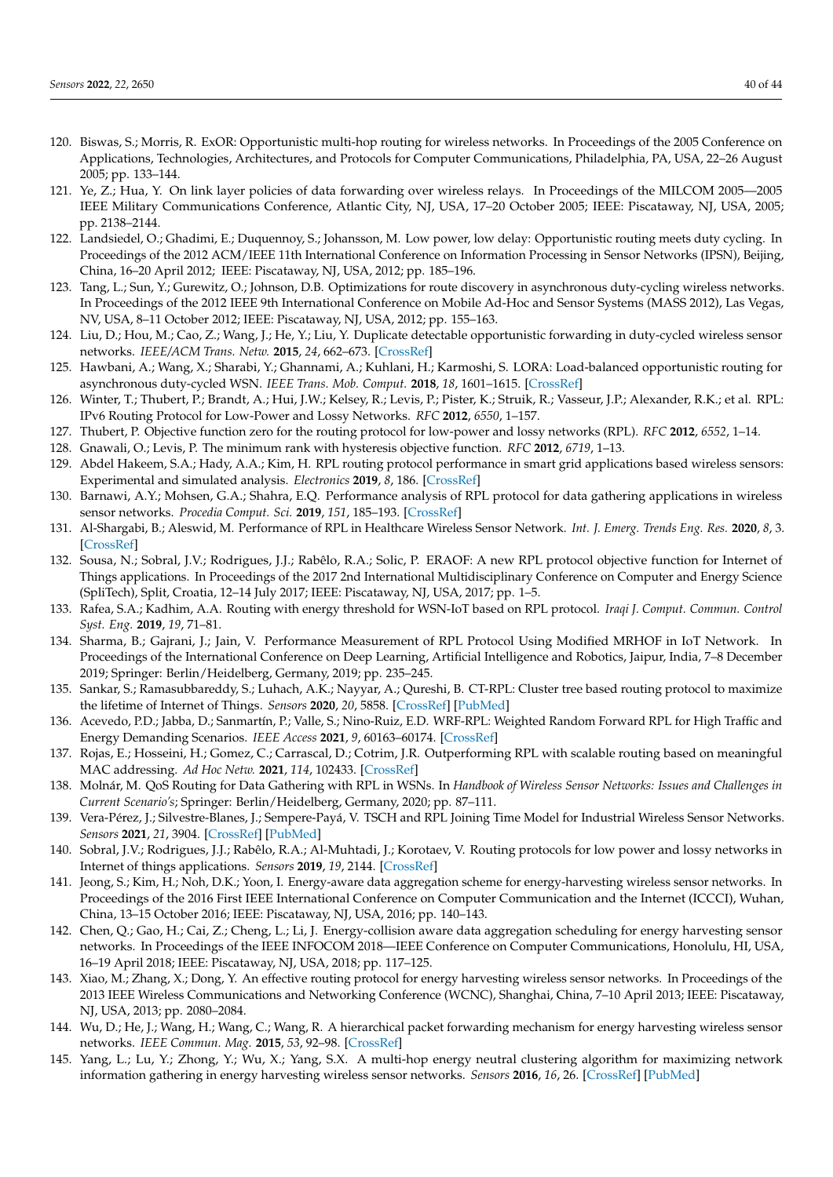120. Biswas, S.; Morris, R. ExOR: Opportunistic multi-hop routing for wireless networks. In Proceedings of the 2005 Conference on Applications, Technologies, Architectures, and Protocols for Computer Communications, Philadelphia, PA, USA, 22–26 August 2005; pp. 133–144.
121. Ye, Z.; Hua, Y. On link layer policies of data forwarding over wireless relays. In Proceedings of the MILCOM 2005—2005 IEEE Military Communications Conference, Atlantic City, NJ, USA, 17–20 October 2005; IEEE: Piscataway, NJ, USA, 2005; pp. 2138–2144.
122. Landsiedel, O.; Ghadimi, E.; Duquennoy, S.; Johansson, M. Low power, low delay: Opportunistic routing meets duty cycling. In Proceedings of the 2012 ACM/IEEE 11th International Conference on Information Processing in Sensor Networks (IPSN), Beijing, China, 16–20 April 2012; IEEE: Piscataway, NJ, USA, 2012; pp. 185–196.
123. Tang, L.; Sun, Y.; Gurewitz, O.; Johnson, D.B. Optimizations for route discovery in asynchronous duty-cycling wireless networks. In Proceedings of the 2012 IEEE 9th International Conference on Mobile Ad-Hoc and Sensor Systems (MASS 2012), Las Vegas, NV, USA, 8–11 October 2012; IEEE: Piscataway, NJ, USA, 2012; pp. 155–163.
124. Liu, D.; Hou, M.; Cao, Z.; Wang, J.; He, Y.; Liu, Y. Duplicate detectable opportunistic forwarding in duty-cycled wireless sensor networks. *IEEE/ACM Trans. Netw.* **2015**, *24*, 662–673. [CrossRef]
125. Hawbani, A.; Wang, X.; Sharabi, Y.; Ghannami, A.; Kuhlani, H.; Karmoshi, S. LORA: Load-balanced opportunistic routing for asynchronous duty-cycled WSN. *IEEE Trans. Mob. Comput.* **2018**, *18*, 1601–1615. [CrossRef]
126. Winter, T.; Thubert, P.; Brandt, A.; Hui, J.W.; Kelsey, R.; Levis, P.; Pister, K.; Struik, R.; Vasseur, J.P.; Alexander, R.K.; et al. RPL: IPv6 Routing Protocol for Low-Power and Lossy Networks. *RFC* **2012**, *6550*, 1–157.
127. Thubert, P. Objective function zero for the routing protocol for low-power and lossy networks (RPL). *RFC* **2012**, *6552*, 1–14.
128. Gnawali, O.; Levis, P. The minimum rank with hysteresis objective function. *RFC* **2012**, *6719*, 1–13.
129. Abdel Hakeem, S.A.; Hady, A.A.; Kim, H. RPL routing protocol performance in smart grid applications based wireless sensors: Experimental and simulated analysis. *Electronics* **2019**, *8*, 186. [CrossRef]
130. Barnawi, A.Y.; Mohsen, G.A.; Shahra, E.Q. Performance analysis of RPL protocol for data gathering applications in wireless sensor networks. *Procedia Comput. Sci.* **2019**, *151*, 185–193. [CrossRef]
131. Al-Shargabi, B.; Aleswid, M. Performance of RPL in Healthcare Wireless Sensor Network. *Int. J. Emerg. Trends Eng. Res.* **2020**, *8*, 3. [CrossRef]
132. Sousa, N.; Sobral, J.V.; Rodrigues, J.J.; Rabêlo, R.A.; Solic, P. ERAOF: A new RPL protocol objective function for Internet of Things applications. In Proceedings of the 2017 2nd International Multidisciplinary Conference on Computer and Energy Science (SpliTech), Split, Croatia, 12–14 July 2017; IEEE: Piscataway, NJ, USA, 2017; pp. 1–5.
133. Rafea, S.A.; Kadhim, A.A. Routing with energy threshold for WSN-IoT based on RPL protocol. *Iraqi J. Comput. Commun. Control Syst. Eng.* **2019**, *19*, 71–81.
134. Sharma, B.; Gajrani, J.; Jain, V. Performance Measurement of RPL Protocol Using Modified MRHOF in IoT Network. In Proceedings of the International Conference on Deep Learning, Artificial Intelligence and Robotics, Jaipur, India, 7–8 December 2019; Springer: Berlin/Heidelberg, Germany, 2019; pp. 235–245.
135. Sankar, S.; Ramasubbareddy, S.; Luhach, A.K.; Nayyar, A.; Qureshi, B. CT-RPL: Cluster tree based routing protocol to maximize the lifetime of Internet of Things. *Sensors* **2020**, *20*, 5858. [CrossRef] [PubMed]
136. Acevedo, P.D.; Jabba, D.; Sanmartín, P.; Valle, S.; Nino-Ruiz, E.D. WRF-RPL: Weighted Random Forward RPL for High Traffic and Energy Demanding Scenarios. *IEEE Access* **2021**, *9*, 60163–60174. [CrossRef]
137. Rojas, E.; Hosseini, H.; Gomez, C.; Carrascal, D.; Cotrim, J.R. Outperforming RPL with scalable routing based on meaningful MAC addressing. *Ad Hoc Netw.* **2021**, *114*, 102433. [CrossRef]
138. Molnár, M. QoS Routing for Data Gathering with RPL in WSNs. In *Handbook of Wireless Sensor Networks: Issues and Challenges in Current Scenario's*; Springer: Berlin/Heidelberg, Germany, 2020; pp. 87–111.
139. Vera-Pérez, J.; Silvestre-Blanes, J.; Sempere-Payá, V. TSCH and RPL Joining Time Model for Industrial Wireless Sensor Networks. *Sensors* **2021**, *21*, 3904. [CrossRef] [PubMed]
140. Sobral, J.V.; Rodrigues, J.J.; Rabêlo, R.A.; Al-Muhtadi, J.; Korotaev, V. Routing protocols for low power and lossy networks in Internet of things applications. *Sensors* **2019**, *19*, 2144. [CrossRef]
141. Jeong, S.; Kim, H.; Noh, D.K.; Yoon, I. Energy-aware data aggregation scheme for energy-harvesting wireless sensor networks. In Proceedings of the 2016 First IEEE International Conference on Computer Communication and the Internet (ICCCI), Wuhan, China, 13–15 October 2016; IEEE: Piscataway, NJ, USA, 2016; pp. 140–143.
142. Chen, Q.; Gao, H.; Cai, Z.; Cheng, L.; Li, J. Energy-collision aware data aggregation scheduling for energy harvesting sensor networks. In Proceedings of the IEEE INFOCOM 2018—IEEE Conference on Computer Communications, Honolulu, HI, USA, 16–19 April 2018; IEEE: Piscataway, NJ, USA, 2018; pp. 117–125.
143. Xiao, M.; Zhang, X.; Dong, Y. An effective routing protocol for energy harvesting wireless sensor networks. In Proceedings of the 2013 IEEE Wireless Communications and Networking Conference (WCNC), Shanghai, China, 7–10 April 2013; IEEE: Piscataway, NJ, USA, 2013; pp. 2080–2084.
144. Wu, D.; He, J.; Wang, H.; Wang, C.; Wang, R. A hierarchical packet forwarding mechanism for energy harvesting wireless sensor networks. *IEEE Commun. Mag.* **2015**, *53*, 92–98. [CrossRef]
145. Yang, L.; Lu, Y.; Zhong, Y.; Wu, X.; Yang, S.X. A multi-hop energy neutral clustering algorithm for maximizing network information gathering in energy harvesting wireless sensor networks. *Sensors* **2016**, *16*, 26. [CrossRef] [PubMed]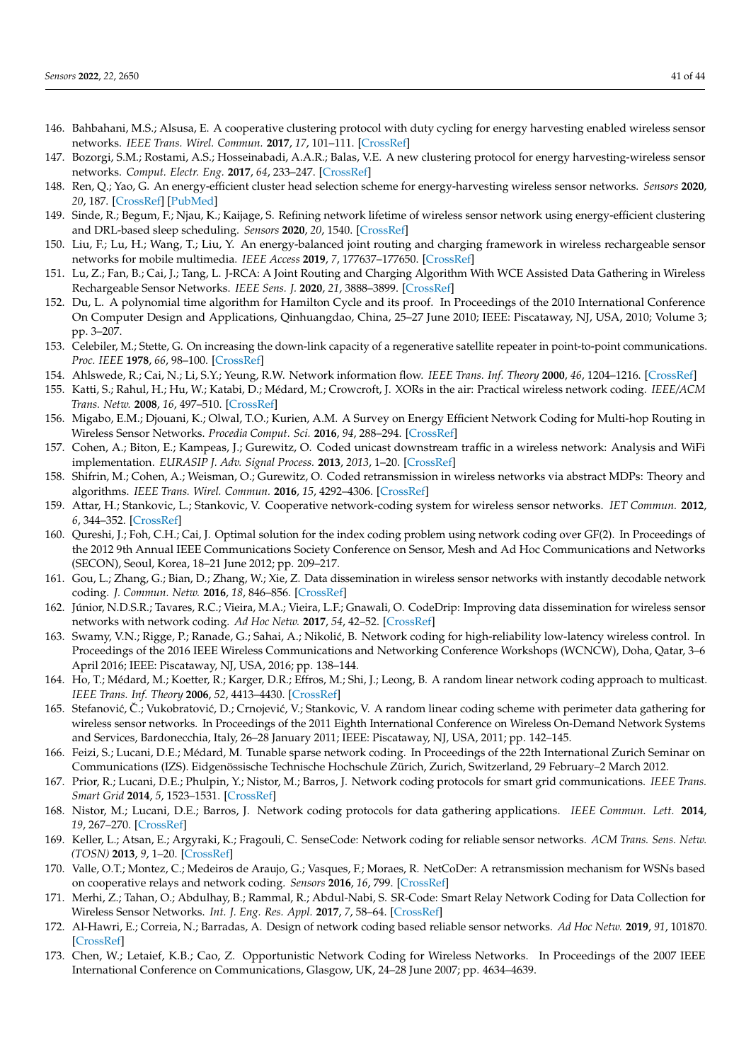146. Bahbahani, M.S.; Alsusa, E. A cooperative clustering protocol with duty cycling for energy harvesting enabled wireless sensor networks. *IEEE Trans. Wirel. Commun.* **2017**, *17*, 101–111. [CrossRef]
147. Bozorgi, S.M.; Rostami, A.S.; Hosseinabadi, A.A.R.; Balas, V.E. A new clustering protocol for energy harvesting-wireless sensor networks. *Comput. Electr. Eng.* **2017**, *64*, 233–247. [CrossRef]
148. Ren, Q.; Yao, G. An energy-efficient cluster head selection scheme for energy-harvesting wireless sensor networks. *Sensors* **2020**, *20*, 187. [CrossRef] [PubMed]
149. Sinde, R.; Begum, F.; Njau, K.; Kaijage, S. Refining network lifetime of wireless sensor network using energy-efficient clustering and DRL-based sleep scheduling. *Sensors* **2020**, *20*, 1540. [CrossRef]
150. Liu, F.; Lu, H.; Wang, T.; Liu, Y. An energy-balanced joint routing and charging framework in wireless rechargeable sensor networks for mobile multimedia. *IEEE Access* **2019**, *7*, 177637–177650. [CrossRef]
151. Lu, Z.; Fan, B.; Cai, J.; Tang, L. J-RCA: A Joint Routing and Charging Algorithm With WCE Assisted Data Gathering in Wireless Rechargeable Sensor Networks. *IEEE Sens. J.* **2020**, *21*, 3888–3899. [CrossRef]
152. Du, L. A polynomial time algorithm for Hamilton Cycle and its proof. In Proceedings of the 2010 International Conference On Computer Design and Applications, Qinhuangdao, China, 25–27 June 2010; IEEE: Piscataway, NJ, USA, 2010; Volume 3; pp. 3–207.
153. Celebiler, M.; Stette, G. On increasing the down-link capacity of a regenerative satellite repeater in point-to-point communications. *Proc. IEEE* **1978**, *66*, 98–100. [CrossRef]
154. Ahlswede, R.; Cai, N.; Li, S.Y.; Yeung, R.W. Network information flow. *IEEE Trans. Inf. Theory* **2000**, *46*, 1204–1216. [CrossRef]
155. Katti, S.; Rahul, H.; Hu, W.; Katabi, D.; Médard, M.; Crowcroft, J. XORs in the air: Practical wireless network coding. *IEEE/ACM Trans. Netw.* **2008**, *16*, 497–510. [CrossRef]
156. Migabo, E.M.; Djouani, K.; Olwal, T.O.; Kurien, A.M. A Survey on Energy Efficient Network Coding for Multi-hop Routing in Wireless Sensor Networks. *Procedia Comput. Sci.* **2016**, *94*, 288–294. [CrossRef]
157. Cohen, A.; Biton, E.; Kampeas, J.; Gurewitz, O. Coded unicast downstream traffic in a wireless network: Analysis and WiFi implementation. *EURASIP J. Adv. Signal Process.* **2013**, *2013*, 1–20. [CrossRef]
158. Shifrin, M.; Cohen, A.; Weisman, O.; Gurewitz, O. Coded retransmission in wireless networks via abstract MDPs: Theory and algorithms. *IEEE Trans. Wirel. Commun.* **2016**, *15*, 4292–4306. [CrossRef]
159. Attar, H.; Stankovic, L.; Stankovic, V. Cooperative network-coding system for wireless sensor networks. *IET Commun.* **2012**, *6*, 344–352. [CrossRef]
160. Qureshi, J.; Foh, C.H.; Cai, J. Optimal solution for the index coding problem using network coding over GF(2). In Proceedings of the 2012 9th Annual IEEE Communications Society Conference on Sensor, Mesh and Ad Hoc Communications and Networks (SECON), Seoul, Korea, 18–21 June 2012; pp. 209–217.
161. Gou, L.; Zhang, G.; Bian, D.; Zhang, W.; Xie, Z. Data dissemination in wireless sensor networks with instantly decodable network coding. *J. Commun. Netw.* **2016**, *18*, 846–856. [CrossRef]
162. Júnior, N.D.S.R.; Tavares, R.C.; Vieira, M.A.; Vieira, L.F.; Gnawali, O. CodeDrip: Improving data dissemination for wireless sensor networks with network coding. *Ad Hoc Netw.* **2017**, *54*, 42–52. [CrossRef]
163. Swamy, V.N.; Rigge, P.; Ranade, G.; Sahai, A.; Nikolić, B. Network coding for high-reliability low-latency wireless control. In Proceedings of the 2016 IEEE Wireless Communications and Networking Conference Workshops (WCNCW), Doha, Qatar, 3–6 April 2016; IEEE: Piscataway, NJ, USA, 2016; pp. 138–144.
164. Ho, T.; Médard, M.; Koetter, R.; Karger, D.R.; Effros, M.; Shi, J.; Leong, B. A random linear network coding approach to multicast. *IEEE Trans. Inf. Theory* **2006**, *52*, 4413–4430. [CrossRef]
165. Stefanović, Č.; Vukobratović, D.; Crnojević, V.; Stankovic, V. A random linear coding scheme with perimeter data gathering for wireless sensor networks. In Proceedings of the 2011 Eighth International Conference on Wireless On-Demand Network Systems and Services, Bardonecchia, Italy, 26–28 January 2011; IEEE: Piscataway, NJ, USA, 2011; pp. 142–145.
166. Feizi, S.; Lucani, D.E.; Médard, M. Tunable sparse network coding. In Proceedings of the 22th International Zurich Seminar on Communications (IZS). Eidgenössische Technische Hochschule Zürich, Zurich, Switzerland, 29 February–2 March 2012.
167. Prior, R.; Lucani, D.E.; Phulpin, Y.; Nistor, M.; Barros, J. Network coding protocols for smart grid communications. *IEEE Trans. Smart Grid* **2014**, *5*, 1523–1531. [CrossRef]
168. Nistor, M.; Lucani, D.E.; Barros, J. Network coding protocols for data gathering applications. *IEEE Commun. Lett.* **2014**, *19*, 267–270. [CrossRef]
169. Keller, L.; Atsan, E.; Argyraki, K.; Fragouli, C. SenseCode: Network coding for reliable sensor networks. *ACM Trans. Sens. Netw. (TOSN)* **2013**, *9*, 1–20. [CrossRef]
170. Valle, O.T.; Montez, C.; Medeiros de Araujo, G.; Vasques, F.; Moraes, R. NetCoDer: A retransmission mechanism for WSNs based on cooperative relays and network coding. *Sensors* **2016**, *16*, 799. [CrossRef]
171. Merhi, Z.; Tahan, O.; Abdulhay, B.; Rammal, R.; Abdul-Nabi, S. SR-Code: Smart Relay Network Coding for Data Collection for Wireless Sensor Networks. *Int. J. Eng. Res. Appl.* **2017**, *7*, 58–64. [CrossRef]
172. Al-Hawri, E.; Correia, N.; Barradas, A. Design of network coding based reliable sensor networks. *Ad Hoc Netw.* **2019**, *91*, 101870. [CrossRef]
173. Chen, W.; Letaief, K.B.; Cao, Z. Opportunistic Network Coding for Wireless Networks. In Proceedings of the 2007 IEEE International Conference on Communications, Glasgow, UK, 24–28 June 2007; pp. 4634–4639.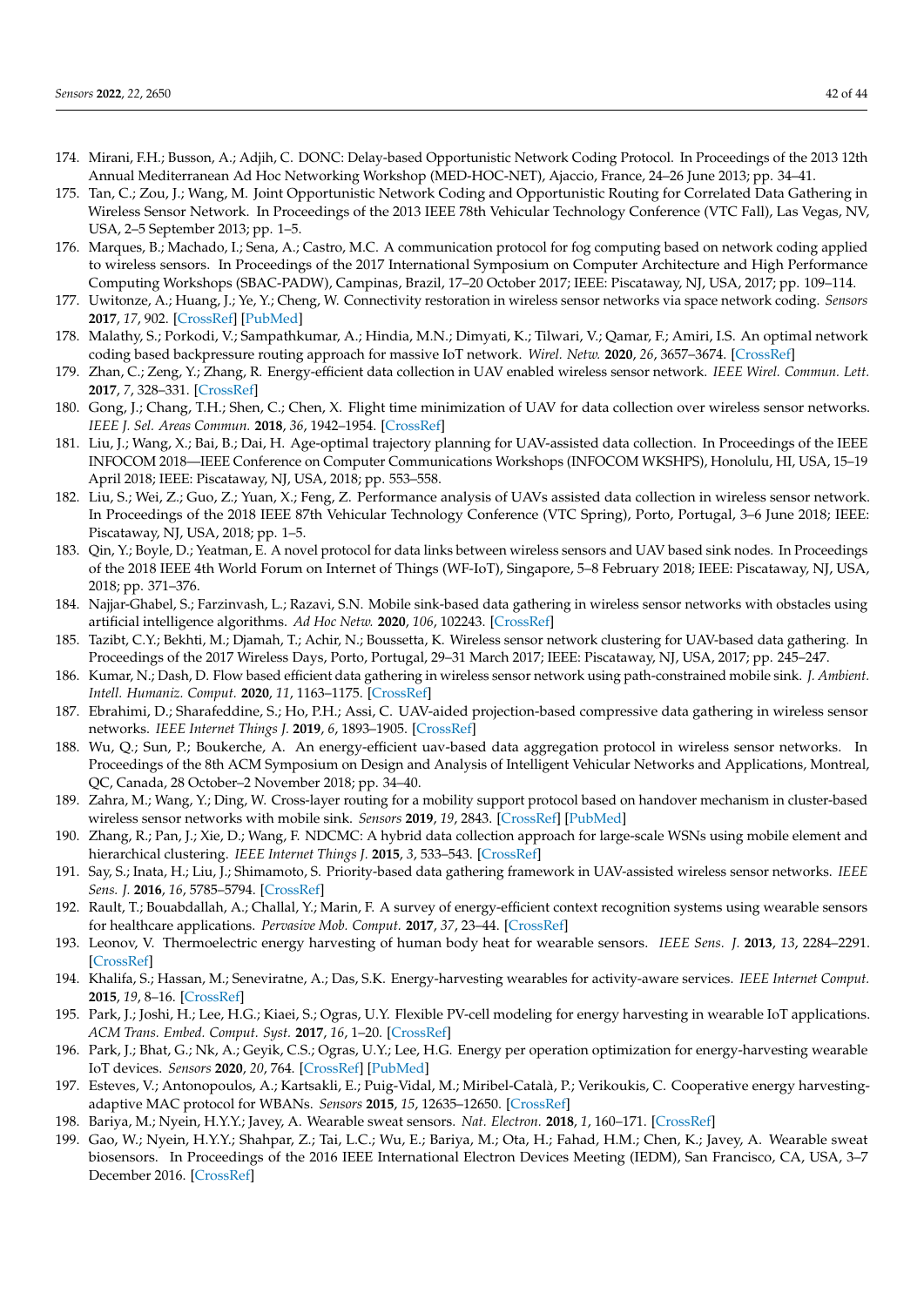174. Mirani, F.H.; Busson, A.; Adjih, C. DONC: Delay-based Opportunistic Network Coding Protocol. In Proceedings of the 2013 12th Annual Mediterranean Ad Hoc Networking Workshop (MED-HOC-NET), Ajaccio, France, 24–26 June 2013; pp. 34–41.
175. Tan, C.; Zou, J.; Wang, M. Joint Opportunistic Network Coding and Opportunistic Routing for Correlated Data Gathering in Wireless Sensor Network. In Proceedings of the 2013 IEEE 78th Vehicular Technology Conference (VTC Fall), Las Vegas, NV, USA, 2–5 September 2013; pp. 1–5.
176. Marques, B.; Machado, I.; Sena, A.; Castro, M.C. A communication protocol for fog computing based on network coding applied to wireless sensors. In Proceedings of the 2017 International Symposium on Computer Architecture and High Performance Computing Workshops (SBAC-PADW), Campinas, Brazil, 17–20 October 2017; IEEE: Piscataway, NJ, USA, 2017; pp. 109–114.
177. Uwitonze, A.; Huang, J.; Ye, Y.; Cheng, W. Connectivity restoration in wireless sensor networks via space network coding. *Sensors* **2017**, *17*, 902. [CrossRef] [PubMed]
178. Malathy, S.; Porkodi, V.; Sampathkumar, A.; Hindia, M.N.; Dimyati, K.; Tilwari, V.; Qamar, F.; Amiri, I.S. An optimal network coding based backpressure routing approach for massive IoT network. *Wirel. Netw.* **2020**, *26*, 3657–3674. [CrossRef]
179. Zhan, C.; Zeng, Y.; Zhang, R. Energy-efficient data collection in UAV enabled wireless sensor network. *IEEE Wirel. Commun. Lett.* **2017**, *7*, 328–331. [CrossRef]
180. Gong, J.; Chang, T.H.; Shen, C.; Chen, X. Flight time minimization of UAV for data collection over wireless sensor networks. *IEEE J. Sel. Areas Commun.* **2018**, *36*, 1942–1954. [CrossRef]
181. Liu, J.; Wang, X.; Bai, B.; Dai, H. Age-optimal trajectory planning for UAV-assisted data collection. In Proceedings of the IEEE INFOCOM 2018—IEEE Conference on Computer Communications Workshops (INFOCOM WKSHPS), Honolulu, HI, USA, 15–19 April 2018; IEEE: Piscataway, NJ, USA, 2018; pp. 553–558.
182. Liu, S.; Wei, Z.; Guo, Z.; Yuan, X.; Feng, Z. Performance analysis of UAVs assisted data collection in wireless sensor network. In Proceedings of the 2018 IEEE 87th Vehicular Technology Conference (VTC Spring), Porto, Portugal, 3–6 June 2018; IEEE: Piscataway, NJ, USA, 2018; pp. 1–5.
183. Qin, Y.; Boyle, D.; Yeatman, E. A novel protocol for data links between wireless sensors and UAV based sink nodes. In Proceedings of the 2018 IEEE 4th World Forum on Internet of Things (WF-IoT), Singapore, 5–8 February 2018; IEEE: Piscataway, NJ, USA, 2018; pp. 371–376.
184. Najjar-Ghabel, S.; Farzinvash, L.; Razavi, S.N. Mobile sink-based data gathering in wireless sensor networks with obstacles using artificial intelligence algorithms. *Ad Hoc Netw.* **2020**, *106*, 102243. [CrossRef]
185. Tazibt, C.Y.; Bekhti, M.; Djamah, T.; Achir, N.; Boussetta, K. Wireless sensor network clustering for UAV-based data gathering. In Proceedings of the 2017 Wireless Days, Porto, Portugal, 29–31 March 2017; IEEE: Piscataway, NJ, USA, 2017; pp. 245–247.
186. Kumar, N.; Dash, D. Flow based efficient data gathering in wireless sensor network using path-constrained mobile sink. *J. Ambient. Intell. Humaniz. Comput.* **2020**, *11*, 1163–1175. [CrossRef]
187. Ebrahimi, D.; Sharafeddine, S.; Ho, P.H.; Assi, C. UAV-aided projection-based compressive data gathering in wireless sensor networks. *IEEE Internet Things J.* **2019**, *6*, 1893–1905. [CrossRef]
188. Wu, Q.; Sun, P.; Boukerche, A. An energy-efficient uav-based data aggregation protocol in wireless sensor networks. In Proceedings of the 8th ACM Symposium on Design and Analysis of Intelligent Vehicular Networks and Applications, Montreal, QC, Canada, 28 October–2 November 2018; pp. 34–40.
189. Zahra, M.; Wang, Y.; Ding, W. Cross-layer routing for a mobility support protocol based on handover mechanism in cluster-based wireless sensor networks with mobile sink. *Sensors* **2019**, *19*, 2843. [CrossRef] [PubMed]
190. Zhang, R.; Pan, J.; Xie, D.; Wang, F. NDCMC: A hybrid data collection approach for large-scale WSNs using mobile element and hierarchical clustering. *IEEE Internet Things J.* **2015**, *3*, 533–543. [CrossRef]
191. Say, S.; Inata, H.; Liu, J.; Shimamoto, S. Priority-based data gathering framework in UAV-assisted wireless sensor networks. *IEEE Sens. J.* **2016**, *16*, 5785–5794. [CrossRef]
192. Rault, T.; Bouabdallah, A.; Challal, Y.; Marin, F. A survey of energy-efficient context recognition systems using wearable sensors for healthcare applications. *Pervasive Mob. Comput.* **2017**, *37*, 23–44. [CrossRef]
193. Leonov, V. Thermoelectric energy harvesting of human body heat for wearable sensors. *IEEE Sens. J.* **2013**, *13*, 2284–2291. [CrossRef]
194. Khalifa, S.; Hassan, M.; Seneviratne, A.; Das, S.K. Energy-harvesting wearables for activity-aware services. *IEEE Internet Comput.* **2015**, *19*, 8–16. [CrossRef]
195. Park, J.; Joshi, H.; Lee, H.G.; Kiaei, S.; Ogras, U.Y. Flexible PV-cell modeling for energy harvesting in wearable IoT applications. *ACM Trans. Embed. Comput. Syst.* **2017**, *16*, 1–20. [CrossRef]
196. Park, J.; Bhat, G.; Nk, A.; Geyik, C.S.; Ogras, U.Y.; Lee, H.G. Energy per operation optimization for energy-harvesting wearable IoT devices. *Sensors* **2020**, *20*, 764. [CrossRef] [PubMed]
197. Esteves, V.; Antonopoulos, A.; Kartsakli, E.; Puig-Vidal, M.; Miribel-Català, P.; Verikoukis, C. Cooperative energy harvesting-adaptive MAC protocol for WBANs. *Sensors* **2015**, *15*, 12635–12650. [CrossRef]
198. Bariya, M.; Nyein, H.Y.Y.; Javey, A. Wearable sweat sensors. *Nat. Electron.* **2018**, *1*, 160–171. [CrossRef]
199. Gao, W.; Nyein, H.Y.Y.; Shahpar, Z.; Tai, L.C.; Wu, E.; Bariya, M.; Ota, H.; Fahad, H.M.; Chen, K.; Javey, A. Wearable sweat biosensors. In Proceedings of the 2016 IEEE International Electron Devices Meeting (IEDM), San Francisco, CA, USA, 3–7 December 2016. [CrossRef]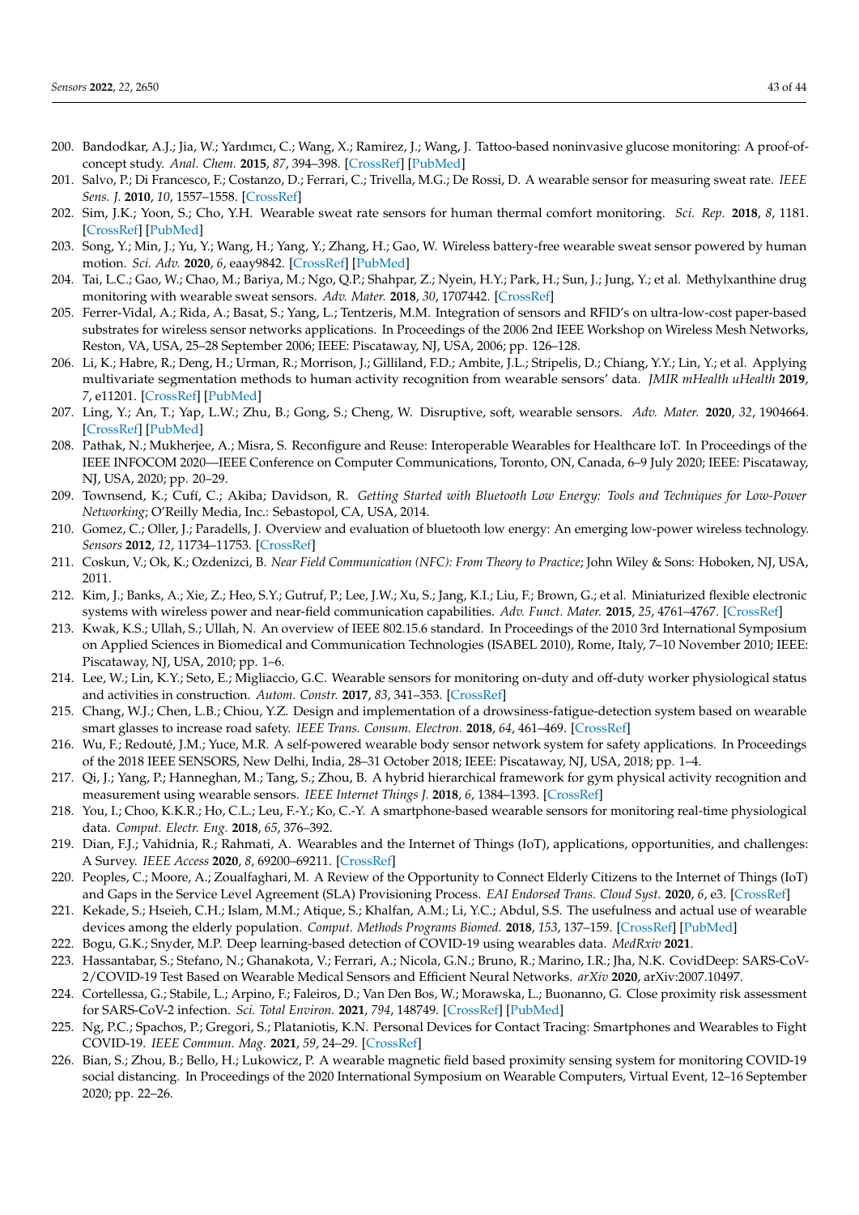200. Bandodkar, A.J.; Jia, W.; Yardımcı, C.; Wang, X.; Ramirez, J.; Wang, J. Tattoo-based noninvasive glucose monitoring: A proof-of-concept study. *Anal. Chem.* **2015**, *87*, 394–398. [CrossRef] [PubMed]
201. Salvo, P.; Di Francesco, F.; Costanzo, D.; Ferrari, C.; Trivella, M.G.; De Rossi, D. A wearable sensor for measuring sweat rate. *IEEE Sens. J.* **2010**, *10*, 1557–1558. [CrossRef]
202. Sim, J.K.; Yoon, S.; Cho, Y.H. Wearable sweat rate sensors for human thermal comfort monitoring. *Sci. Rep.* **2018**, *8*, 1181. [CrossRef] [PubMed]
203. Song, Y.; Min, J.; Yu, Y.; Wang, H.; Yang, Y.; Zhang, H.; Gao, W. Wireless battery-free wearable sweat sensor powered by human motion. *Sci. Adv.* **2020**, *6*, eaay9842. [CrossRef] [PubMed]
204. Tai, L.C.; Gao, W.; Chao, M.; Bariya, M.; Ngo, Q.P.; Shahpar, Z.; Nyein, H.Y.; Park, H.; Sun, J.; Jung, Y.; et al. Methylxanthine drug monitoring with wearable sweat sensors. *Adv. Mater.* **2018**, *30*, 1707442. [CrossRef]
205. Ferrer-Vidal, A.; Rida, A.; Basat, S.; Yang, L.; Tentzeris, M.M. Integration of sensors and RFID's on ultra-low-cost paper-based substrates for wireless sensor networks applications. In Proceedings of the 2006 2nd IEEE Workshop on Wireless Mesh Networks, Reston, VA, USA, 25–28 September 2006; IEEE: Piscataway, NJ, USA, 2006; pp. 126–128.
206. Li, K.; Habre, R.; Deng, H.; Urman, R.; Morrison, J.; Gilliland, F.D.; Ambite, J.L.; Stripelis, D.; Chiang, Y.Y.; Lin, Y.; et al. Applying multivariate segmentation methods to human activity recognition from wearable sensors' data. *JMIR mHealth uHealth* **2019**, *7*, e11201. [CrossRef] [PubMed]
207. Ling, Y.; An, T.; Yap, L.W.; Zhu, B.; Gong, S.; Cheng, W. Disruptive, soft, wearable sensors. *Adv. Mater.* **2020**, *32*, 1904664. [CrossRef] [PubMed]
208. Pathak, N.; Mukherjee, A.; Misra, S. Reconfigure and Reuse: Interoperable Wearables for Healthcare IoT. In Proceedings of the IEEE INFOCOM 2020—IEEE Conference on Computer Communications, Toronto, ON, Canada, 6–9 July 2020; IEEE: Piscataway, NJ, USA, 2020; pp. 20–29.
209. Townsend, K.; Cufí, C.; Akiba; Davidson, R. *Getting Started with Bluetooth Low Energy: Tools and Techniques for Low-Power Networking*; O'Reilly Media, Inc.: Sebastopol, CA, USA, 2014.
210. Gomez, C.; Oller, J.; Paradells, J. Overview and evaluation of bluetooth low energy: An emerging low-power wireless technology. *Sensors* **2012**, *12*, 11734–11753. [CrossRef]
211. Coskun, V.; Ok, K.; Ozdenizci, B. *Near Field Communication (NFC): From Theory to Practice*; John Wiley & Sons: Hoboken, NJ, USA, 2011.
212. Kim, J.; Banks, A.; Xie, Z.; Heo, S.Y.; Gutruf, P.; Lee, J.W.; Xu, S.; Jang, K.I.; Liu, F.; Brown, G.; et al. Miniaturized flexible electronic systems with wireless power and near-field communication capabilities. *Adv. Funct. Mater.* **2015**, *25*, 4761–4767. [CrossRef]
213. Kwak, K.S.; Ullah, S.; Ullah, N. An overview of IEEE 802.15.6 standard. In Proceedings of the 2010 3rd International Symposium on Applied Sciences in Biomedical and Communication Technologies (ISABEL 2010), Rome, Italy, 7–10 November 2010; IEEE: Piscataway, NJ, USA, 2010; pp. 1–6.
214. Lee, W.; Lin, K.Y.; Seto, E.; Migliaccio, G.C. Wearable sensors for monitoring on-duty and off-duty worker physiological status and activities in construction. *Autom. Constr.* **2017**, *83*, 341–353. [CrossRef]
215. Chang, W.J.; Chen, L.B.; Chiou, Y.Z. Design and implementation of a drowsiness-fatigue-detection system based on wearable smart glasses to increase road safety. *IEEE Trans. Consum. Electron.* **2018**, *64*, 461–469. [CrossRef]
216. Wu, F.; Redouté, J.M.; Yuce, M.R. A self-powered wearable body sensor network system for safety applications. In Proceedings of the 2018 IEEE SENSORS, New Delhi, India, 28–31 October 2018; IEEE: Piscataway, NJ, USA, 2018; pp. 1–4.
217. Qi, J.; Yang, P.; Hanneghan, M.; Tang, S.; Zhou, B. A hybrid hierarchical framework for gym physical activity recognition and measurement using wearable sensors. *IEEE Internet Things J.* **2018**, *6*, 1384–1393. [CrossRef]
218. You, I.; Choo, K.K.R.; Ho, C.L.; Leu, F.-Y.; Ko, C.-Y. A smartphone-based wearable sensors for monitoring real-time physiological data. *Comput. Electr. Eng.* **2018**, *65*, 376–392.
219. Dian, F.J.; Vahidnia, R.; Rahmati, A. Wearables and the Internet of Things (IoT), applications, opportunities, and challenges: A Survey. *IEEE Access* **2020**, *8*, 69200–69211. [CrossRef]
220. Peoples, C.; Moore, A.; Zoualfaghari, M. A Review of the Opportunity to Connect Elderly Citizens to the Internet of Things (IoT) and Gaps in the Service Level Agreement (SLA) Provisioning Process. *EAI Endorsed Trans. Cloud Syst.* **2020**, *6*, e3. [CrossRef]
221. Kekade, S.; Hseieh, C.H.; Islam, M.M.; Atique, S.; Khalfan, A.M.; Li, Y.C.; Abdul, S.S. The usefulness and actual use of wearable devices among the elderly population. *Comput. Methods Programs Biomed.* **2018**, *153*, 137–159. [CrossRef] [PubMed]
222. Bogu, G.K.; Snyder, M.P. Deep learning-based detection of COVID-19 using wearables data. *MedRxiv* **2021**.
223. Hassantabar, S.; Stefano, N.; Ghanakota, V.; Ferrari, A.; Nicola, G.N.; Bruno, R.; Marino, I.R.; Jha, N.K. CovidDeep: SARS-CoV-2/COVID-19 Test Based on Wearable Medical Sensors and Efficient Neural Networks. *arXiv* **2020**, arXiv:2007.10497.
224. Cortellessa, G.; Stabile, L.; Arpino, F.; Faleiros, D.; Van Den Bos, W.; Morawska, L.; Buonanno, G. Close proximity risk assessment for SARS-CoV-2 infection. *Sci. Total Environ.* **2021**, *794*, 148749. [CrossRef] [PubMed]
225. Ng, P.C.; Spachos, P.; Gregori, S.; Plataniotis, K.N. Personal Devices for Contact Tracing: Smartphones and Wearables to Fight COVID-19. *IEEE Commun. Mag.* **2021**, *59*, 24–29. [CrossRef]
226. Bian, S.; Zhou, B.; Bello, H.; Lukowicz, P. A wearable magnetic field based proximity sensing system for monitoring COVID-19 social distancing. In Proceedings of the 2020 International Symposium on Wearable Computers, Virtual Event, 12–16 September 2020; pp. 22–26.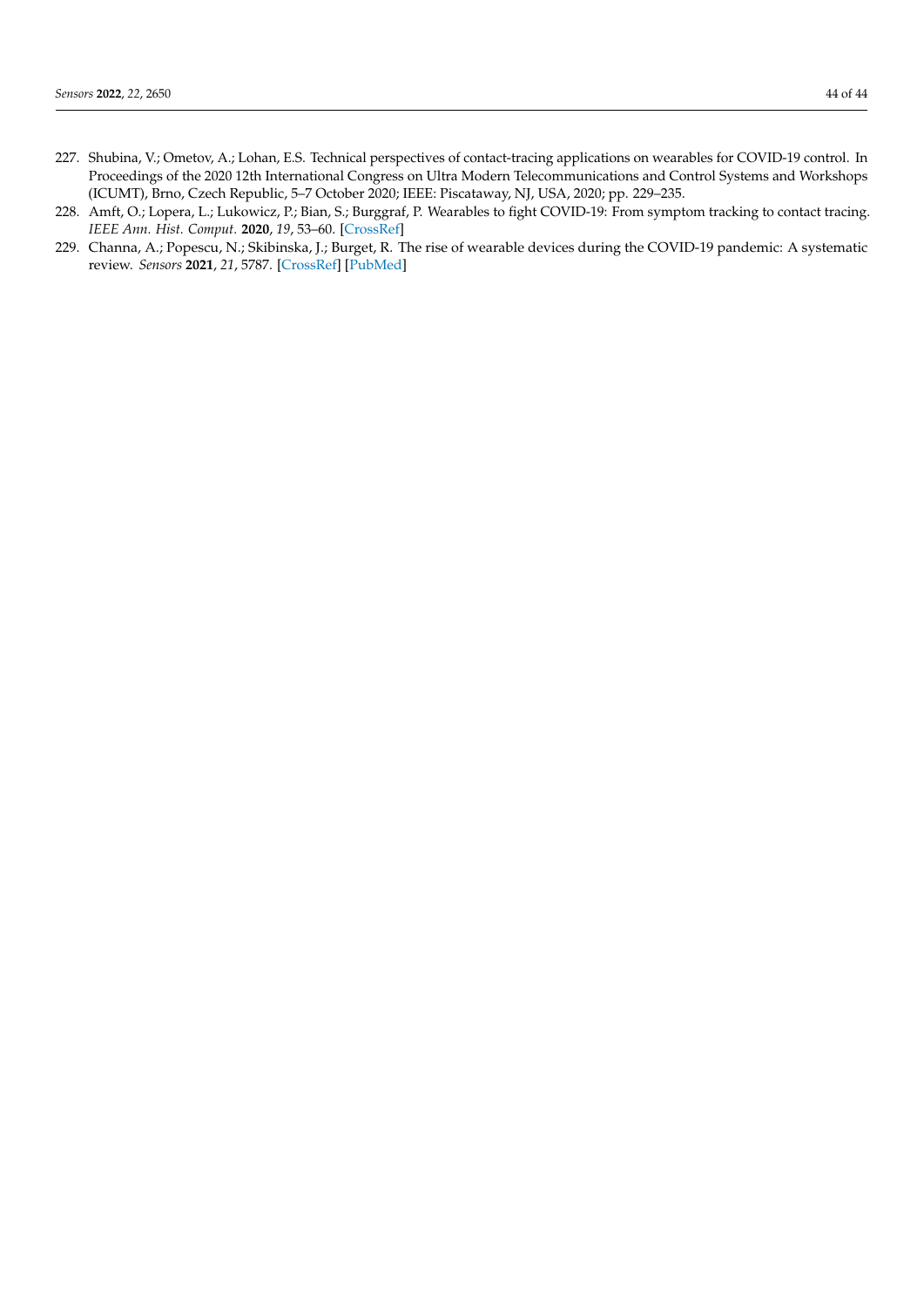227. Shubina, V.; Ometov, A.; Lohan, E.S. Technical perspectives of contact-tracing applications on wearables for COVID-19 control. In Proceedings of the 2020 12th International Congress on Ultra Modern Telecommunications and Control Systems and Workshops (ICUMT), Brno, Czech Republic, 5–7 October 2020; IEEE: Piscataway, NJ, USA, 2020; pp. 229–235.
228. Amft, O.; Lopera, L.; Lukowicz, P.; Bian, S.; Burggraf, P. Wearables to fight COVID-19: From symptom tracking to contact tracing. *IEEE Ann. Hist. Comput.* **2020**, *19*, 53–60. [CrossRef]
229. Channa, A.; Popescu, N.; Skibinska, J.; Burget, R. The rise of wearable devices during the COVID-19 pandemic: A systematic review. *Sensors* **2021**, *21*, 5787. [CrossRef] [PubMed]